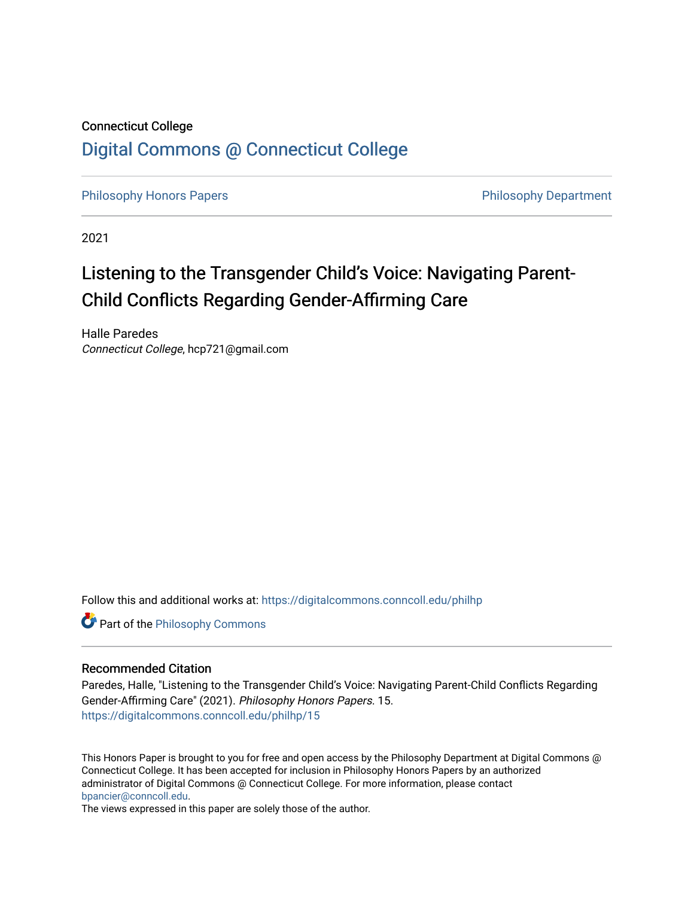Connecticut College

# Digital Commons @ Connecticut College

Philosophy Honors Papers | Philosophy Department

2021

## Listening to the Transgender Child's Voice: Navigating Parent-Child Conflicts Regarding Gender-Affirming Care

Halle Paredes
*Connecticut College*, hcp721@gmail.com

Follow this and additional works at: https://digitalcommons.conncoll.edu/philhp

Part of the Philosophy Commons

### Recommended Citation

Paredes, Halle, "Listening to the Transgender Child's Voice: Navigating Parent-Child Conflicts Regarding Gender-Affirming Care" (2021). *Philosophy Honors Papers*. 15.
https://digitalcommons.conncoll.edu/philhp/15

This Honors Paper is brought to you for free and open access by the Philosophy Department at Digital Commons @ Connecticut College. It has been accepted for inclusion in Philosophy Honors Papers by an authorized administrator of Digital Commons @ Connecticut College. For more information, please contact bpancier@conncoll.edu.
The views expressed in this paper are solely those of the author.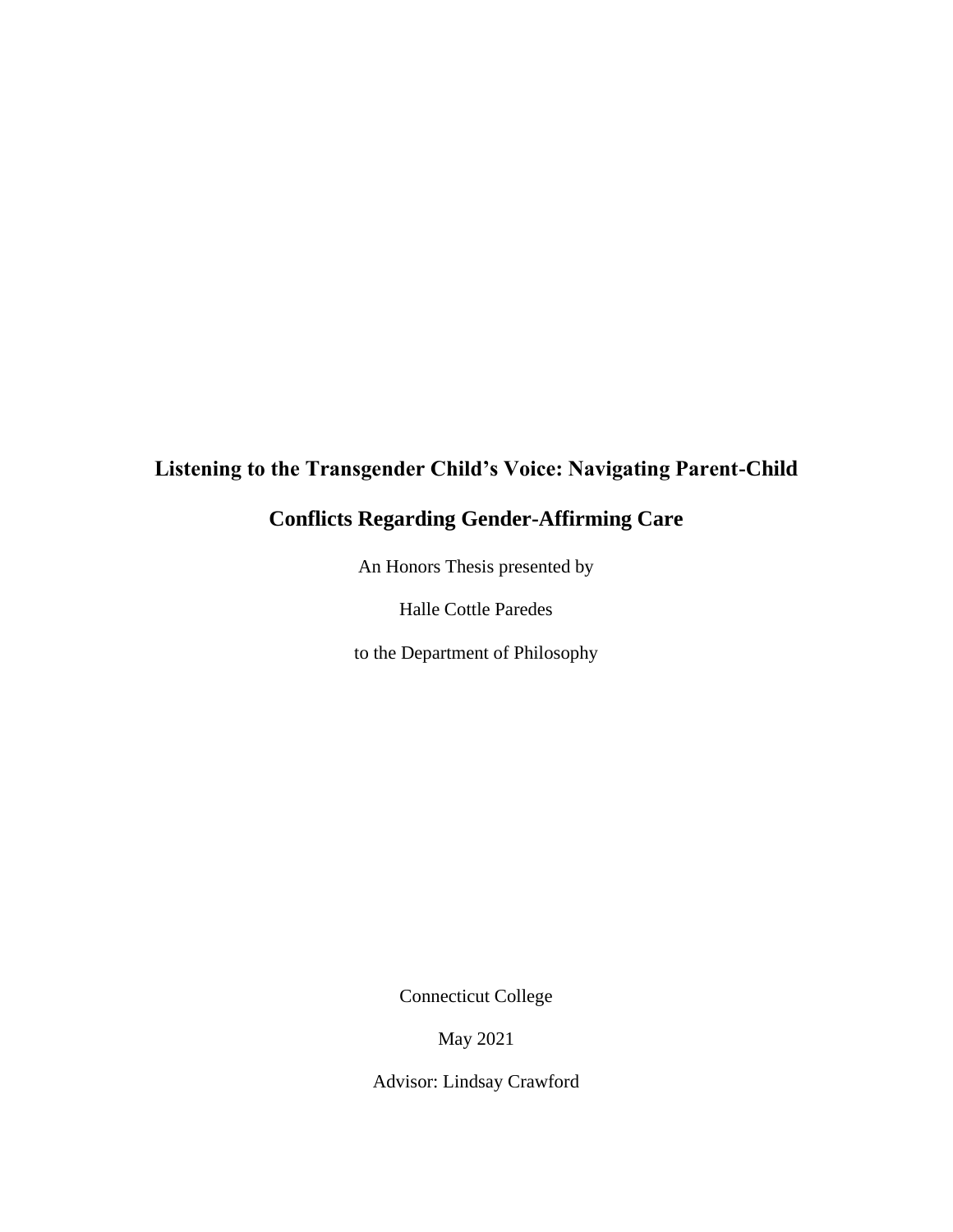# Listening to the Transgender Child's Voice: Navigating Parent-Child Conflicts Regarding Gender-Affirming Care

An Honors Thesis presented by

Halle Cottle Paredes

to the Department of Philosophy

Connecticut College

May 2021

Advisor: Lindsay Crawford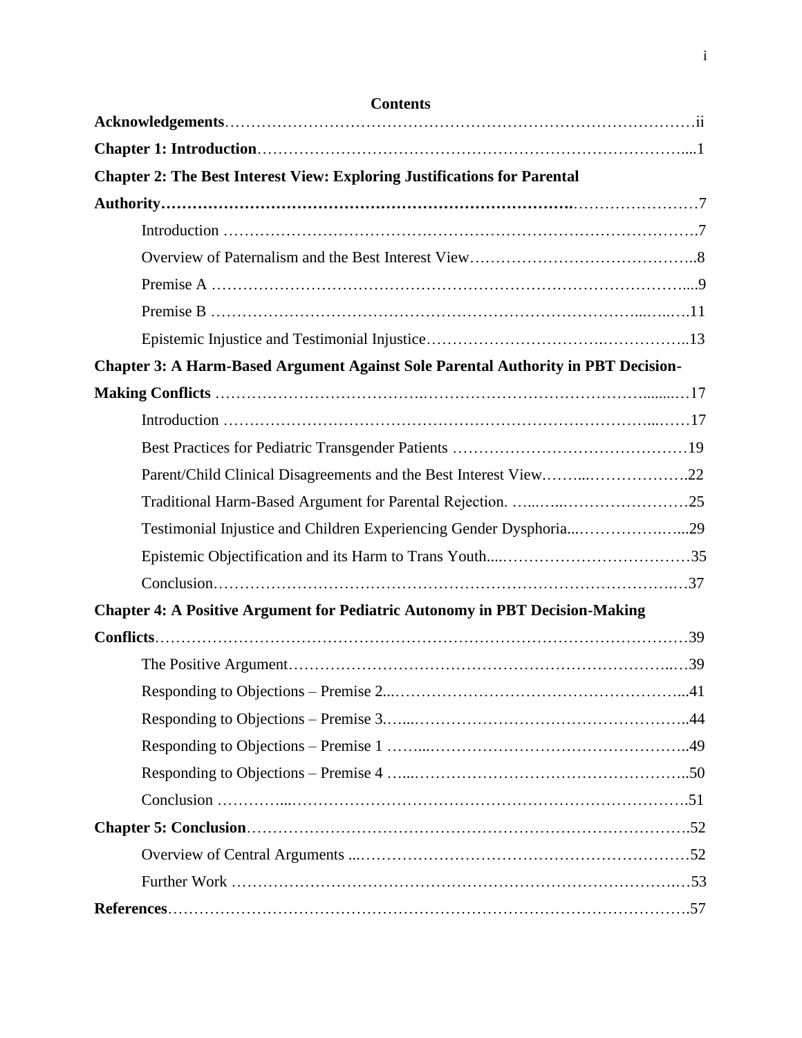# Contents

**Acknowledgements** ... ii

**Chapter 1: Introduction** ... 1

**Chapter 2: The Best Interest View: Exploring Justifications for Parental Authority** ... 7

- Introduction ... 7
- Overview of Paternalism and the Best Interest View ... 8
- Premise A ... 9
- Premise B ... 11
- Epistemic Injustice and Testimonial Injustice ... 13

**Chapter 3: A Harm-Based Argument Against Sole Parental Authority in PBT Decision-Making Conflicts** ... 17

- Introduction ... 17
- Best Practices for Pediatric Transgender Patients ... 19
- Parent/Child Clinical Disagreements and the Best Interest View ... 22
- Traditional Harm-Based Argument for Parental Rejection. ... 25
- Testimonial Injustice and Children Experiencing Gender Dysphoria ... 29
- Epistemic Objectification and its Harm to Trans Youth ... 35
- Conclusion ... 37

**Chapter 4: A Positive Argument for Pediatric Autonomy in PBT Decision-Making Conflicts** ... 39

- The Positive Argument ... 39
- Responding to Objections – Premise 2 ... 41
- Responding to Objections – Premise 3 ... 44
- Responding to Objections – Premise 1 ... 49
- Responding to Objections – Premise 4 ... 50
- Conclusion ... 51

**Chapter 5: Conclusion** ... 52

- Overview of Central Arguments ... 52
- Further Work ... 53

**References** ... 57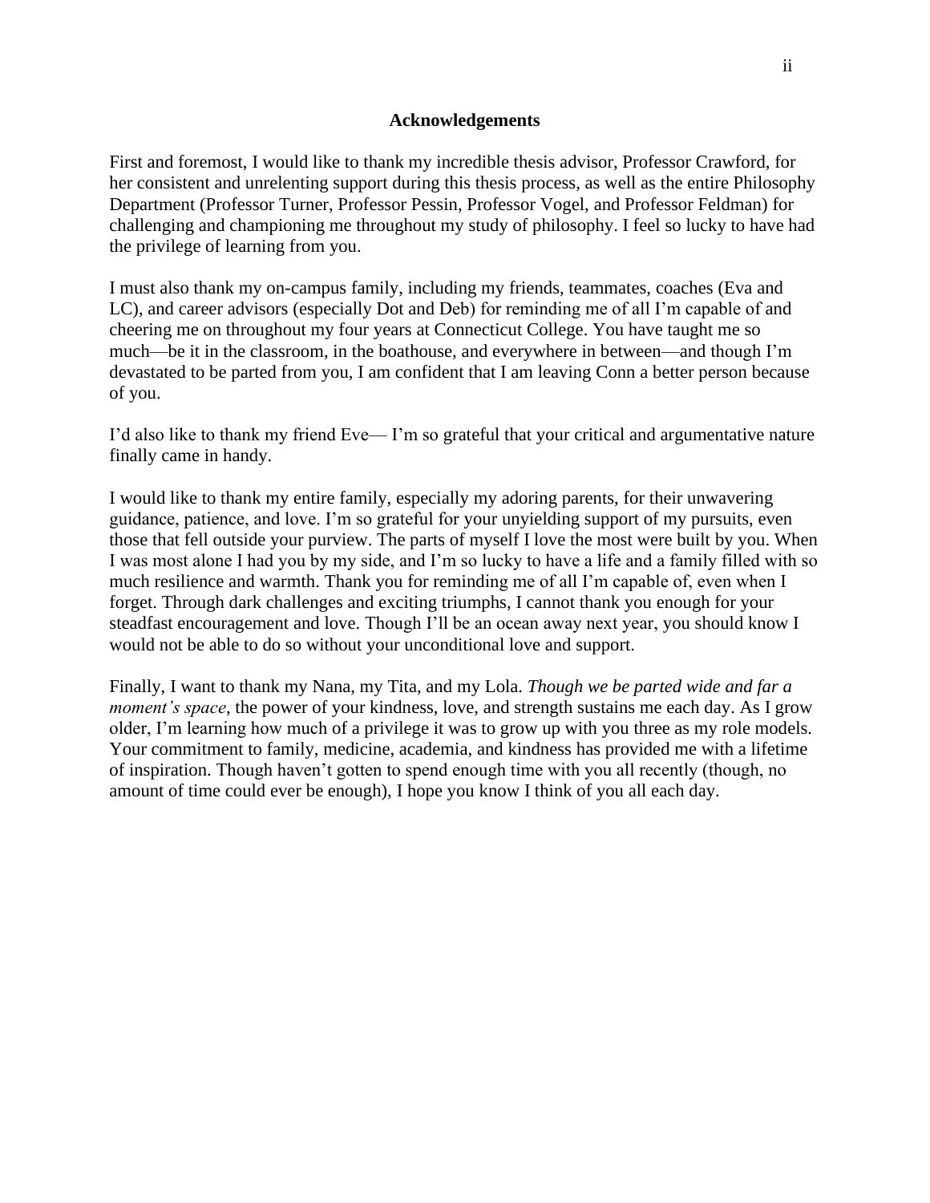## Acknowledgements

First and foremost, I would like to thank my incredible thesis advisor, Professor Crawford, for her consistent and unrelenting support during this thesis process, as well as the entire Philosophy Department (Professor Turner, Professor Pessin, Professor Vogel, and Professor Feldman) for challenging and championing me throughout my study of philosophy. I feel so lucky to have had the privilege of learning from you.

I must also thank my on-campus family, including my friends, teammates, coaches (Eva and LC), and career advisors (especially Dot and Deb) for reminding me of all I'm capable of and cheering me on throughout my four years at Connecticut College. You have taught me so much—be it in the classroom, in the boathouse, and everywhere in between—and though I'm devastated to be parted from you, I am confident that I am leaving Conn a better person because of you.

I'd also like to thank my friend Eve— I'm so grateful that your critical and argumentative nature finally came in handy.

I would like to thank my entire family, especially my adoring parents, for their unwavering guidance, patience, and love. I'm so grateful for your unyielding support of my pursuits, even those that fell outside your purview. The parts of myself I love the most were built by you. When I was most alone I had you by my side, and I'm so lucky to have a life and a family filled with so much resilience and warmth. Thank you for reminding me of all I'm capable of, even when I forget. Through dark challenges and exciting triumphs, I cannot thank you enough for your steadfast encouragement and love. Though I'll be an ocean away next year, you should know I would not be able to do so without your unconditional love and support.

Finally, I want to thank my Nana, my Tita, and my Lola. *Though we be parted wide and far a moment's space*, the power of your kindness, love, and strength sustains me each day. As I grow older, I'm learning how much of a privilege it was to grow up with you three as my role models. Your commitment to family, medicine, academia, and kindness has provided me with a lifetime of inspiration. Though haven't gotten to spend enough time with you all recently (though, no amount of time could ever be enough), I hope you know I think of you all each day.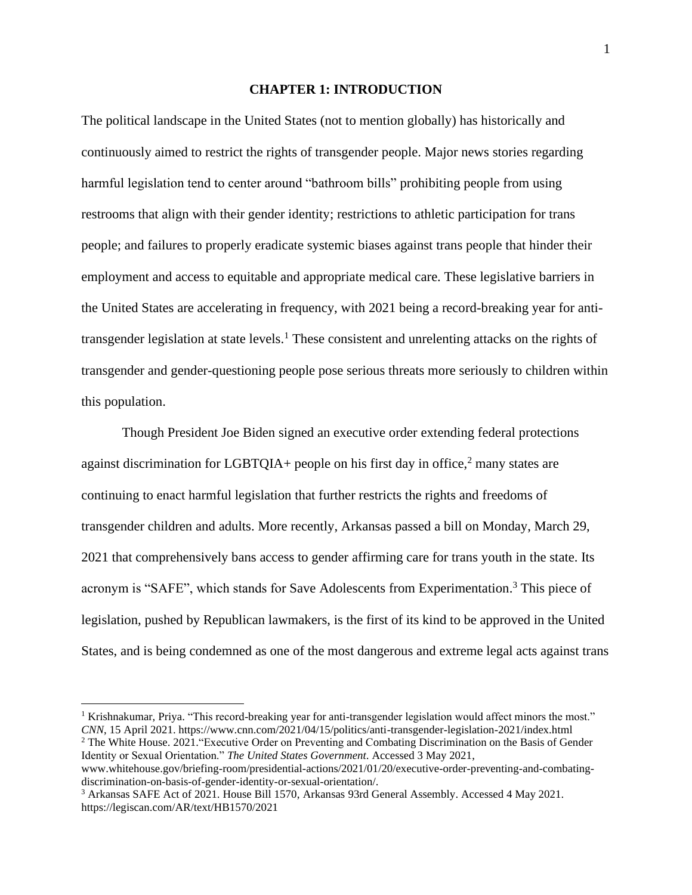# CHAPTER 1: INTRODUCTION

The political landscape in the United States (not to mention globally) has historically and continuously aimed to restrict the rights of transgender people. Major news stories regarding harmful legislation tend to center around "bathroom bills" prohibiting people from using restrooms that align with their gender identity; restrictions to athletic participation for trans people; and failures to properly eradicate systemic biases against trans people that hinder their employment and access to equitable and appropriate medical care. These legislative barriers in the United States are accelerating in frequency, with 2021 being a record-breaking year for anti-transgender legislation at state levels.[1] These consistent and unrelenting attacks on the rights of transgender and gender-questioning people pose serious threats more seriously to children within this population.

Though President Joe Biden signed an executive order extending federal protections against discrimination for LGBTQIA+ people on his first day in office,[2] many states are continuing to enact harmful legislation that further restricts the rights and freedoms of transgender children and adults. More recently, Arkansas passed a bill on Monday, March 29, 2021 that comprehensively bans access to gender affirming care for trans youth in the state. Its acronym is "SAFE", which stands for Save Adolescents from Experimentation.[3] This piece of legislation, pushed by Republican lawmakers, is the first of its kind to be approved in the United States, and is being condemned as one of the most dangerous and extreme legal acts against trans

---

[1] Krishnakumar, Priya. "This record-breaking year for anti-transgender legislation would affect minors the most." *CNN*, 15 April 2021. https://www.cnn.com/2021/04/15/politics/anti-transgender-legislation-2021/index.html

[2] The White House. 2021."Executive Order on Preventing and Combating Discrimination on the Basis of Gender Identity or Sexual Orientation." *The United States Government*. Accessed 3 May 2021, www.whitehouse.gov/briefing-room/presidential-actions/2021/01/20/executive-order-preventing-and-combating-discrimination-on-basis-of-gender-identity-or-sexual-orientation/.

[3] Arkansas SAFE Act of 2021. House Bill 1570, Arkansas 93rd General Assembly. Accessed 4 May 2021. https://legiscan.com/AR/text/HB1570/2021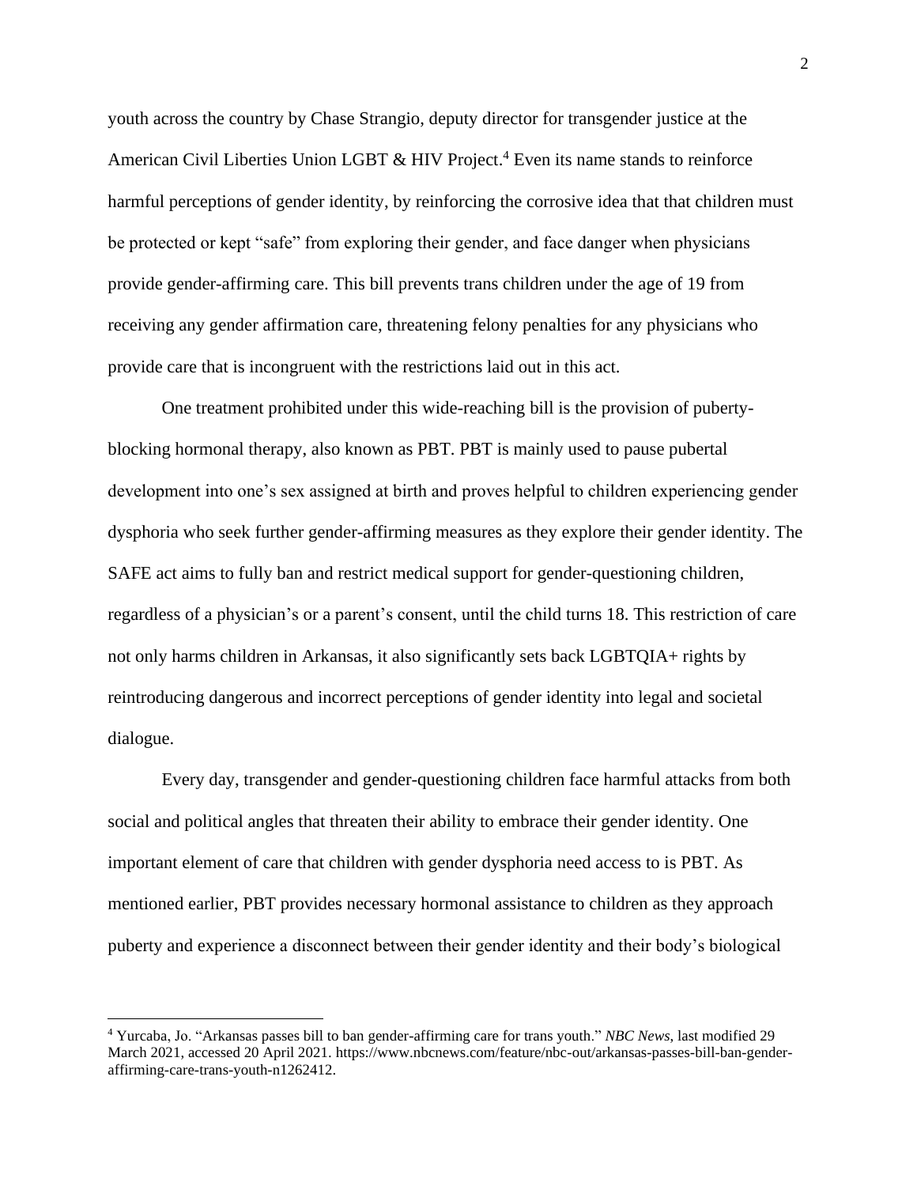youth across the country by Chase Strangio, deputy director for transgender justice at the American Civil Liberties Union LGBT & HIV Project.[4] Even its name stands to reinforce harmful perceptions of gender identity, by reinforcing the corrosive idea that that children must be protected or kept "safe" from exploring their gender, and face danger when physicians provide gender-affirming care. This bill prevents trans children under the age of 19 from receiving any gender affirmation care, threatening felony penalties for any physicians who provide care that is incongruent with the restrictions laid out in this act.

One treatment prohibited under this wide-reaching bill is the provision of puberty-blocking hormonal therapy, also known as PBT. PBT is mainly used to pause pubertal development into one's sex assigned at birth and proves helpful to children experiencing gender dysphoria who seek further gender-affirming measures as they explore their gender identity. The SAFE act aims to fully ban and restrict medical support for gender-questioning children, regardless of a physician's or a parent's consent, until the child turns 18. This restriction of care not only harms children in Arkansas, it also significantly sets back LGBTQIA+ rights by reintroducing dangerous and incorrect perceptions of gender identity into legal and societal dialogue.

Every day, transgender and gender-questioning children face harmful attacks from both social and political angles that threaten their ability to embrace their gender identity. One important element of care that children with gender dysphoria need access to is PBT. As mentioned earlier, PBT provides necessary hormonal assistance to children as they approach puberty and experience a disconnect between their gender identity and their body's biological

[4] Yurcaba, Jo. "Arkansas passes bill to ban gender-affirming care for trans youth." *NBC News*, last modified 29 March 2021, accessed 20 April 2021. https://www.nbcnews.com/feature/nbc-out/arkansas-passes-bill-ban-gender-affirming-care-trans-youth-n1262412.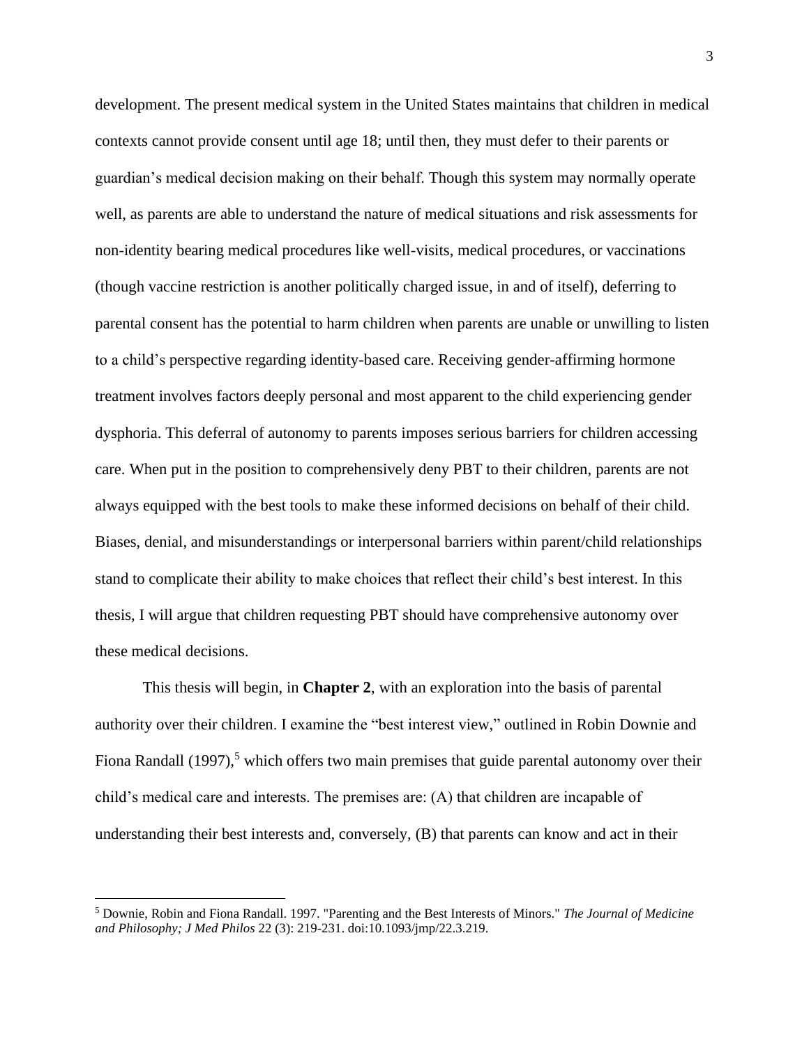development. The present medical system in the United States maintains that children in medical contexts cannot provide consent until age 18; until then, they must defer to their parents or guardian's medical decision making on their behalf. Though this system may normally operate well, as parents are able to understand the nature of medical situations and risk assessments for non-identity bearing medical procedures like well-visits, medical procedures, or vaccinations (though vaccine restriction is another politically charged issue, in and of itself), deferring to parental consent has the potential to harm children when parents are unable or unwilling to listen to a child's perspective regarding identity-based care. Receiving gender-affirming hormone treatment involves factors deeply personal and most apparent to the child experiencing gender dysphoria. This deferral of autonomy to parents imposes serious barriers for children accessing care. When put in the position to comprehensively deny PBT to their children, parents are not always equipped with the best tools to make these informed decisions on behalf of their child. Biases, denial, and misunderstandings or interpersonal barriers within parent/child relationships stand to complicate their ability to make choices that reflect their child's best interest. In this thesis, I will argue that children requesting PBT should have comprehensive autonomy over these medical decisions.

This thesis will begin, in **Chapter 2**, with an exploration into the basis of parental authority over their children. I examine the "best interest view," outlined in Robin Downie and Fiona Randall (1997),[5] which offers two main premises that guide parental autonomy over their child's medical care and interests. The premises are: (A) that children are incapable of understanding their best interests and, conversely, (B) that parents can know and act in their

[5] Downie, Robin and Fiona Randall. 1997. "Parenting and the Best Interests of Minors." *The Journal of Medicine and Philosophy; J Med Philos* 22 (3): 219-231. doi:10.1093/jmp/22.3.219.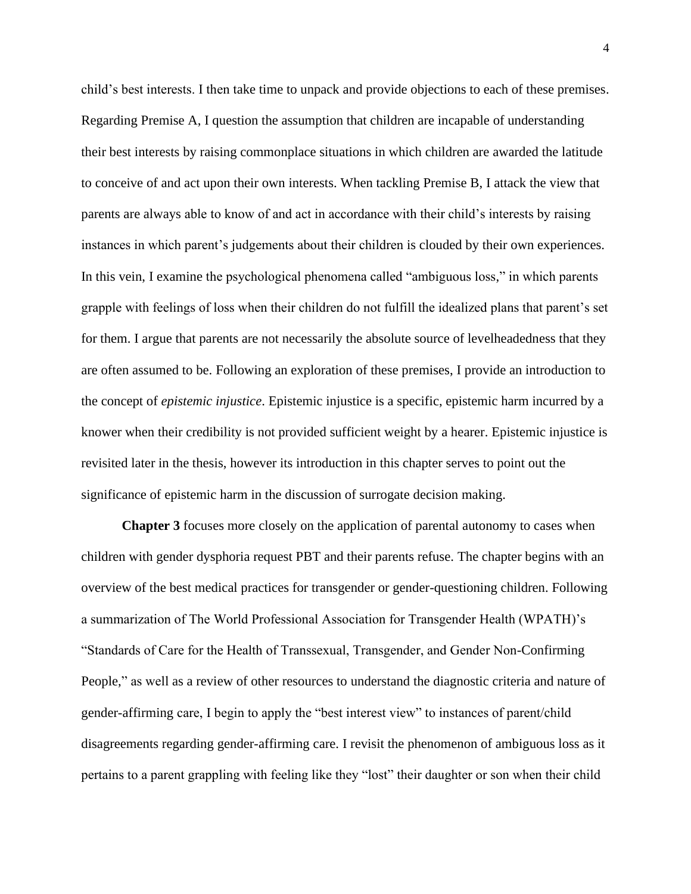child's best interests. I then take time to unpack and provide objections to each of these premises. Regarding Premise A, I question the assumption that children are incapable of understanding their best interests by raising commonplace situations in which children are awarded the latitude to conceive of and act upon their own interests. When tackling Premise B, I attack the view that parents are always able to know of and act in accordance with their child's interests by raising instances in which parent's judgements about their children is clouded by their own experiences. In this vein, I examine the psychological phenomena called "ambiguous loss," in which parents grapple with feelings of loss when their children do not fulfill the idealized plans that parent's set for them. I argue that parents are not necessarily the absolute source of levelheadedness that they are often assumed to be. Following an exploration of these premises, I provide an introduction to the concept of *epistemic injustice*. Epistemic injustice is a specific, epistemic harm incurred by a knower when their credibility is not provided sufficient weight by a hearer. Epistemic injustice is revisited later in the thesis, however its introduction in this chapter serves to point out the significance of epistemic harm in the discussion of surrogate decision making.

**Chapter 3** focuses more closely on the application of parental autonomy to cases when children with gender dysphoria request PBT and their parents refuse. The chapter begins with an overview of the best medical practices for transgender or gender-questioning children. Following a summarization of The World Professional Association for Transgender Health (WPATH)'s "Standards of Care for the Health of Transsexual, Transgender, and Gender Non-Confirming People," as well as a review of other resources to understand the diagnostic criteria and nature of gender-affirming care, I begin to apply the "best interest view" to instances of parent/child disagreements regarding gender-affirming care. I revisit the phenomenon of ambiguous loss as it pertains to a parent grappling with feeling like they "lost" their daughter or son when their child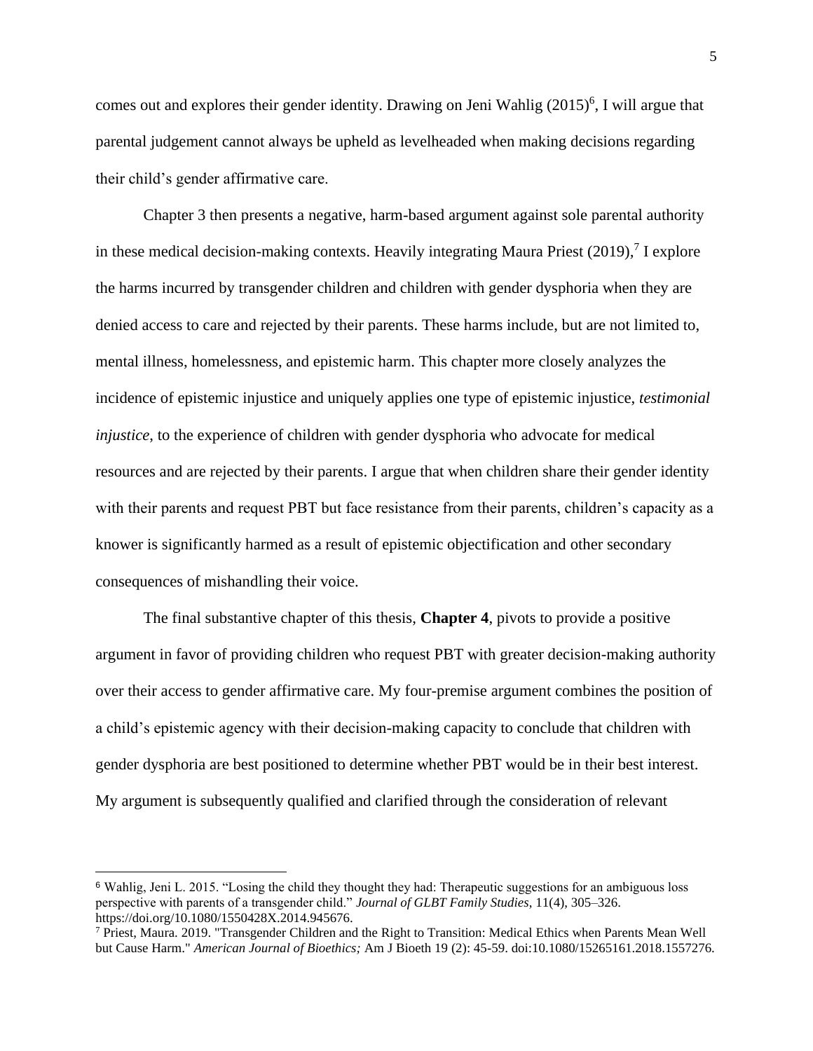comes out and explores their gender identity. Drawing on Jeni Wahlig (2015)[6], I will argue that parental judgement cannot always be upheld as levelheaded when making decisions regarding their child's gender affirmative care.

Chapter 3 then presents a negative, harm-based argument against sole parental authority in these medical decision-making contexts. Heavily integrating Maura Priest (2019),[7] I explore the harms incurred by transgender children and children with gender dysphoria when they are denied access to care and rejected by their parents. These harms include, but are not limited to, mental illness, homelessness, and epistemic harm. This chapter more closely analyzes the incidence of epistemic injustice and uniquely applies one type of epistemic injustice, *testimonial injustice*, to the experience of children with gender dysphoria who advocate for medical resources and are rejected by their parents. I argue that when children share their gender identity with their parents and request PBT but face resistance from their parents, children's capacity as a knower is significantly harmed as a result of epistemic objectification and other secondary consequences of mishandling their voice.

The final substantive chapter of this thesis, **Chapter 4**, pivots to provide a positive argument in favor of providing children who request PBT with greater decision-making authority over their access to gender affirmative care. My four-premise argument combines the position of a child's epistemic agency with their decision-making capacity to conclude that children with gender dysphoria are best positioned to determine whether PBT would be in their best interest. My argument is subsequently qualified and clarified through the consideration of relevant

---

[6] Wahlig, Jeni L. 2015. "Losing the child they thought they had: Therapeutic suggestions for an ambiguous loss perspective with parents of a transgender child." *Journal of GLBT Family Studies*, 11(4), 305–326. https://doi.org/10.1080/1550428X.2014.945676.

[7] Priest, Maura. 2019. "Transgender Children and the Right to Transition: Medical Ethics when Parents Mean Well but Cause Harm." *American Journal of Bioethics;* Am J Bioeth 19 (2): 45-59. doi:10.1080/15265161.2018.1557276.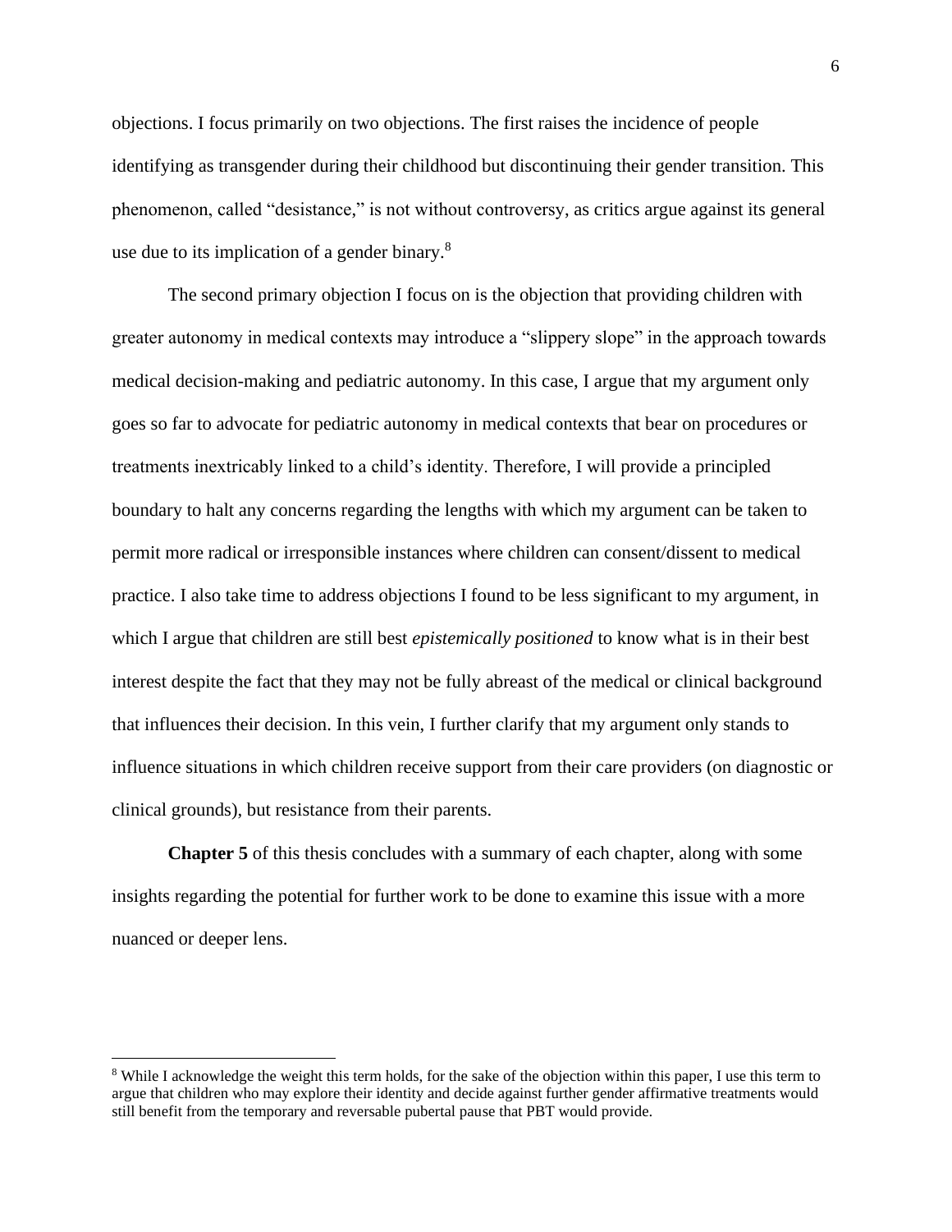objections. I focus primarily on two objections. The first raises the incidence of people identifying as transgender during their childhood but discontinuing their gender transition. This phenomenon, called "desistance," is not without controversy, as critics argue against its general use due to its implication of a gender binary.[8]

The second primary objection I focus on is the objection that providing children with greater autonomy in medical contexts may introduce a "slippery slope" in the approach towards medical decision-making and pediatric autonomy. In this case, I argue that my argument only goes so far to advocate for pediatric autonomy in medical contexts that bear on procedures or treatments inextricably linked to a child's identity. Therefore, I will provide a principled boundary to halt any concerns regarding the lengths with which my argument can be taken to permit more radical or irresponsible instances where children can consent/dissent to medical practice. I also take time to address objections I found to be less significant to my argument, in which I argue that children are still best *epistemically positioned* to know what is in their best interest despite the fact that they may not be fully abreast of the medical or clinical background that influences their decision. In this vein, I further clarify that my argument only stands to influence situations in which children receive support from their care providers (on diagnostic or clinical grounds), but resistance from their parents.

**Chapter 5** of this thesis concludes with a summary of each chapter, along with some insights regarding the potential for further work to be done to examine this issue with a more nuanced or deeper lens.

[8] While I acknowledge the weight this term holds, for the sake of the objection within this paper, I use this term to argue that children who may explore their identity and decide against further gender affirmative treatments would still benefit from the temporary and reversable pubertal pause that PBT would provide.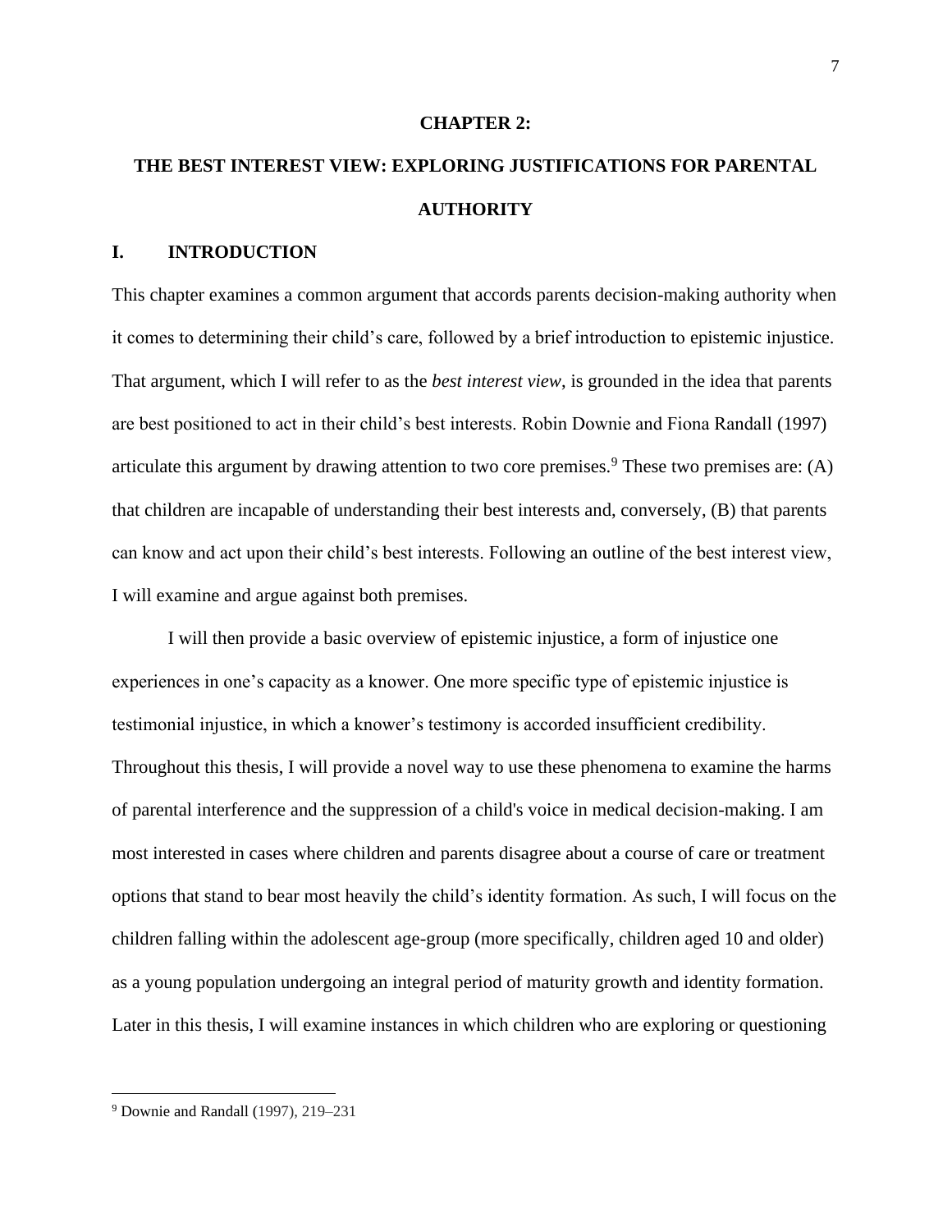# CHAPTER 2:

# THE BEST INTEREST VIEW: EXPLORING JUSTIFICATIONS FOR PARENTAL AUTHORITY

## I. INTRODUCTION

This chapter examines a common argument that accords parents decision-making authority when it comes to determining their child's care, followed by a brief introduction to epistemic injustice. That argument, which I will refer to as the *best interest view*, is grounded in the idea that parents are best positioned to act in their child's best interests. Robin Downie and Fiona Randall (1997) articulate this argument by drawing attention to two core premises.[9] These two premises are: (A) that children are incapable of understanding their best interests and, conversely, (B) that parents can know and act upon their child's best interests. Following an outline of the best interest view, I will examine and argue against both premises.

I will then provide a basic overview of epistemic injustice, a form of injustice one experiences in one's capacity as a knower. One more specific type of epistemic injustice is testimonial injustice, in which a knower's testimony is accorded insufficient credibility. Throughout this thesis, I will provide a novel way to use these phenomena to examine the harms of parental interference and the suppression of a child's voice in medical decision-making. I am most interested in cases where children and parents disagree about a course of care or treatment options that stand to bear most heavily the child's identity formation. As such, I will focus on the children falling within the adolescent age-group (more specifically, children aged 10 and older) as a young population undergoing an integral period of maturity growth and identity formation. Later in this thesis, I will examine instances in which children who are exploring or questioning

---

[9] Downie and Randall (1997), 219–231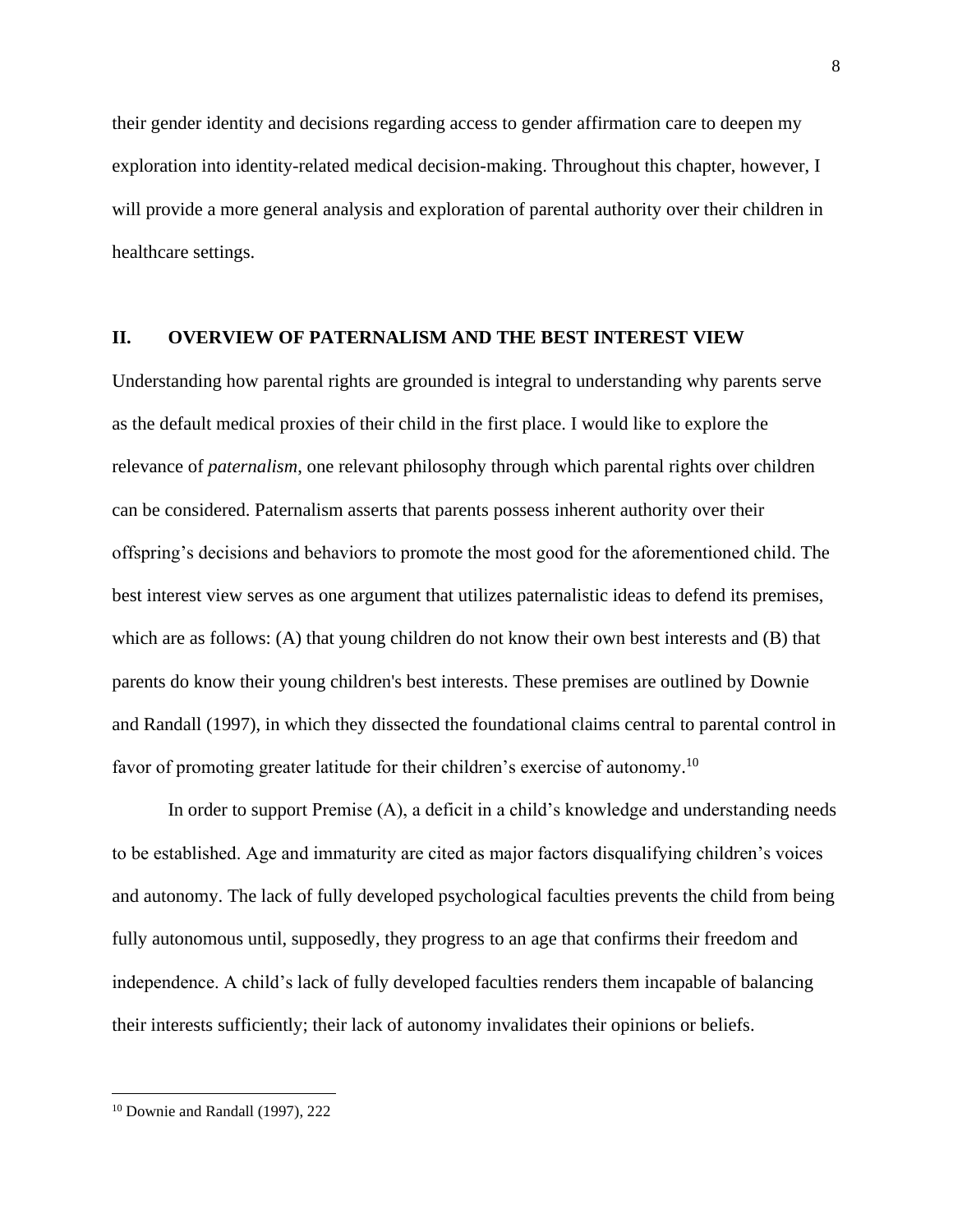their gender identity and decisions regarding access to gender affirmation care to deepen my exploration into identity-related medical decision-making. Throughout this chapter, however, I will provide a more general analysis and exploration of parental authority over their children in healthcare settings.

## II. OVERVIEW OF PATERNALISM AND THE BEST INTEREST VIEW

Understanding how parental rights are grounded is integral to understanding why parents serve as the default medical proxies of their child in the first place. I would like to explore the relevance of *paternalism*, one relevant philosophy through which parental rights over children can be considered. Paternalism asserts that parents possess inherent authority over their offspring's decisions and behaviors to promote the most good for the aforementioned child. The best interest view serves as one argument that utilizes paternalistic ideas to defend its premises, which are as follows: (A) that young children do not know their own best interests and (B) that parents do know their young children's best interests. These premises are outlined by Downie and Randall (1997), in which they dissected the foundational claims central to parental control in favor of promoting greater latitude for their children's exercise of autonomy.[10]

In order to support Premise (A), a deficit in a child's knowledge and understanding needs to be established. Age and immaturity are cited as major factors disqualifying children's voices and autonomy. The lack of fully developed psychological faculties prevents the child from being fully autonomous until, supposedly, they progress to an age that confirms their freedom and independence. A child's lack of fully developed faculties renders them incapable of balancing their interests sufficiently; their lack of autonomy invalidates their opinions or beliefs.

[10] Downie and Randall (1997), 222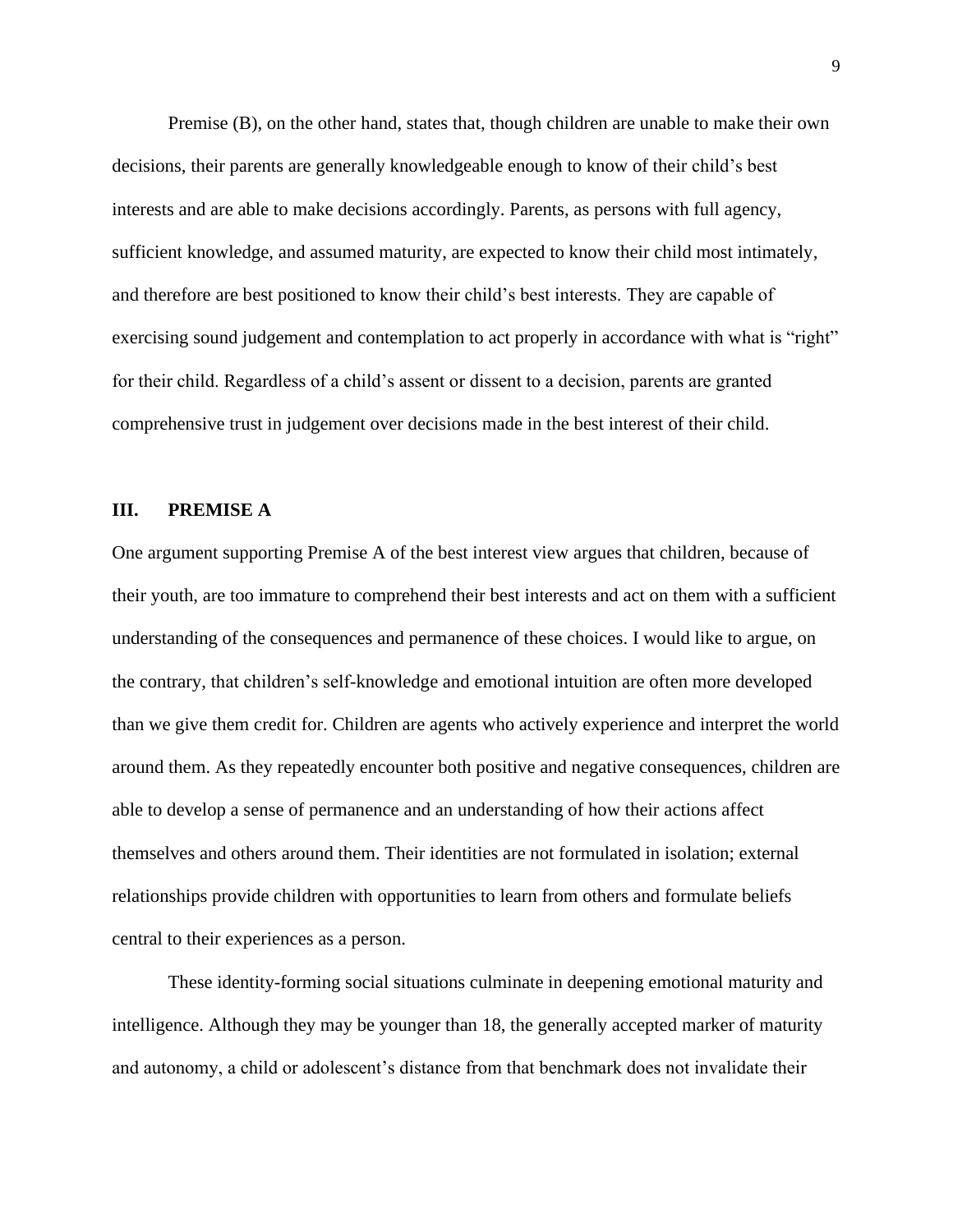Premise (B), on the other hand, states that, though children are unable to make their own decisions, their parents are generally knowledgeable enough to know of their child's best interests and are able to make decisions accordingly. Parents, as persons with full agency, sufficient knowledge, and assumed maturity, are expected to know their child most intimately, and therefore are best positioned to know their child's best interests. They are capable of exercising sound judgement and contemplation to act properly in accordance with what is "right" for their child. Regardless of a child's assent or dissent to a decision, parents are granted comprehensive trust in judgement over decisions made in the best interest of their child.

## III. PREMISE A

One argument supporting Premise A of the best interest view argues that children, because of their youth, are too immature to comprehend their best interests and act on them with a sufficient understanding of the consequences and permanence of these choices. I would like to argue, on the contrary, that children's self-knowledge and emotional intuition are often more developed than we give them credit for. Children are agents who actively experience and interpret the world around them. As they repeatedly encounter both positive and negative consequences, children are able to develop a sense of permanence and an understanding of how their actions affect themselves and others around them. Their identities are not formulated in isolation; external relationships provide children with opportunities to learn from others and formulate beliefs central to their experiences as a person.

These identity-forming social situations culminate in deepening emotional maturity and intelligence. Although they may be younger than 18, the generally accepted marker of maturity and autonomy, a child or adolescent's distance from that benchmark does not invalidate their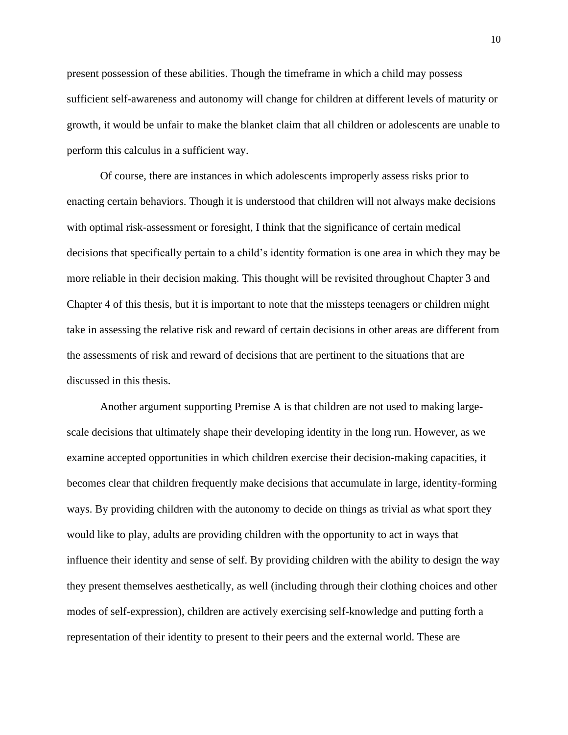present possession of these abilities. Though the timeframe in which a child may possess sufficient self-awareness and autonomy will change for children at different levels of maturity or growth, it would be unfair to make the blanket claim that all children or adolescents are unable to perform this calculus in a sufficient way.

Of course, there are instances in which adolescents improperly assess risks prior to enacting certain behaviors. Though it is understood that children will not always make decisions with optimal risk-assessment or foresight, I think that the significance of certain medical decisions that specifically pertain to a child's identity formation is one area in which they may be more reliable in their decision making. This thought will be revisited throughout Chapter 3 and Chapter 4 of this thesis, but it is important to note that the missteps teenagers or children might take in assessing the relative risk and reward of certain decisions in other areas are different from the assessments of risk and reward of decisions that are pertinent to the situations that are discussed in this thesis.

Another argument supporting Premise A is that children are not used to making large-scale decisions that ultimately shape their developing identity in the long run. However, as we examine accepted opportunities in which children exercise their decision-making capacities, it becomes clear that children frequently make decisions that accumulate in large, identity-forming ways. By providing children with the autonomy to decide on things as trivial as what sport they would like to play, adults are providing children with the opportunity to act in ways that influence their identity and sense of self. By providing children with the ability to design the way they present themselves aesthetically, as well (including through their clothing choices and other modes of self-expression), children are actively exercising self-knowledge and putting forth a representation of their identity to present to their peers and the external world. These are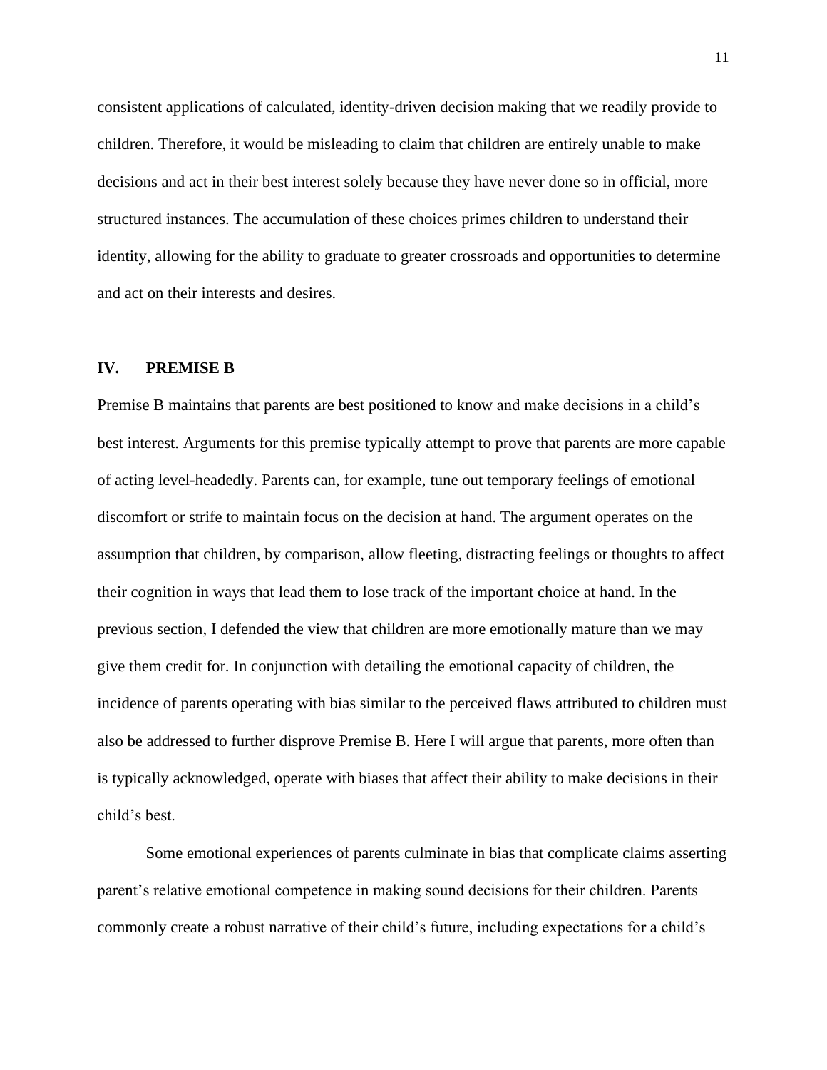consistent applications of calculated, identity-driven decision making that we readily provide to children. Therefore, it would be misleading to claim that children are entirely unable to make decisions and act in their best interest solely because they have never done so in official, more structured instances. The accumulation of these choices primes children to understand their identity, allowing for the ability to graduate to greater crossroads and opportunities to determine and act on their interests and desires.

## IV. PREMISE B

Premise B maintains that parents are best positioned to know and make decisions in a child's best interest. Arguments for this premise typically attempt to prove that parents are more capable of acting level-headedly. Parents can, for example, tune out temporary feelings of emotional discomfort or strife to maintain focus on the decision at hand. The argument operates on the assumption that children, by comparison, allow fleeting, distracting feelings or thoughts to affect their cognition in ways that lead them to lose track of the important choice at hand. In the previous section, I defended the view that children are more emotionally mature than we may give them credit for. In conjunction with detailing the emotional capacity of children, the incidence of parents operating with bias similar to the perceived flaws attributed to children must also be addressed to further disprove Premise B. Here I will argue that parents, more often than is typically acknowledged, operate with biases that affect their ability to make decisions in their child's best.

Some emotional experiences of parents culminate in bias that complicate claims asserting parent's relative emotional competence in making sound decisions for their children. Parents commonly create a robust narrative of their child's future, including expectations for a child's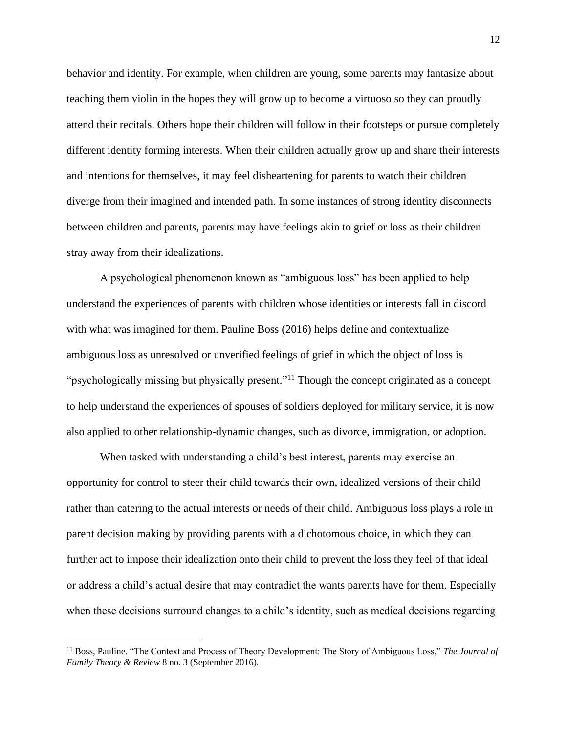behavior and identity. For example, when children are young, some parents may fantasize about teaching them violin in the hopes they will grow up to become a virtuoso so they can proudly attend their recitals. Others hope their children will follow in their footsteps or pursue completely different identity forming interests. When their children actually grow up and share their interests and intentions for themselves, it may feel disheartening for parents to watch their children diverge from their imagined and intended path. In some instances of strong identity disconnects between children and parents, parents may have feelings akin to grief or loss as their children stray away from their idealizations.

A psychological phenomenon known as "ambiguous loss" has been applied to help understand the experiences of parents with children whose identities or interests fall in discord with what was imagined for them. Pauline Boss (2016) helps define and contextualize ambiguous loss as unresolved or unverified feelings of grief in which the object of loss is "psychologically missing but physically present."[11] Though the concept originated as a concept to help understand the experiences of spouses of soldiers deployed for military service, it is now also applied to other relationship-dynamic changes, such as divorce, immigration, or adoption.

When tasked with understanding a child's best interest, parents may exercise an opportunity for control to steer their child towards their own, idealized versions of their child rather than catering to the actual interests or needs of their child. Ambiguous loss plays a role in parent decision making by providing parents with a dichotomous choice, in which they can further act to impose their idealization onto their child to prevent the loss they feel of that ideal or address a child's actual desire that may contradict the wants parents have for them. Especially when these decisions surround changes to a child's identity, such as medical decisions regarding

[11] Boss, Pauline. "The Context and Process of Theory Development: The Story of Ambiguous Loss," *The Journal of Family Theory & Review* 8 no. 3 (September 2016).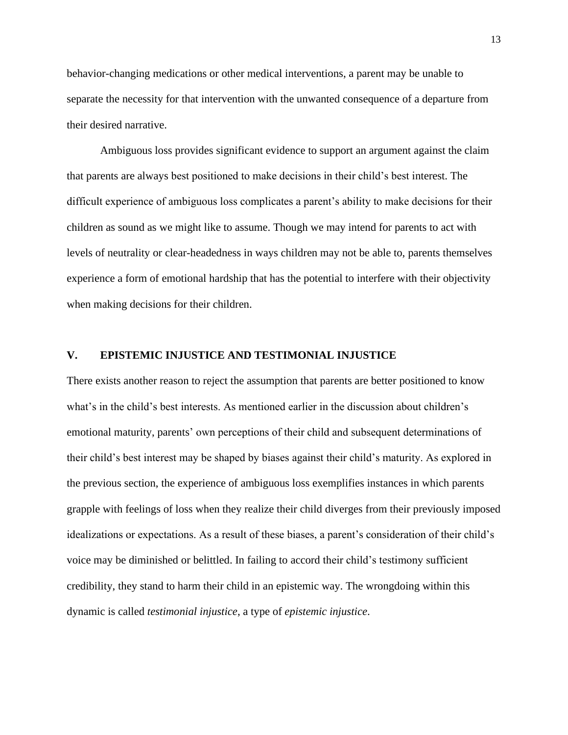behavior-changing medications or other medical interventions, a parent may be unable to separate the necessity for that intervention with the unwanted consequence of a departure from their desired narrative.

Ambiguous loss provides significant evidence to support an argument against the claim that parents are always best positioned to make decisions in their child's best interest. The difficult experience of ambiguous loss complicates a parent's ability to make decisions for their children as sound as we might like to assume. Though we may intend for parents to act with levels of neutrality or clear-headedness in ways children may not be able to, parents themselves experience a form of emotional hardship that has the potential to interfere with their objectivity when making decisions for their children.

## V. EPISTEMIC INJUSTICE AND TESTIMONIAL INJUSTICE

There exists another reason to reject the assumption that parents are better positioned to know what's in the child's best interests. As mentioned earlier in the discussion about children's emotional maturity, parents' own perceptions of their child and subsequent determinations of their child's best interest may be shaped by biases against their child's maturity. As explored in the previous section, the experience of ambiguous loss exemplifies instances in which parents grapple with feelings of loss when they realize their child diverges from their previously imposed idealizations or expectations. As a result of these biases, a parent's consideration of their child's voice may be diminished or belittled. In failing to accord their child's testimony sufficient credibility, they stand to harm their child in an epistemic way. The wrongdoing within this dynamic is called *testimonial injustice*, a type of *epistemic injustice*.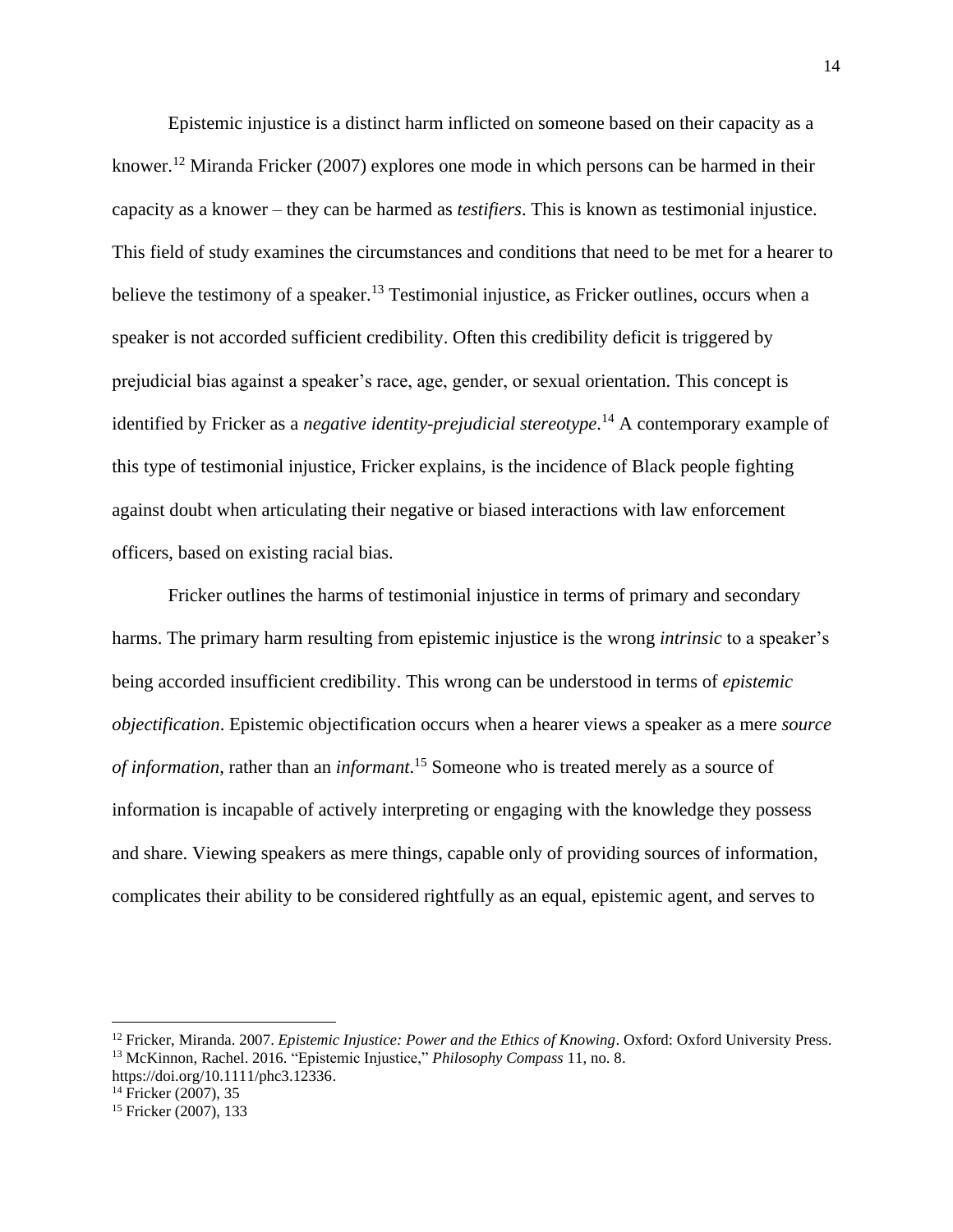Epistemic injustice is a distinct harm inflicted on someone based on their capacity as a knower.[12] Miranda Fricker (2007) explores one mode in which persons can be harmed in their capacity as a knower – they can be harmed as *testifiers*. This is known as testimonial injustice. This field of study examines the circumstances and conditions that need to be met for a hearer to believe the testimony of a speaker.[13] Testimonial injustice, as Fricker outlines, occurs when a speaker is not accorded sufficient credibility. Often this credibility deficit is triggered by prejudicial bias against a speaker's race, age, gender, or sexual orientation. This concept is identified by Fricker as a *negative identity-prejudicial stereotype*.[14] A contemporary example of this type of testimonial injustice, Fricker explains, is the incidence of Black people fighting against doubt when articulating their negative or biased interactions with law enforcement officers, based on existing racial bias.

Fricker outlines the harms of testimonial injustice in terms of primary and secondary harms. The primary harm resulting from epistemic injustice is the wrong *intrinsic* to a speaker's being accorded insufficient credibility. This wrong can be understood in terms of *epistemic objectification*. Epistemic objectification occurs when a hearer views a speaker as a mere *source of information*, rather than an *informant*.[15] Someone who is treated merely as a source of information is incapable of actively interpreting or engaging with the knowledge they possess and share. Viewing speakers as mere things, capable only of providing sources of information, complicates their ability to be considered rightfully as an equal, epistemic agent, and serves to

---

[12] Fricker, Miranda. 2007. *Epistemic Injustice: Power and the Ethics of Knowing*. Oxford: Oxford University Press.

[13] McKinnon, Rachel. 2016. "Epistemic Injustice," *Philosophy Compass* 11, no. 8. https://doi.org/10.1111/phc3.12336.

[14] Fricker (2007), 35

[15] Fricker (2007), 133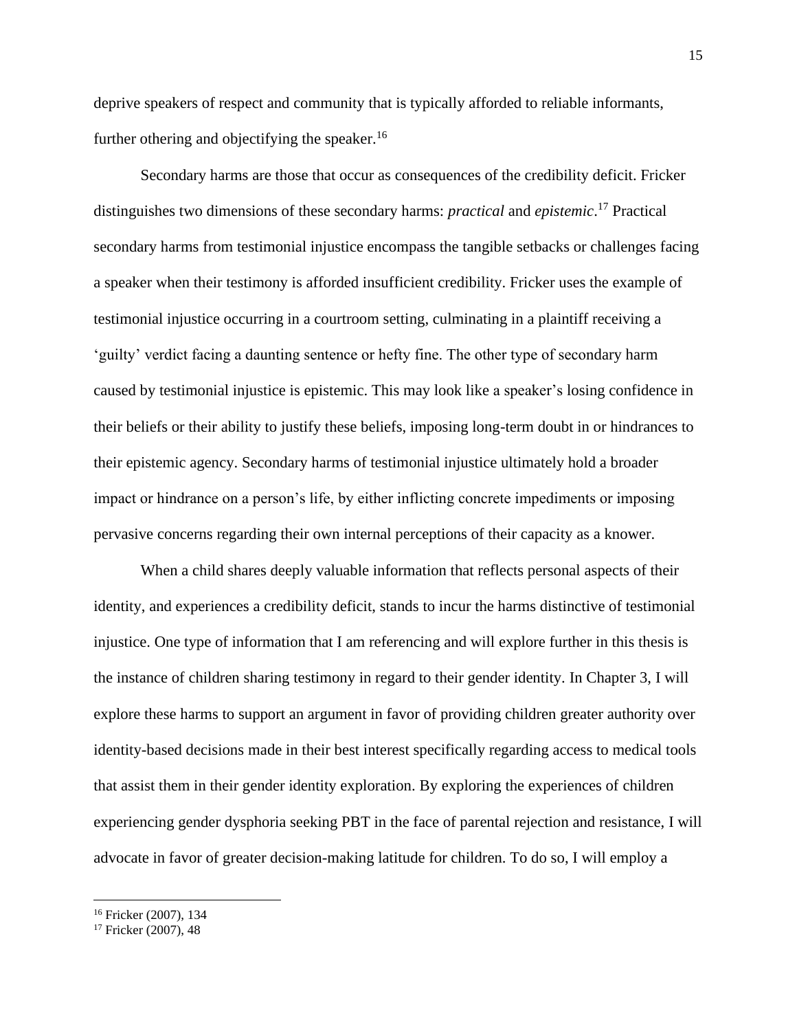deprive speakers of respect and community that is typically afforded to reliable informants, further othering and objectifying the speaker.[16]

Secondary harms are those that occur as consequences of the credibility deficit. Fricker distinguishes two dimensions of these secondary harms: *practical* and *epistemic*.[17] Practical secondary harms from testimonial injustice encompass the tangible setbacks or challenges facing a speaker when their testimony is afforded insufficient credibility. Fricker uses the example of testimonial injustice occurring in a courtroom setting, culminating in a plaintiff receiving a 'guilty' verdict facing a daunting sentence or hefty fine. The other type of secondary harm caused by testimonial injustice is epistemic. This may look like a speaker's losing confidence in their beliefs or their ability to justify these beliefs, imposing long-term doubt in or hindrances to their epistemic agency. Secondary harms of testimonial injustice ultimately hold a broader impact or hindrance on a person's life, by either inflicting concrete impediments or imposing pervasive concerns regarding their own internal perceptions of their capacity as a knower.

When a child shares deeply valuable information that reflects personal aspects of their identity, and experiences a credibility deficit, stands to incur the harms distinctive of testimonial injustice. One type of information that I am referencing and will explore further in this thesis is the instance of children sharing testimony in regard to their gender identity. In Chapter 3, I will explore these harms to support an argument in favor of providing children greater authority over identity-based decisions made in their best interest specifically regarding access to medical tools that assist them in their gender identity exploration. By exploring the experiences of children experiencing gender dysphoria seeking PBT in the face of parental rejection and resistance, I will advocate in favor of greater decision-making latitude for children. To do so, I will employ a

[16] Fricker (2007), 134

[17] Fricker (2007), 48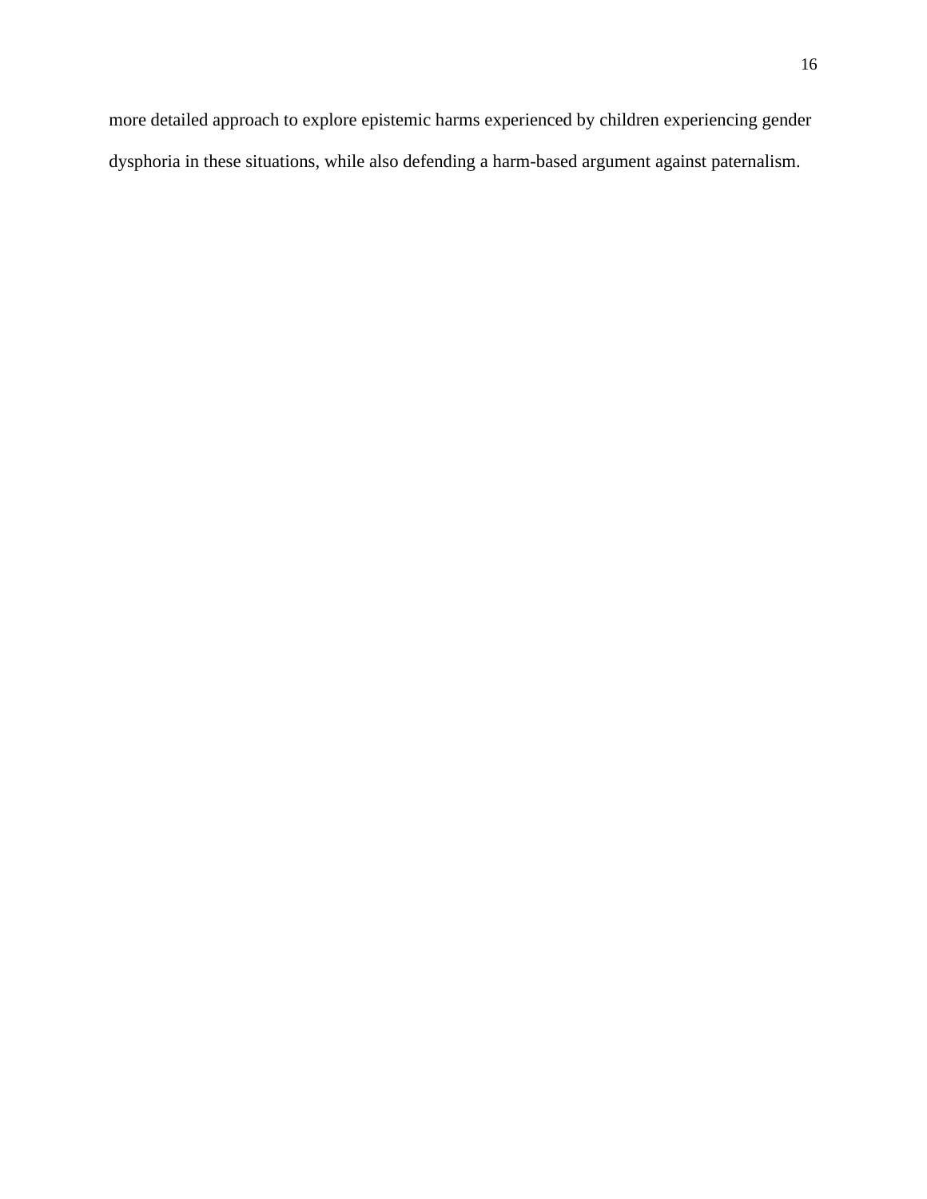more detailed approach to explore epistemic harms experienced by children experiencing gender dysphoria in these situations, while also defending a harm-based argument against paternalism.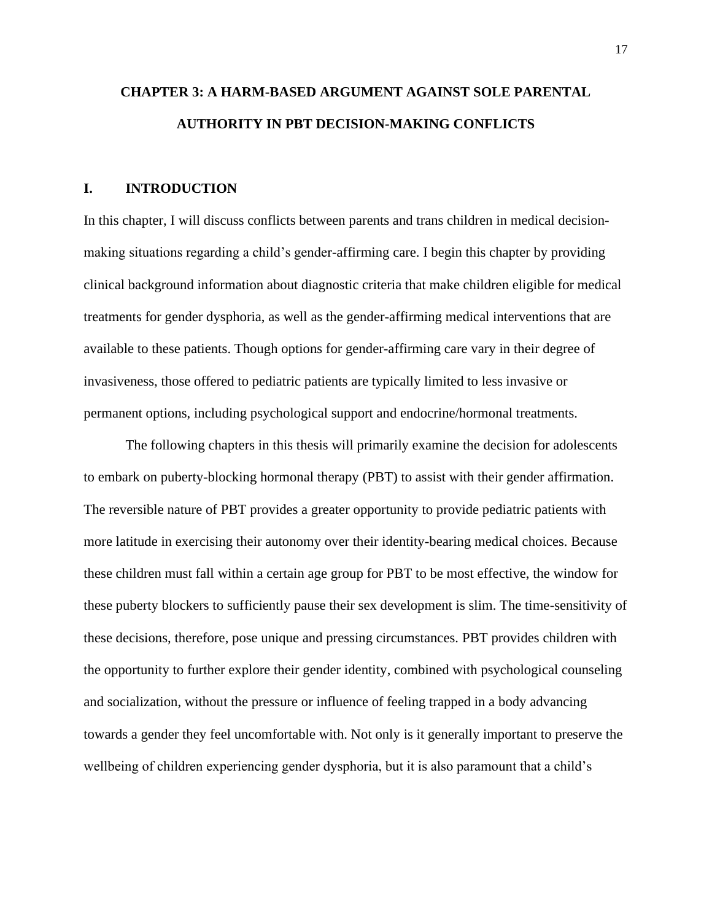# CHAPTER 3: A HARM-BASED ARGUMENT AGAINST SOLE PARENTAL AUTHORITY IN PBT DECISION-MAKING CONFLICTS

## I. INTRODUCTION

In this chapter, I will discuss conflicts between parents and trans children in medical decision-making situations regarding a child's gender-affirming care. I begin this chapter by providing clinical background information about diagnostic criteria that make children eligible for medical treatments for gender dysphoria, as well as the gender-affirming medical interventions that are available to these patients. Though options for gender-affirming care vary in their degree of invasiveness, those offered to pediatric patients are typically limited to less invasive or permanent options, including psychological support and endocrine/hormonal treatments.

The following chapters in this thesis will primarily examine the decision for adolescents to embark on puberty-blocking hormonal therapy (PBT) to assist with their gender affirmation. The reversible nature of PBT provides a greater opportunity to provide pediatric patients with more latitude in exercising their autonomy over their identity-bearing medical choices. Because these children must fall within a certain age group for PBT to be most effective, the window for these puberty blockers to sufficiently pause their sex development is slim. The time-sensitivity of these decisions, therefore, pose unique and pressing circumstances. PBT provides children with the opportunity to further explore their gender identity, combined with psychological counseling and socialization, without the pressure or influence of feeling trapped in a body advancing towards a gender they feel uncomfortable with. Not only is it generally important to preserve the wellbeing of children experiencing gender dysphoria, but it is also paramount that a child's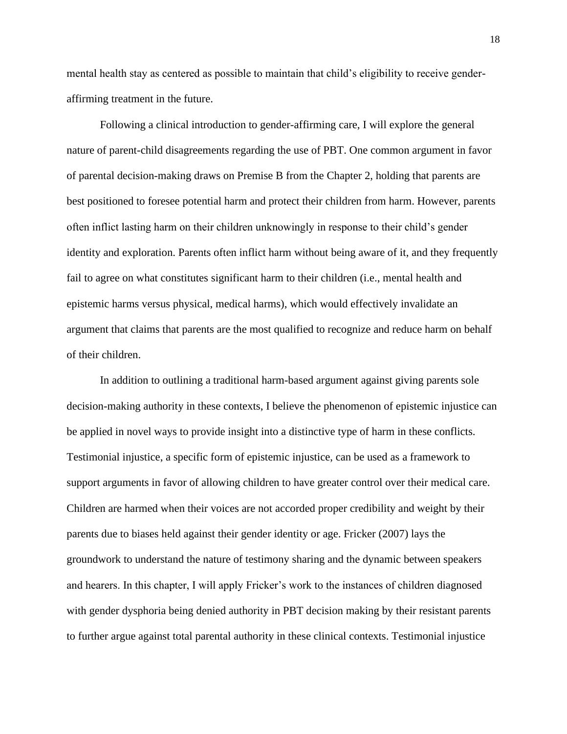mental health stay as centered as possible to maintain that child's eligibility to receive gender-affirming treatment in the future.

Following a clinical introduction to gender-affirming care, I will explore the general nature of parent-child disagreements regarding the use of PBT. One common argument in favor of parental decision-making draws on Premise B from the Chapter 2, holding that parents are best positioned to foresee potential harm and protect their children from harm. However, parents often inflict lasting harm on their children unknowingly in response to their child's gender identity and exploration. Parents often inflict harm without being aware of it, and they frequently fail to agree on what constitutes significant harm to their children (i.e., mental health and epistemic harms versus physical, medical harms), which would effectively invalidate an argument that claims that parents are the most qualified to recognize and reduce harm on behalf of their children.

In addition to outlining a traditional harm-based argument against giving parents sole decision-making authority in these contexts, I believe the phenomenon of epistemic injustice can be applied in novel ways to provide insight into a distinctive type of harm in these conflicts. Testimonial injustice, a specific form of epistemic injustice, can be used as a framework to support arguments in favor of allowing children to have greater control over their medical care. Children are harmed when their voices are not accorded proper credibility and weight by their parents due to biases held against their gender identity or age. Fricker (2007) lays the groundwork to understand the nature of testimony sharing and the dynamic between speakers and hearers. In this chapter, I will apply Fricker's work to the instances of children diagnosed with gender dysphoria being denied authority in PBT decision making by their resistant parents to further argue against total parental authority in these clinical contexts. Testimonial injustice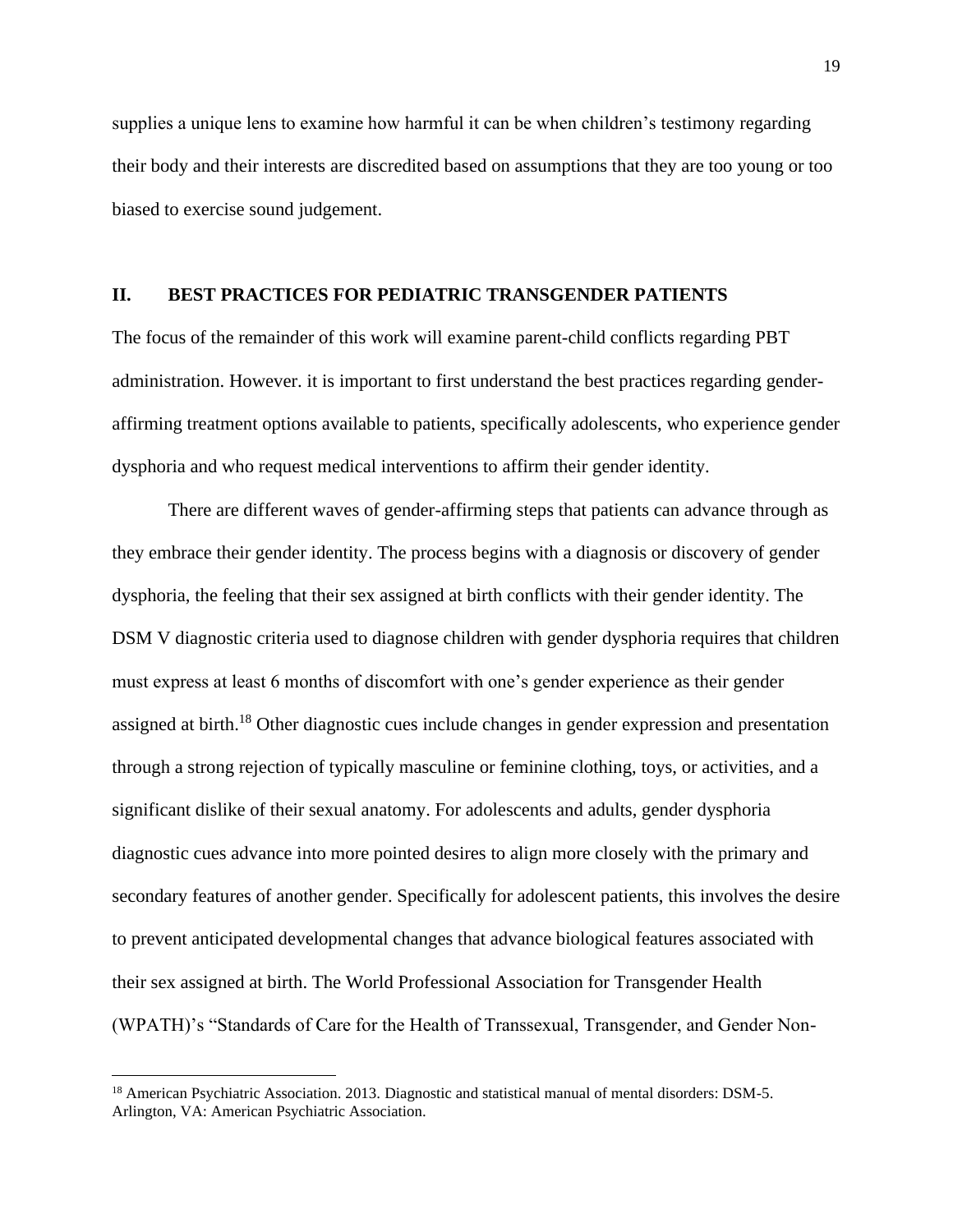supplies a unique lens to examine how harmful it can be when children's testimony regarding their body and their interests are discredited based on assumptions that they are too young or too biased to exercise sound judgement.

## II. BEST PRACTICES FOR PEDIATRIC TRANSGENDER PATIENTS

The focus of the remainder of this work will examine parent-child conflicts regarding PBT administration. However. it is important to first understand the best practices regarding gender-affirming treatment options available to patients, specifically adolescents, who experience gender dysphoria and who request medical interventions to affirm their gender identity.

There are different waves of gender-affirming steps that patients can advance through as they embrace their gender identity. The process begins with a diagnosis or discovery of gender dysphoria, the feeling that their sex assigned at birth conflicts with their gender identity. The DSM V diagnostic criteria used to diagnose children with gender dysphoria requires that children must express at least 6 months of discomfort with one's gender experience as their gender assigned at birth.[18] Other diagnostic cues include changes in gender expression and presentation through a strong rejection of typically masculine or feminine clothing, toys, or activities, and a significant dislike of their sexual anatomy. For adolescents and adults, gender dysphoria diagnostic cues advance into more pointed desires to align more closely with the primary and secondary features of another gender. Specifically for adolescent patients, this involves the desire to prevent anticipated developmental changes that advance biological features associated with their sex assigned at birth. The World Professional Association for Transgender Health (WPATH)'s "Standards of Care for the Health of Transsexual, Transgender, and Gender Non-

---

[18] American Psychiatric Association. 2013. Diagnostic and statistical manual of mental disorders: DSM-5. Arlington, VA: American Psychiatric Association.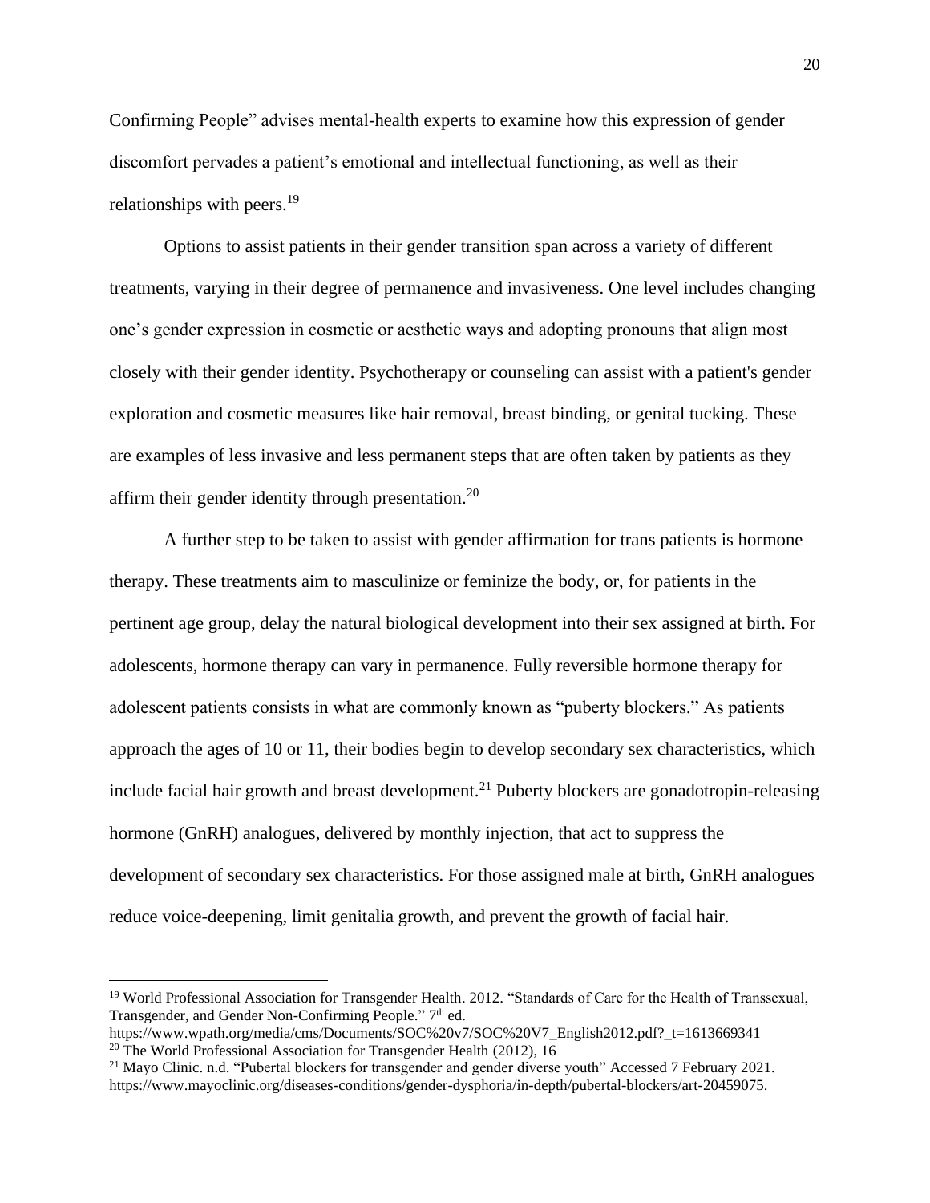Confirming People" advises mental-health experts to examine how this expression of gender discomfort pervades a patient's emotional and intellectual functioning, as well as their relationships with peers.[19]

Options to assist patients in their gender transition span across a variety of different treatments, varying in their degree of permanence and invasiveness. One level includes changing one's gender expression in cosmetic or aesthetic ways and adopting pronouns that align most closely with their gender identity. Psychotherapy or counseling can assist with a patient's gender exploration and cosmetic measures like hair removal, breast binding, or genital tucking. These are examples of less invasive and less permanent steps that are often taken by patients as they affirm their gender identity through presentation.[20]

A further step to be taken to assist with gender affirmation for trans patients is hormone therapy. These treatments aim to masculinize or feminize the body, or, for patients in the pertinent age group, delay the natural biological development into their sex assigned at birth. For adolescents, hormone therapy can vary in permanence. Fully reversible hormone therapy for adolescent patients consists in what are commonly known as "puberty blockers." As patients approach the ages of 10 or 11, their bodies begin to develop secondary sex characteristics, which include facial hair growth and breast development.[21] Puberty blockers are gonadotropin-releasing hormone (GnRH) analogues, delivered by monthly injection, that act to suppress the development of secondary sex characteristics. For those assigned male at birth, GnRH analogues reduce voice-deepening, limit genitalia growth, and prevent the growth of facial hair.

---

[19] World Professional Association for Transgender Health. 2012. "Standards of Care for the Health of Transsexual, Transgender, and Gender Non-Confirming People." 7th ed. https://www.wpath.org/media/cms/Documents/SOC%20v7/SOC%20V7_English2012.pdf?_t=1613669341

[20] The World Professional Association for Transgender Health (2012), 16

[21] Mayo Clinic. n.d. "Pubertal blockers for transgender and gender diverse youth" Accessed 7 February 2021. https://www.mayoclinic.org/diseases-conditions/gender-dysphoria/in-depth/pubertal-blockers/art-20459075.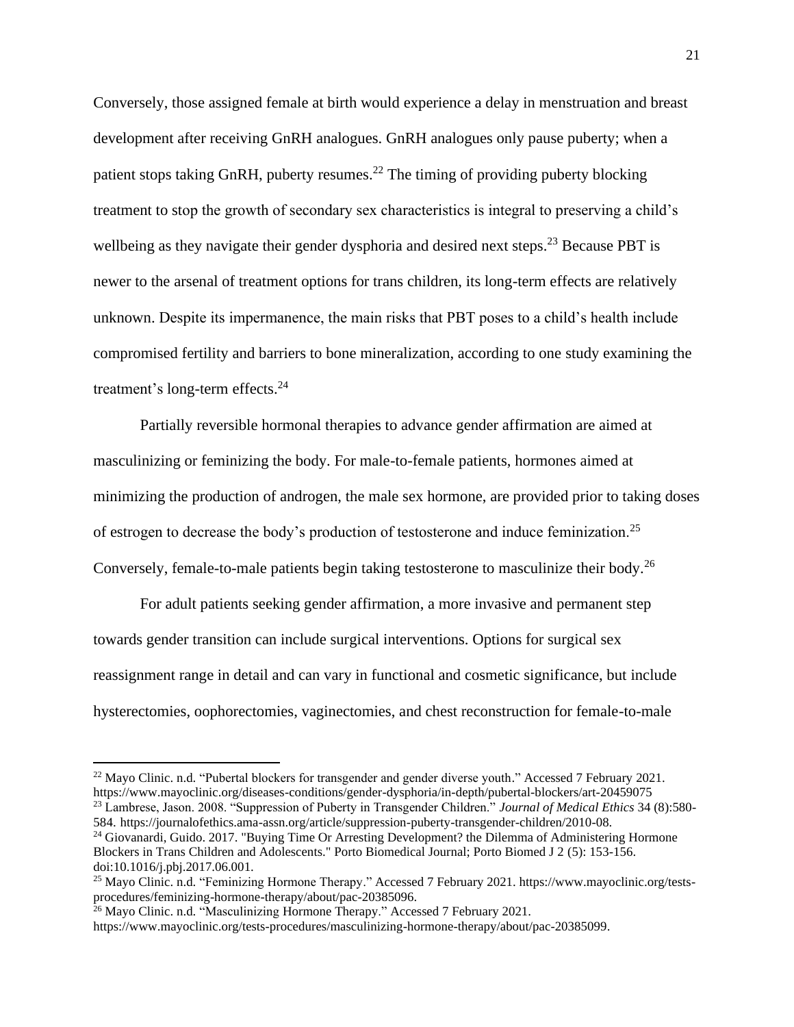Conversely, those assigned female at birth would experience a delay in menstruation and breast development after receiving GnRH analogues. GnRH analogues only pause puberty; when a patient stops taking GnRH, puberty resumes.[22] The timing of providing puberty blocking treatment to stop the growth of secondary sex characteristics is integral to preserving a child's wellbeing as they navigate their gender dysphoria and desired next steps.[23] Because PBT is newer to the arsenal of treatment options for trans children, its long-term effects are relatively unknown. Despite its impermanence, the main risks that PBT poses to a child's health include compromised fertility and barriers to bone mineralization, according to one study examining the treatment's long-term effects.[24]

Partially reversible hormonal therapies to advance gender affirmation are aimed at masculinizing or feminizing the body. For male-to-female patients, hormones aimed at minimizing the production of androgen, the male sex hormone, are provided prior to taking doses of estrogen to decrease the body's production of testosterone and induce feminization.[25] Conversely, female-to-male patients begin taking testosterone to masculinize their body.[26]

For adult patients seeking gender affirmation, a more invasive and permanent step towards gender transition can include surgical interventions. Options for surgical sex reassignment range in detail and can vary in functional and cosmetic significance, but include hysterectomies, oophorectomies, vaginectomies, and chest reconstruction for female-to-male

---

[22] Mayo Clinic. n.d. "Pubertal blockers for transgender and gender diverse youth." Accessed 7 February 2021. https://www.mayoclinic.org/diseases-conditions/gender-dysphoria/in-depth/pubertal-blockers/art-20459075

[23] Lambrese, Jason. 2008. "Suppression of Puberty in Transgender Children." *Journal of Medical Ethics* 34 (8):580-584. https://journalofethics.ama-assn.org/article/suppression-puberty-transgender-children/2010-08.

[24] Giovanardi, Guido. 2017. "Buying Time Or Arresting Development? the Dilemma of Administering Hormone Blockers in Trans Children and Adolescents." Porto Biomedical Journal; Porto Biomed J 2 (5): 153-156. doi:10.1016/j.pbj.2017.06.001.

[25] Mayo Clinic. n.d. "Feminizing Hormone Therapy." Accessed 7 February 2021. https://www.mayoclinic.org/tests-procedures/feminizing-hormone-therapy/about/pac-20385096.

[26] Mayo Clinic. n.d. "Masculinizing Hormone Therapy." Accessed 7 February 2021. https://www.mayoclinic.org/tests-procedures/masculinizing-hormone-therapy/about/pac-20385099.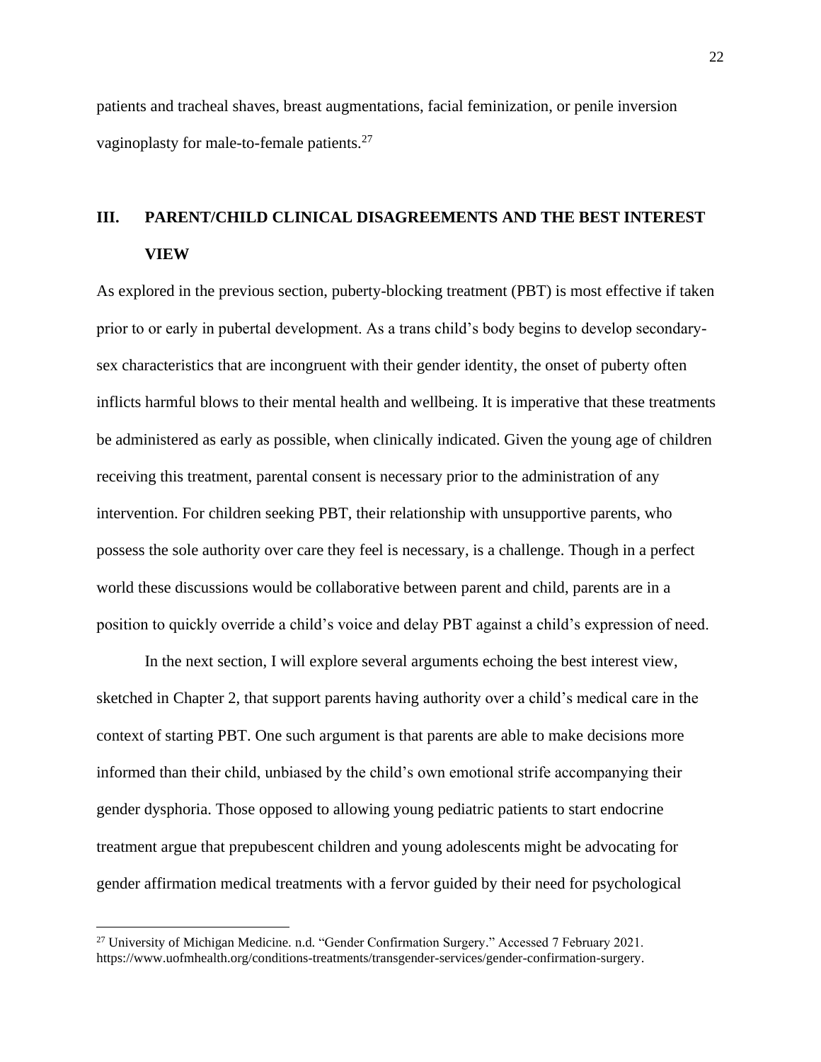patients and tracheal shaves, breast augmentations, facial feminization, or penile inversion vaginoplasty for male-to-female patients.[27]

## III. PARENT/CHILD CLINICAL DISAGREEMENTS AND THE BEST INTEREST VIEW

As explored in the previous section, puberty-blocking treatment (PBT) is most effective if taken prior to or early in pubertal development. As a trans child's body begins to develop secondary-sex characteristics that are incongruent with their gender identity, the onset of puberty often inflicts harmful blows to their mental health and wellbeing. It is imperative that these treatments be administered as early as possible, when clinically indicated. Given the young age of children receiving this treatment, parental consent is necessary prior to the administration of any intervention. For children seeking PBT, their relationship with unsupportive parents, who possess the sole authority over care they feel is necessary, is a challenge. Though in a perfect world these discussions would be collaborative between parent and child, parents are in a position to quickly override a child's voice and delay PBT against a child's expression of need.

In the next section, I will explore several arguments echoing the best interest view, sketched in Chapter 2, that support parents having authority over a child's medical care in the context of starting PBT. One such argument is that parents are able to make decisions more informed than their child, unbiased by the child's own emotional strife accompanying their gender dysphoria. Those opposed to allowing young pediatric patients to start endocrine treatment argue that prepubescent children and young adolescents might be advocating for gender affirmation medical treatments with a fervor guided by their need for psychological

[27] University of Michigan Medicine. n.d. "Gender Confirmation Surgery." Accessed 7 February 2021. https://www.uofmhealth.org/conditions-treatments/transgender-services/gender-confirmation-surgery.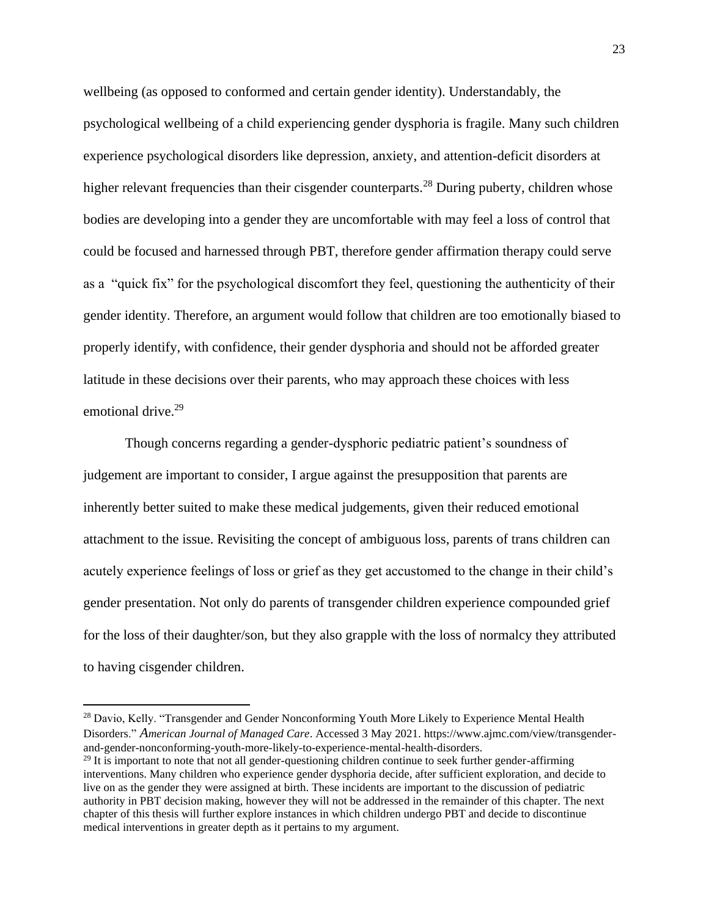wellbeing (as opposed to conformed and certain gender identity). Understandably, the psychological wellbeing of a child experiencing gender dysphoria is fragile. Many such children experience psychological disorders like depression, anxiety, and attention-deficit disorders at higher relevant frequencies than their cisgender counterparts.[28] During puberty, children whose bodies are developing into a gender they are uncomfortable with may feel a loss of control that could be focused and harnessed through PBT, therefore gender affirmation therapy could serve as a "quick fix" for the psychological discomfort they feel, questioning the authenticity of their gender identity. Therefore, an argument would follow that children are too emotionally biased to properly identify, with confidence, their gender dysphoria and should not be afforded greater latitude in these decisions over their parents, who may approach these choices with less emotional drive.[29]

Though concerns regarding a gender-dysphoric pediatric patient's soundness of judgement are important to consider, I argue against the presupposition that parents are inherently better suited to make these medical judgements, given their reduced emotional attachment to the issue. Revisiting the concept of ambiguous loss, parents of trans children can acutely experience feelings of loss or grief as they get accustomed to the change in their child's gender presentation. Not only do parents of transgender children experience compounded grief for the loss of their daughter/son, but they also grapple with the loss of normalcy they attributed to having cisgender children.

[28] Davio, Kelly. "Transgender and Gender Nonconforming Youth More Likely to Experience Mental Health Disorders." *American Journal of Managed Care*. Accessed 3 May 2021. https://www.ajmc.com/view/transgender-and-gender-nonconforming-youth-more-likely-to-experience-mental-health-disorders.

[29] It is important to note that not all gender-questioning children continue to seek further gender-affirming interventions. Many children who experience gender dysphoria decide, after sufficient exploration, and decide to live on as the gender they were assigned at birth. These incidents are important to the discussion of pediatric authority in PBT decision making, however they will not be addressed in the remainder of this chapter. The next chapter of this thesis will further explore instances in which children undergo PBT and decide to discontinue medical interventions in greater depth as it pertains to my argument.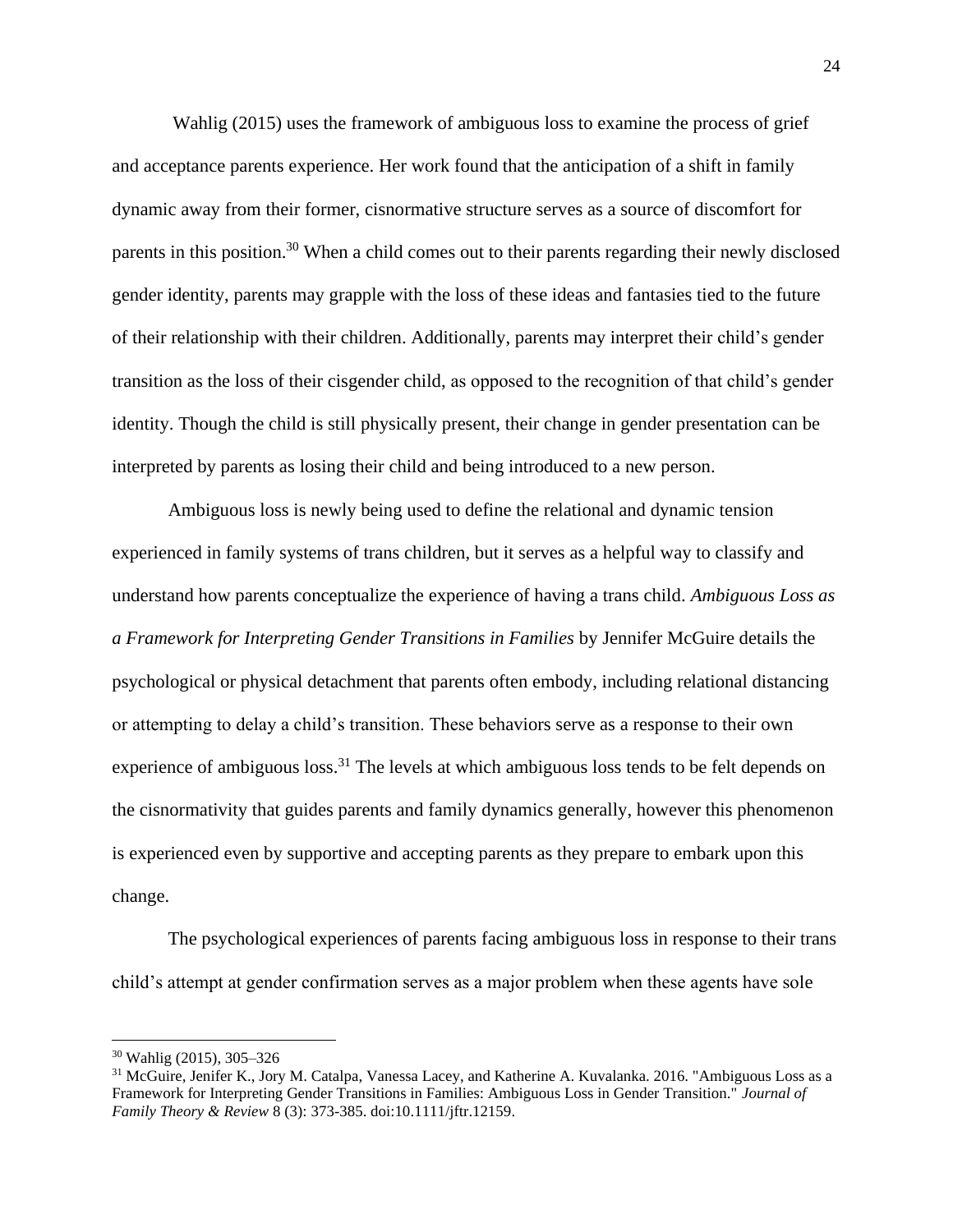Wahlig (2015) uses the framework of ambiguous loss to examine the process of grief and acceptance parents experience. Her work found that the anticipation of a shift in family dynamic away from their former, cisnormative structure serves as a source of discomfort for parents in this position.[30] When a child comes out to their parents regarding their newly disclosed gender identity, parents may grapple with the loss of these ideas and fantasies tied to the future of their relationship with their children. Additionally, parents may interpret their child's gender transition as the loss of their cisgender child, as opposed to the recognition of that child's gender identity. Though the child is still physically present, their change in gender presentation can be interpreted by parents as losing their child and being introduced to a new person.

Ambiguous loss is newly being used to define the relational and dynamic tension experienced in family systems of trans children, but it serves as a helpful way to classify and understand how parents conceptualize the experience of having a trans child. *Ambiguous Loss as a Framework for Interpreting Gender Transitions in Families* by Jennifer McGuire details the psychological or physical detachment that parents often embody, including relational distancing or attempting to delay a child's transition. These behaviors serve as a response to their own experience of ambiguous loss.[31] The levels at which ambiguous loss tends to be felt depends on the cisnormativity that guides parents and family dynamics generally, however this phenomenon is experienced even by supportive and accepting parents as they prepare to embark upon this change.

The psychological experiences of parents facing ambiguous loss in response to their trans child's attempt at gender confirmation serves as a major problem when these agents have sole

---

[30] Wahlig (2015), 305–326

[31] McGuire, Jenifer K., Jory M. Catalpa, Vanessa Lacey, and Katherine A. Kuvalanka. 2016. "Ambiguous Loss as a Framework for Interpreting Gender Transitions in Families: Ambiguous Loss in Gender Transition." *Journal of Family Theory & Review* 8 (3): 373-385. doi:10.1111/jftr.12159.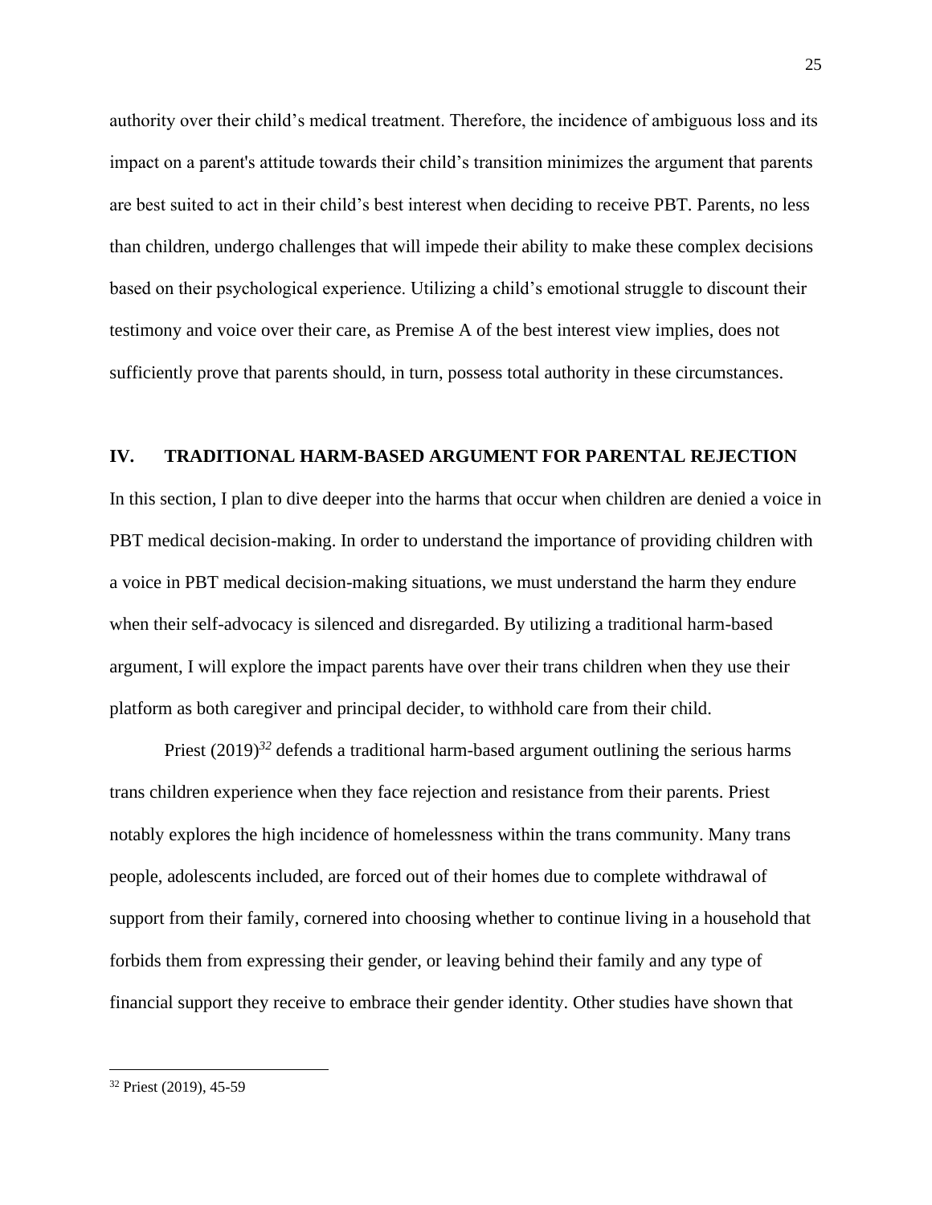authority over their child's medical treatment. Therefore, the incidence of ambiguous loss and its impact on a parent's attitude towards their child's transition minimizes the argument that parents are best suited to act in their child's best interest when deciding to receive PBT. Parents, no less than children, undergo challenges that will impede their ability to make these complex decisions based on their psychological experience. Utilizing a child's emotional struggle to discount their testimony and voice over their care, as Premise A of the best interest view implies, does not sufficiently prove that parents should, in turn, possess total authority in these circumstances.

## IV. TRADITIONAL HARM-BASED ARGUMENT FOR PARENTAL REJECTION

In this section, I plan to dive deeper into the harms that occur when children are denied a voice in PBT medical decision-making. In order to understand the importance of providing children with a voice in PBT medical decision-making situations, we must understand the harm they endure when their self-advocacy is silenced and disregarded. By utilizing a traditional harm-based argument, I will explore the impact parents have over their trans children when they use their platform as both caregiver and principal decider, to withhold care from their child.

Priest (2019)[32] defends a traditional harm-based argument outlining the serious harms trans children experience when they face rejection and resistance from their parents. Priest notably explores the high incidence of homelessness within the trans community. Many trans people, adolescents included, are forced out of their homes due to complete withdrawal of support from their family, cornered into choosing whether to continue living in a household that forbids them from expressing their gender, or leaving behind their family and any type of financial support they receive to embrace their gender identity. Other studies have shown that

[32] Priest (2019), 45-59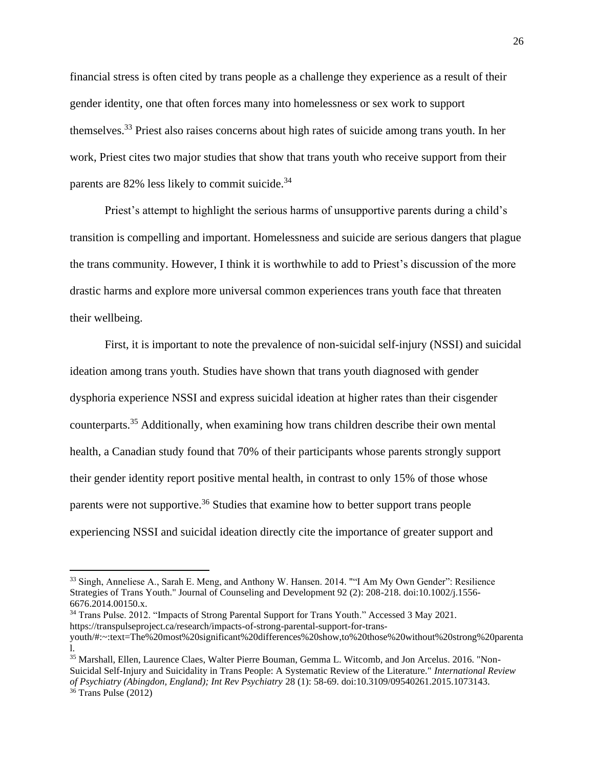financial stress is often cited by trans people as a challenge they experience as a result of their gender identity, one that often forces many into homelessness or sex work to support themselves.[33] Priest also raises concerns about high rates of suicide among trans youth. In her work, Priest cites two major studies that show that trans youth who receive support from their parents are 82% less likely to commit suicide.[34]

Priest's attempt to highlight the serious harms of unsupportive parents during a child's transition is compelling and important. Homelessness and suicide are serious dangers that plague the trans community. However, I think it is worthwhile to add to Priest's discussion of the more drastic harms and explore more universal common experiences trans youth face that threaten their wellbeing.

First, it is important to note the prevalence of non-suicidal self-injury (NSSI) and suicidal ideation among trans youth. Studies have shown that trans youth diagnosed with gender dysphoria experience NSSI and express suicidal ideation at higher rates than their cisgender counterparts.[35] Additionally, when examining how trans children describe their own mental health, a Canadian study found that 70% of their participants whose parents strongly support their gender identity report positive mental health, in contrast to only 15% of those whose parents were not supportive.[36] Studies that examine how to better support trans people experiencing NSSI and suicidal ideation directly cite the importance of greater support and

---

[33] Singh, Anneliese A., Sarah E. Meng, and Anthony W. Hansen. 2014. "“I Am My Own Gender”: Resilience Strategies of Trans Youth." Journal of Counseling and Development 92 (2): 208-218. doi:10.1002/j.1556-6676.2014.00150.x.

[34] Trans Pulse. 2012. “Impacts of Strong Parental Support for Trans Youth.” Accessed 3 May 2021. https://transpulseproject.ca/research/impacts-of-strong-parental-support-for-trans-youth/#:~:text=The%20most%20significant%20differences%20show,to%20those%20without%20strong%20parental.

[35] Marshall, Ellen, Laurence Claes, Walter Pierre Bouman, Gemma L. Witcomb, and Jon Arcelus. 2016. "Non-Suicidal Self-Injury and Suicidality in Trans People: A Systematic Review of the Literature." *International Review of Psychiatry (Abingdon, England); Int Rev Psychiatry* 28 (1): 58-69. doi:10.3109/09540261.2015.1073143.

[36] Trans Pulse (2012)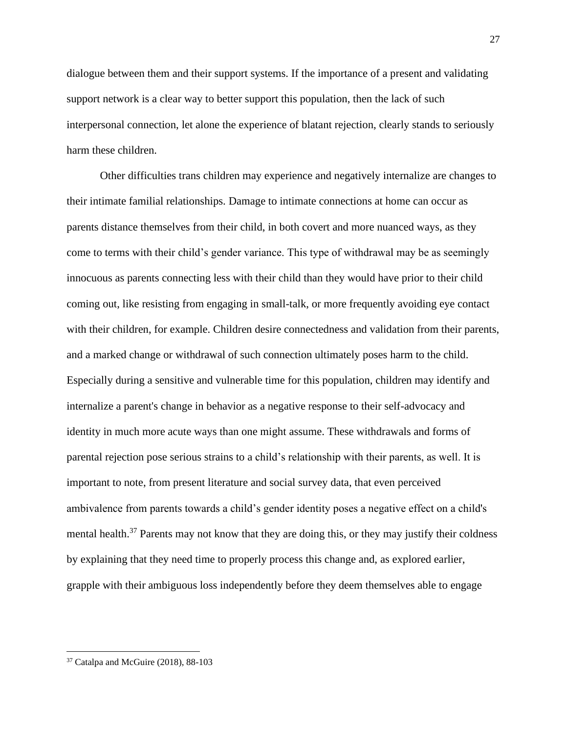dialogue between them and their support systems. If the importance of a present and validating support network is a clear way to better support this population, then the lack of such interpersonal connection, let alone the experience of blatant rejection, clearly stands to seriously harm these children.

Other difficulties trans children may experience and negatively internalize are changes to their intimate familial relationships. Damage to intimate connections at home can occur as parents distance themselves from their child, in both covert and more nuanced ways, as they come to terms with their child's gender variance. This type of withdrawal may be as seemingly innocuous as parents connecting less with their child than they would have prior to their child coming out, like resisting from engaging in small-talk, or more frequently avoiding eye contact with their children, for example. Children desire connectedness and validation from their parents, and a marked change or withdrawal of such connection ultimately poses harm to the child. Especially during a sensitive and vulnerable time for this population, children may identify and internalize a parent's change in behavior as a negative response to their self-advocacy and identity in much more acute ways than one might assume. These withdrawals and forms of parental rejection pose serious strains to a child's relationship with their parents, as well. It is important to note, from present literature and social survey data, that even perceived ambivalence from parents towards a child's gender identity poses a negative effect on a child's mental health.[37] Parents may not know that they are doing this, or they may justify their coldness by explaining that they need time to properly process this change and, as explored earlier, grapple with their ambiguous loss independently before they deem themselves able to engage

---

[37] Catalpa and McGuire (2018), 88-103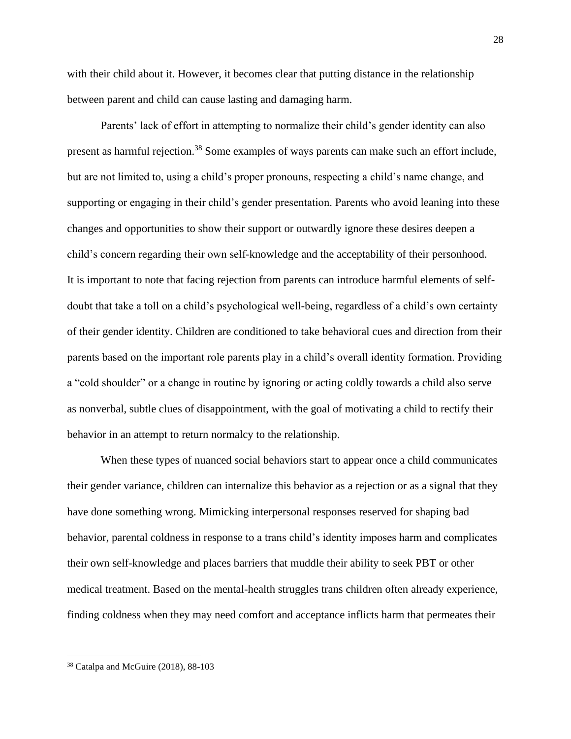with their child about it. However, it becomes clear that putting distance in the relationship between parent and child can cause lasting and damaging harm.

Parents' lack of effort in attempting to normalize their child's gender identity can also present as harmful rejection.[38] Some examples of ways parents can make such an effort include, but are not limited to, using a child's proper pronouns, respecting a child's name change, and supporting or engaging in their child's gender presentation. Parents who avoid leaning into these changes and opportunities to show their support or outwardly ignore these desires deepen a child's concern regarding their own self-knowledge and the acceptability of their personhood. It is important to note that facing rejection from parents can introduce harmful elements of self-doubt that take a toll on a child's psychological well-being, regardless of a child's own certainty of their gender identity. Children are conditioned to take behavioral cues and direction from their parents based on the important role parents play in a child's overall identity formation. Providing a "cold shoulder" or a change in routine by ignoring or acting coldly towards a child also serve as nonverbal, subtle clues of disappointment, with the goal of motivating a child to rectify their behavior in an attempt to return normalcy to the relationship.

When these types of nuanced social behaviors start to appear once a child communicates their gender variance, children can internalize this behavior as a rejection or as a signal that they have done something wrong. Mimicking interpersonal responses reserved for shaping bad behavior, parental coldness in response to a trans child's identity imposes harm and complicates their own self-knowledge and places barriers that muddle their ability to seek PBT or other medical treatment. Based on the mental-health struggles trans children often already experience, finding coldness when they may need comfort and acceptance inflicts harm that permeates their

[38] Catalpa and McGuire (2018), 88-103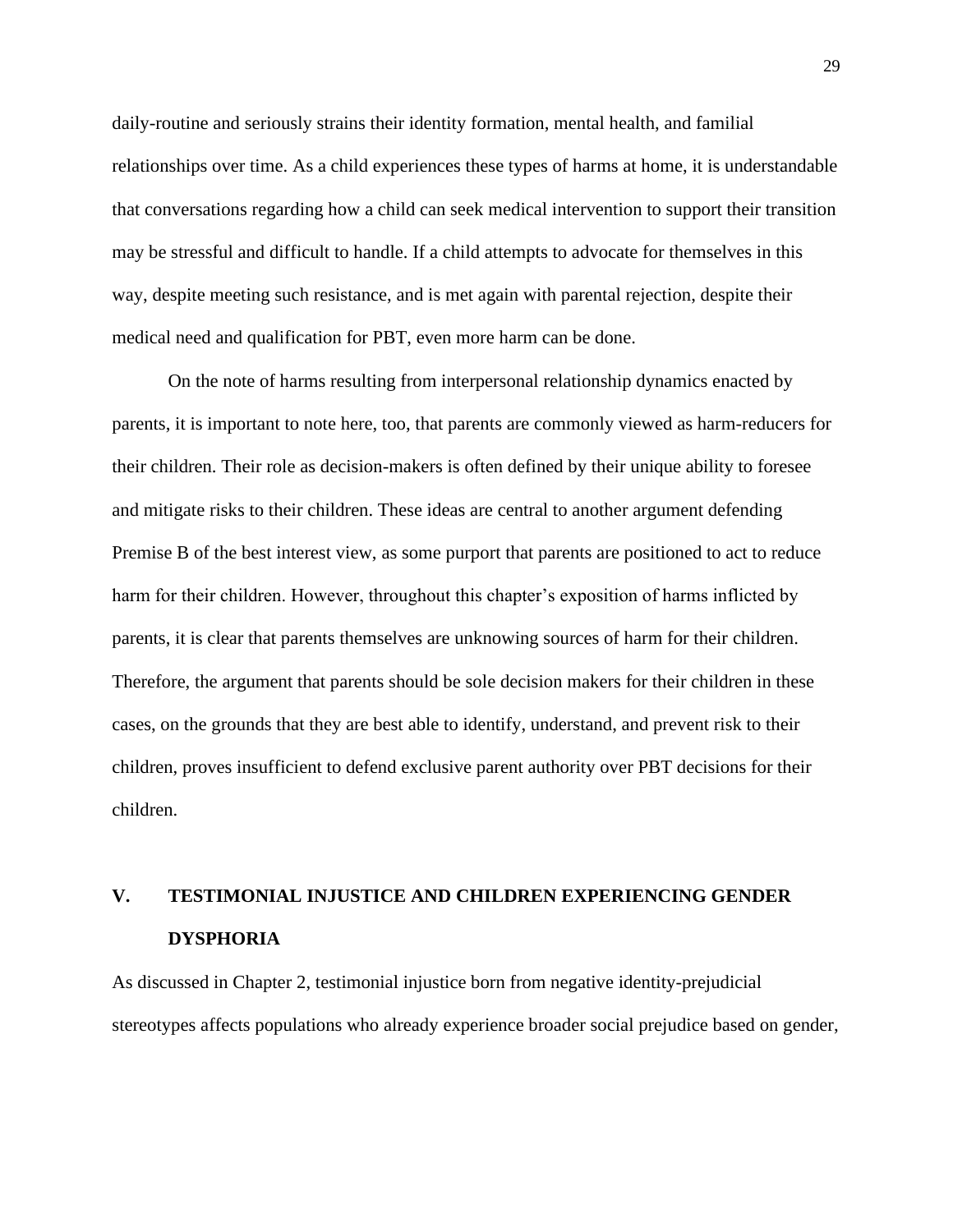daily-routine and seriously strains their identity formation, mental health, and familial relationships over time. As a child experiences these types of harms at home, it is understandable that conversations regarding how a child can seek medical intervention to support their transition may be stressful and difficult to handle. If a child attempts to advocate for themselves in this way, despite meeting such resistance, and is met again with parental rejection, despite their medical need and qualification for PBT, even more harm can be done.

On the note of harms resulting from interpersonal relationship dynamics enacted by parents, it is important to note here, too, that parents are commonly viewed as harm-reducers for their children. Their role as decision-makers is often defined by their unique ability to foresee and mitigate risks to their children. These ideas are central to another argument defending Premise B of the best interest view, as some purport that parents are positioned to act to reduce harm for their children. However, throughout this chapter's exposition of harms inflicted by parents, it is clear that parents themselves are unknowing sources of harm for their children. Therefore, the argument that parents should be sole decision makers for their children in these cases, on the grounds that they are best able to identify, understand, and prevent risk to their children, proves insufficient to defend exclusive parent authority over PBT decisions for their children.

## V. TESTIMONIAL INJUSTICE AND CHILDREN EXPERIENCING GENDER DYSPHORIA

As discussed in Chapter 2, testimonial injustice born from negative identity-prejudicial stereotypes affects populations who already experience broader social prejudice based on gender,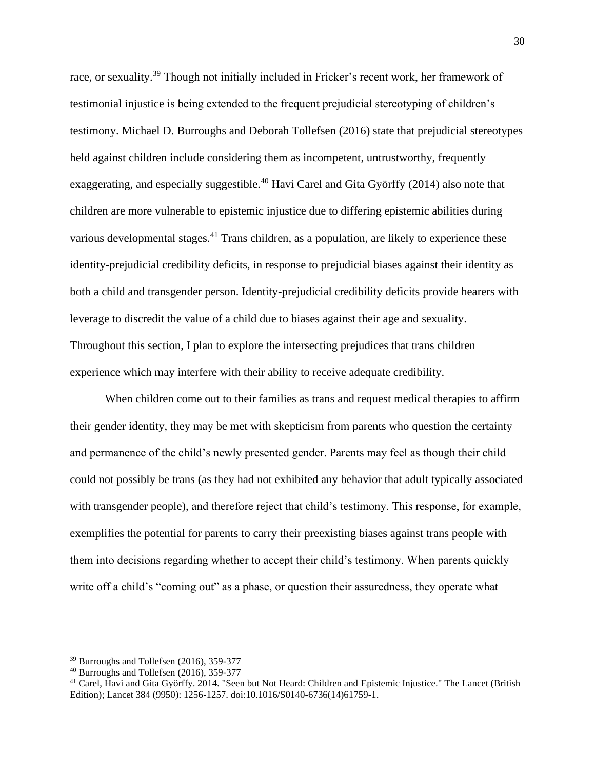race, or sexuality.[39] Though not initially included in Fricker's recent work, her framework of testimonial injustice is being extended to the frequent prejudicial stereotyping of children's testimony. Michael D. Burroughs and Deborah Tollefsen (2016) state that prejudicial stereotypes held against children include considering them as incompetent, untrustworthy, frequently exaggerating, and especially suggestible.[40] Havi Carel and Gita Györffy (2014) also note that children are more vulnerable to epistemic injustice due to differing epistemic abilities during various developmental stages.[41] Trans children, as a population, are likely to experience these identity-prejudicial credibility deficits, in response to prejudicial biases against their identity as both a child and transgender person. Identity-prejudicial credibility deficits provide hearers with leverage to discredit the value of a child due to biases against their age and sexuality. Throughout this section, I plan to explore the intersecting prejudices that trans children experience which may interfere with their ability to receive adequate credibility.

When children come out to their families as trans and request medical therapies to affirm their gender identity, they may be met with skepticism from parents who question the certainty and permanence of the child's newly presented gender. Parents may feel as though their child could not possibly be trans (as they had not exhibited any behavior that adult typically associated with transgender people), and therefore reject that child's testimony. This response, for example, exemplifies the potential for parents to carry their preexisting biases against trans people with them into decisions regarding whether to accept their child's testimony. When parents quickly write off a child's "coming out" as a phase, or question their assuredness, they operate what

---

[39] Burroughs and Tollefsen (2016), 359-377

[40] Burroughs and Tollefsen (2016), 359-377

[41] Carel, Havi and Gita Györffy. 2014. "Seen but Not Heard: Children and Epistemic Injustice." The Lancet (British Edition); Lancet 384 (9950): 1256-1257. doi:10.1016/S0140-6736(14)61759-1.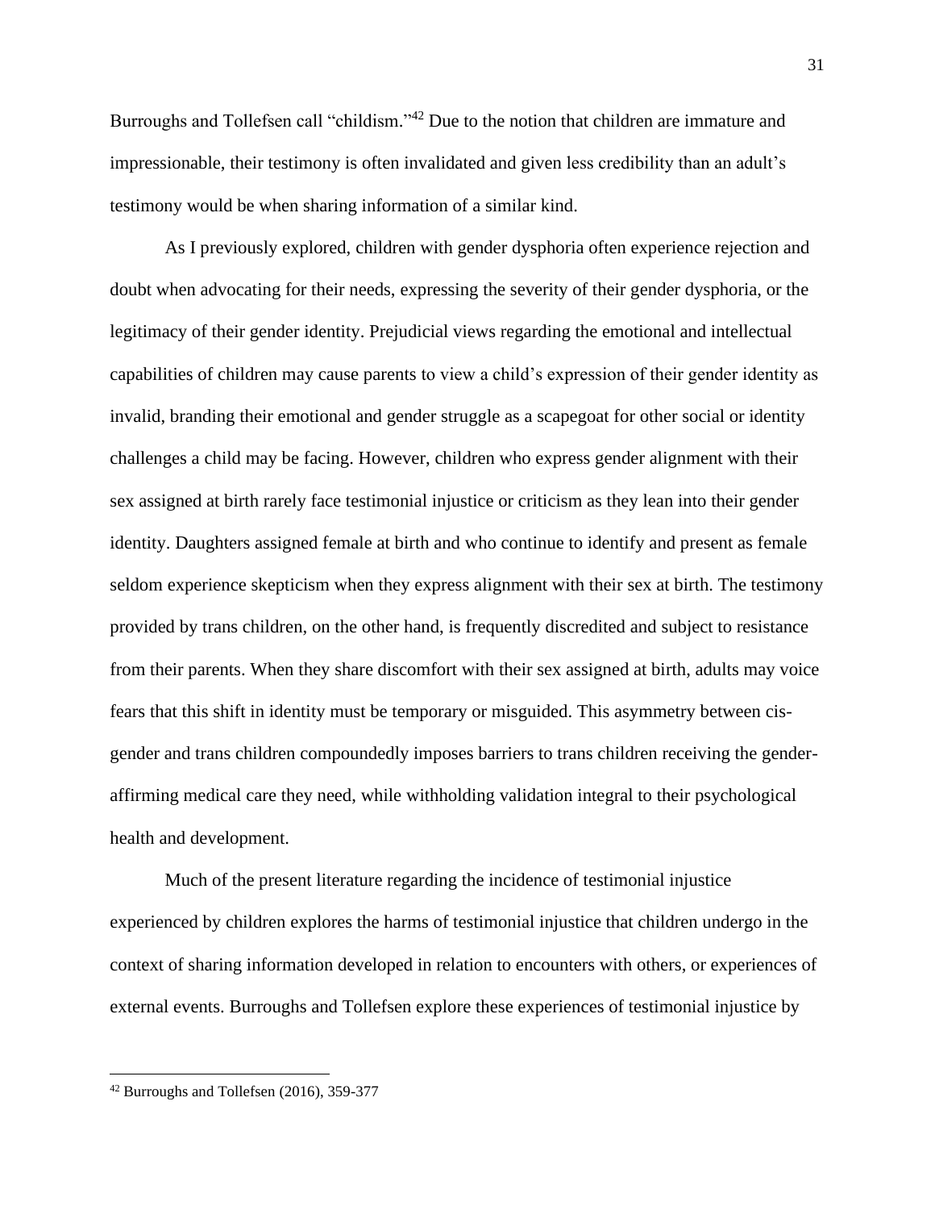Burroughs and Tollefsen call "childism."[42] Due to the notion that children are immature and impressionable, their testimony is often invalidated and given less credibility than an adult's testimony would be when sharing information of a similar kind.

As I previously explored, children with gender dysphoria often experience rejection and doubt when advocating for their needs, expressing the severity of their gender dysphoria, or the legitimacy of their gender identity. Prejudicial views regarding the emotional and intellectual capabilities of children may cause parents to view a child's expression of their gender identity as invalid, branding their emotional and gender struggle as a scapegoat for other social or identity challenges a child may be facing. However, children who express gender alignment with their sex assigned at birth rarely face testimonial injustice or criticism as they lean into their gender identity. Daughters assigned female at birth and who continue to identify and present as female seldom experience skepticism when they express alignment with their sex at birth. The testimony provided by trans children, on the other hand, is frequently discredited and subject to resistance from their parents. When they share discomfort with their sex assigned at birth, adults may voice fears that this shift in identity must be temporary or misguided. This asymmetry between cis-gender and trans children compoundedly imposes barriers to trans children receiving the gender-affirming medical care they need, while withholding validation integral to their psychological health and development.

Much of the present literature regarding the incidence of testimonial injustice experienced by children explores the harms of testimonial injustice that children undergo in the context of sharing information developed in relation to encounters with others, or experiences of external events. Burroughs and Tollefsen explore these experiences of testimonial injustice by

---

[42] Burroughs and Tollefsen (2016), 359-377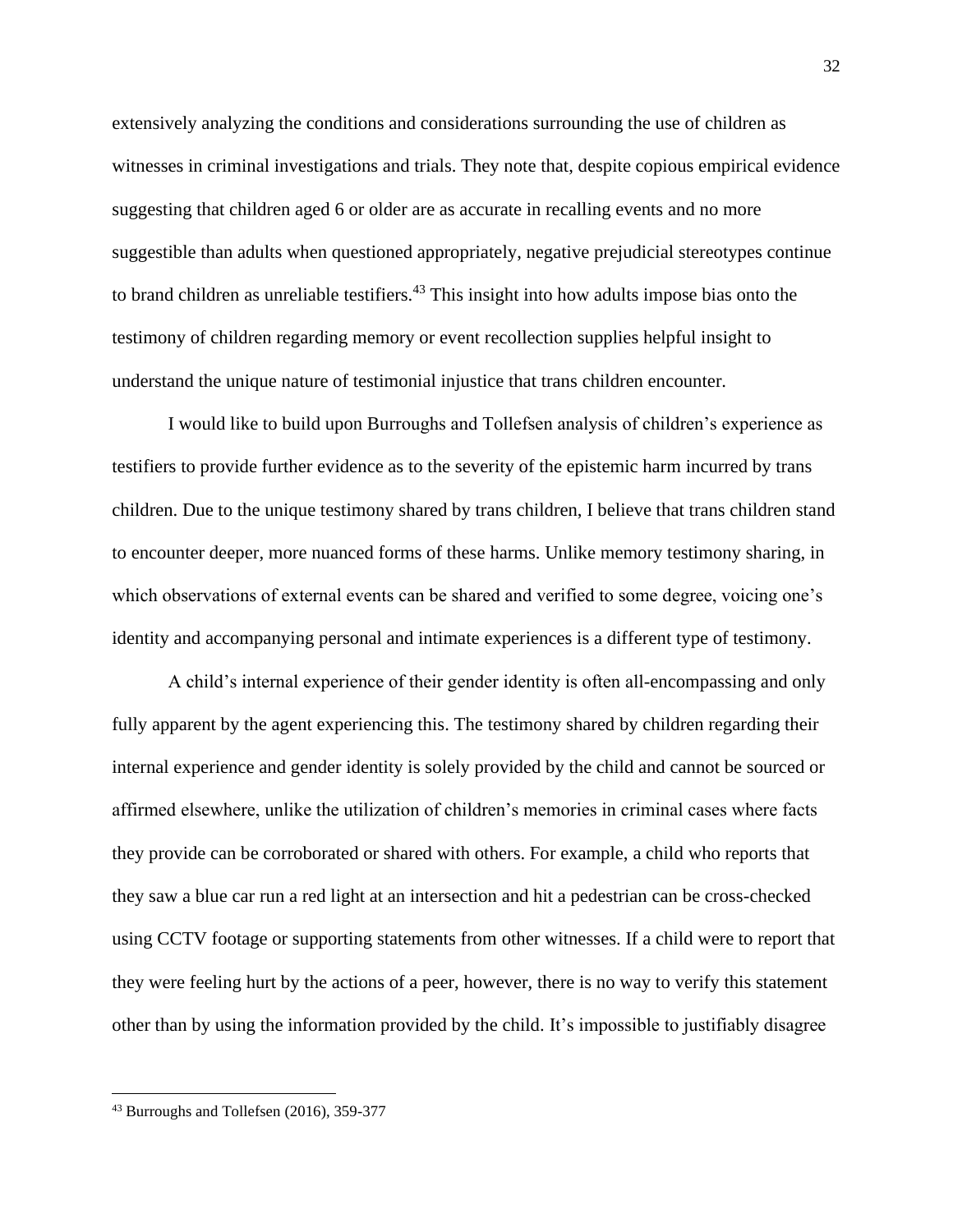extensively analyzing the conditions and considerations surrounding the use of children as witnesses in criminal investigations and trials. They note that, despite copious empirical evidence suggesting that children aged 6 or older are as accurate in recalling events and no more suggestible than adults when questioned appropriately, negative prejudicial stereotypes continue to brand children as unreliable testifiers.[43] This insight into how adults impose bias onto the testimony of children regarding memory or event recollection supplies helpful insight to understand the unique nature of testimonial injustice that trans children encounter.

I would like to build upon Burroughs and Tollefsen analysis of children's experience as testifiers to provide further evidence as to the severity of the epistemic harm incurred by trans children. Due to the unique testimony shared by trans children, I believe that trans children stand to encounter deeper, more nuanced forms of these harms. Unlike memory testimony sharing, in which observations of external events can be shared and verified to some degree, voicing one's identity and accompanying personal and intimate experiences is a different type of testimony.

A child's internal experience of their gender identity is often all-encompassing and only fully apparent by the agent experiencing this. The testimony shared by children regarding their internal experience and gender identity is solely provided by the child and cannot be sourced or affirmed elsewhere, unlike the utilization of children's memories in criminal cases where facts they provide can be corroborated or shared with others. For example, a child who reports that they saw a blue car run a red light at an intersection and hit a pedestrian can be cross-checked using CCTV footage or supporting statements from other witnesses. If a child were to report that they were feeling hurt by the actions of a peer, however, there is no way to verify this statement other than by using the information provided by the child. It's impossible to justifiably disagree

[43] Burroughs and Tollefsen (2016), 359-377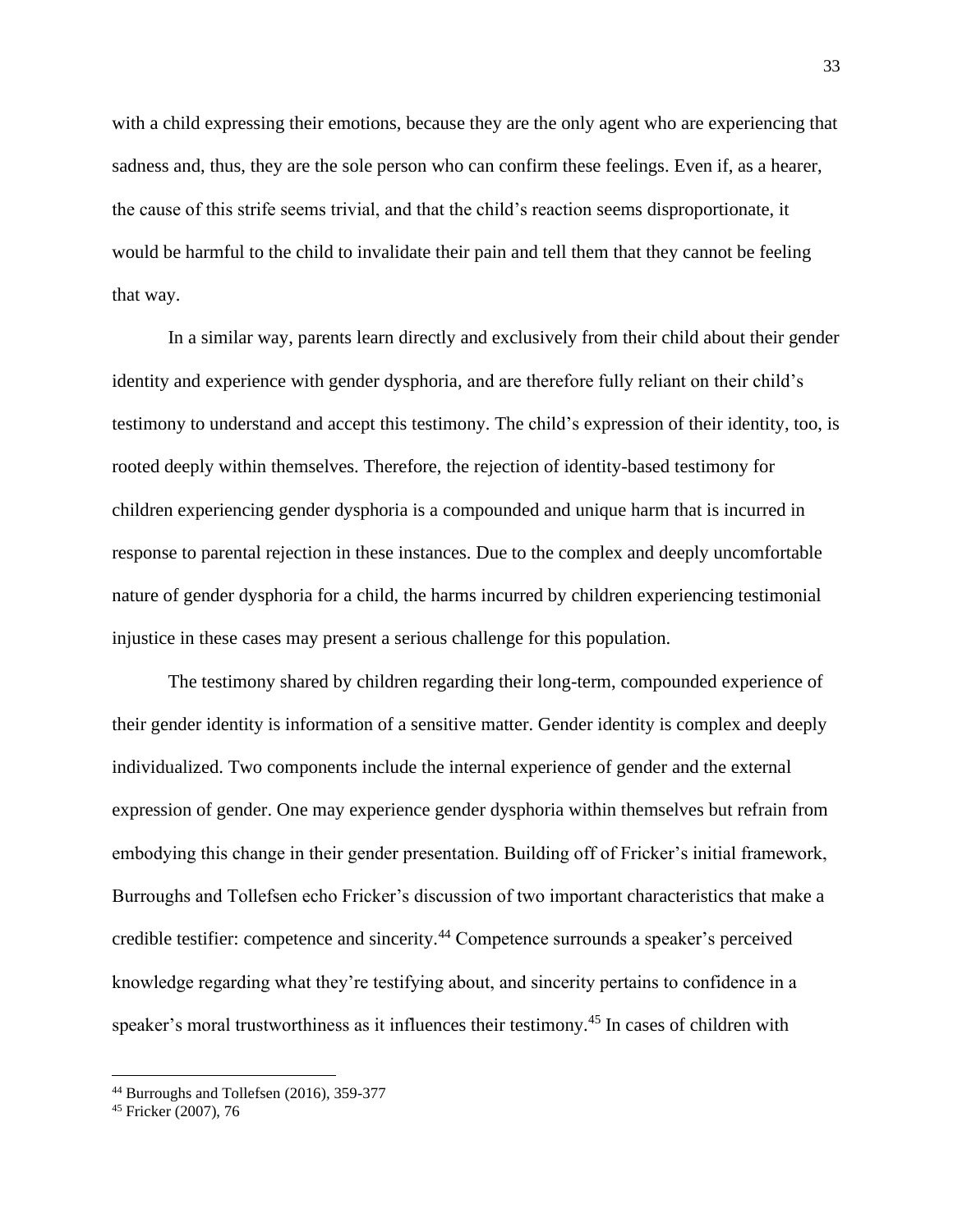with a child expressing their emotions, because they are the only agent who are experiencing that sadness and, thus, they are the sole person who can confirm these feelings. Even if, as a hearer, the cause of this strife seems trivial, and that the child's reaction seems disproportionate, it would be harmful to the child to invalidate their pain and tell them that they cannot be feeling that way.

In a similar way, parents learn directly and exclusively from their child about their gender identity and experience with gender dysphoria, and are therefore fully reliant on their child's testimony to understand and accept this testimony. The child's expression of their identity, too, is rooted deeply within themselves. Therefore, the rejection of identity-based testimony for children experiencing gender dysphoria is a compounded and unique harm that is incurred in response to parental rejection in these instances. Due to the complex and deeply uncomfortable nature of gender dysphoria for a child, the harms incurred by children experiencing testimonial injustice in these cases may present a serious challenge for this population.

The testimony shared by children regarding their long-term, compounded experience of their gender identity is information of a sensitive matter. Gender identity is complex and deeply individualized. Two components include the internal experience of gender and the external expression of gender. One may experience gender dysphoria within themselves but refrain from embodying this change in their gender presentation. Building off of Fricker's initial framework, Burroughs and Tollefsen echo Fricker's discussion of two important characteristics that make a credible testifier: competence and sincerity.[44] Competence surrounds a speaker's perceived knowledge regarding what they're testifying about, and sincerity pertains to confidence in a speaker's moral trustworthiness as it influences their testimony.[45] In cases of children with

[44] Burroughs and Tollefsen (2016), 359-377
[45] Fricker (2007), 76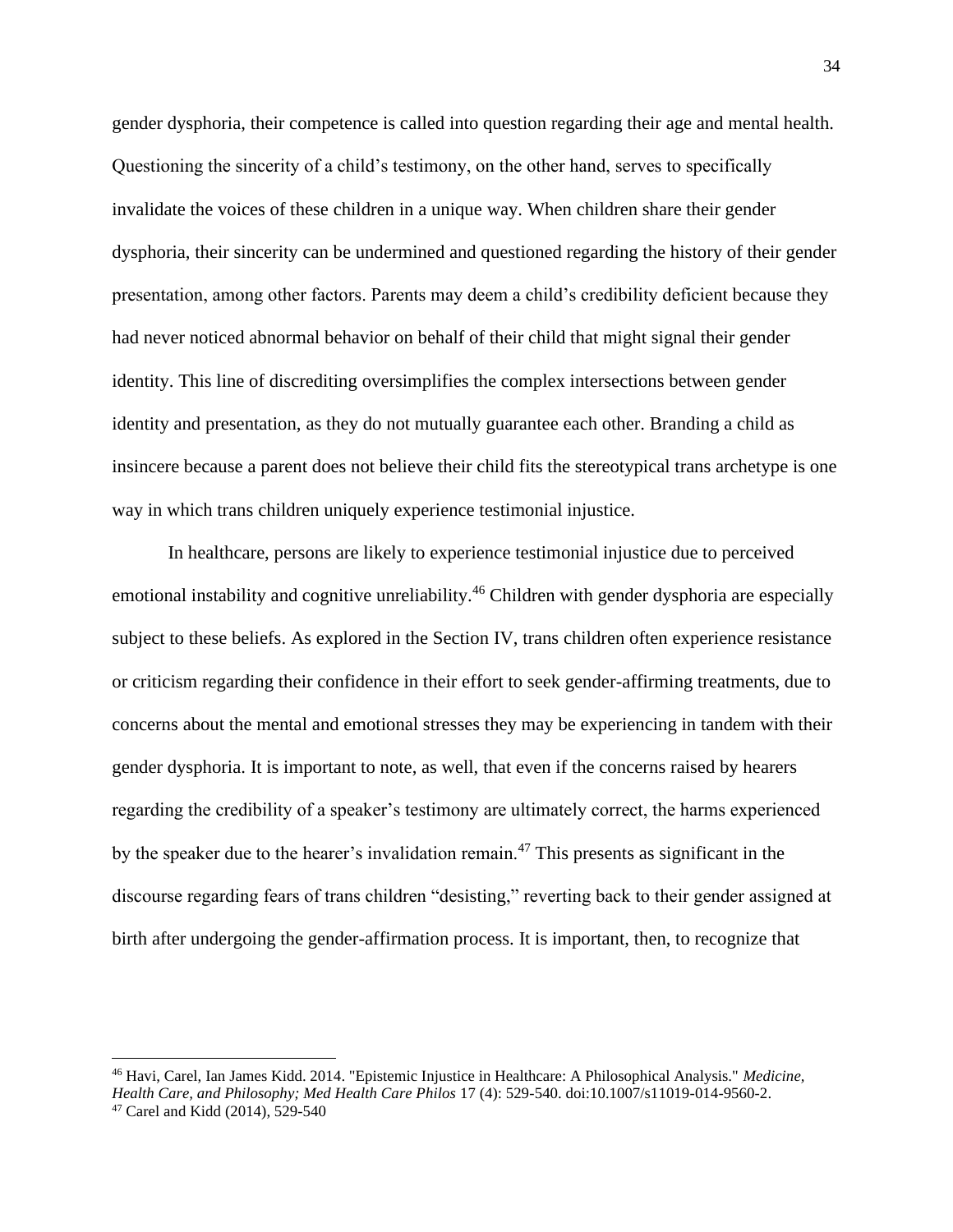gender dysphoria, their competence is called into question regarding their age and mental health. Questioning the sincerity of a child's testimony, on the other hand, serves to specifically invalidate the voices of these children in a unique way. When children share their gender dysphoria, their sincerity can be undermined and questioned regarding the history of their gender presentation, among other factors. Parents may deem a child's credibility deficient because they had never noticed abnormal behavior on behalf of their child that might signal their gender identity. This line of discrediting oversimplifies the complex intersections between gender identity and presentation, as they do not mutually guarantee each other. Branding a child as insincere because a parent does not believe their child fits the stereotypical trans archetype is one way in which trans children uniquely experience testimonial injustice.

In healthcare, persons are likely to experience testimonial injustice due to perceived emotional instability and cognitive unreliability.[46] Children with gender dysphoria are especially subject to these beliefs. As explored in the Section IV, trans children often experience resistance or criticism regarding their confidence in their effort to seek gender-affirming treatments, due to concerns about the mental and emotional stresses they may be experiencing in tandem with their gender dysphoria. It is important to note, as well, that even if the concerns raised by hearers regarding the credibility of a speaker's testimony are ultimately correct, the harms experienced by the speaker due to the hearer's invalidation remain.[47] This presents as significant in the discourse regarding fears of trans children "desisting," reverting back to their gender assigned at birth after undergoing the gender-affirmation process. It is important, then, to recognize that

---

[46] Havi, Carel, Ian James Kidd. 2014. "Epistemic Injustice in Healthcare: A Philosophical Analysis." *Medicine, Health Care, and Philosophy; Med Health Care Philos* 17 (4): 529-540. doi:10.1007/s11019-014-9560-2.

[47] Carel and Kidd (2014), 529-540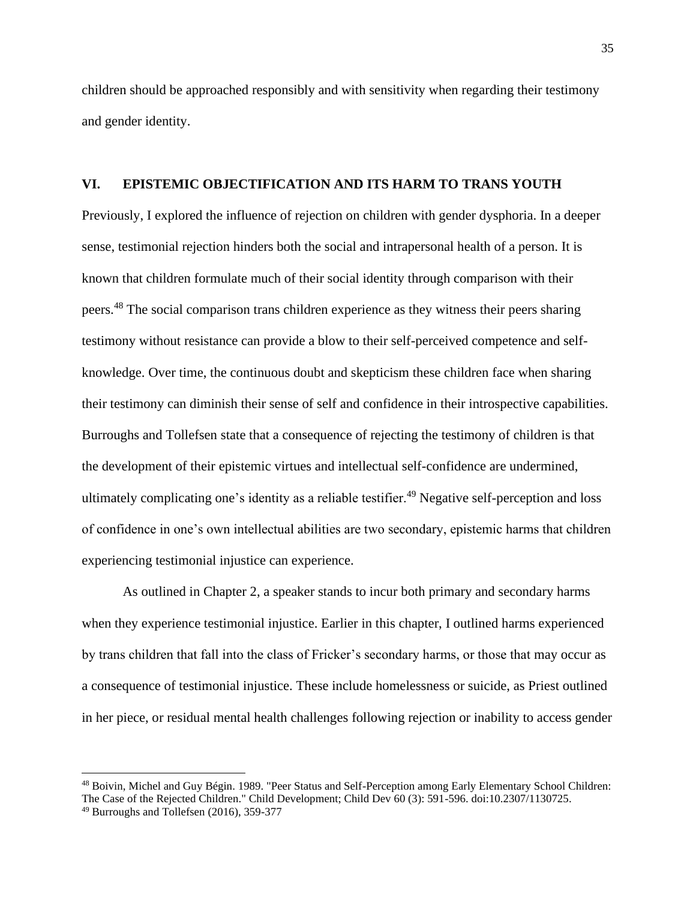children should be approached responsibly and with sensitivity when regarding their testimony and gender identity.

## VI. EPISTEMIC OBJECTIFICATION AND ITS HARM TO TRANS YOUTH

Previously, I explored the influence of rejection on children with gender dysphoria. In a deeper sense, testimonial rejection hinders both the social and intrapersonal health of a person. It is known that children formulate much of their social identity through comparison with their peers.[48] The social comparison trans children experience as they witness their peers sharing testimony without resistance can provide a blow to their self-perceived competence and self-knowledge. Over time, the continuous doubt and skepticism these children face when sharing their testimony can diminish their sense of self and confidence in their introspective capabilities. Burroughs and Tollefsen state that a consequence of rejecting the testimony of children is that the development of their epistemic virtues and intellectual self-confidence are undermined, ultimately complicating one's identity as a reliable testifier.[49] Negative self-perception and loss of confidence in one's own intellectual abilities are two secondary, epistemic harms that children experiencing testimonial injustice can experience.

As outlined in Chapter 2, a speaker stands to incur both primary and secondary harms when they experience testimonial injustice. Earlier in this chapter, I outlined harms experienced by trans children that fall into the class of Fricker's secondary harms, or those that may occur as a consequence of testimonial injustice. These include homelessness or suicide, as Priest outlined in her piece, or residual mental health challenges following rejection or inability to access gender

---

[48] Boivin, Michel and Guy Bégin. 1989. "Peer Status and Self-Perception among Early Elementary School Children: The Case of the Rejected Children." Child Development; Child Dev 60 (3): 591-596. doi:10.2307/1130725.

[49] Burroughs and Tollefsen (2016), 359-377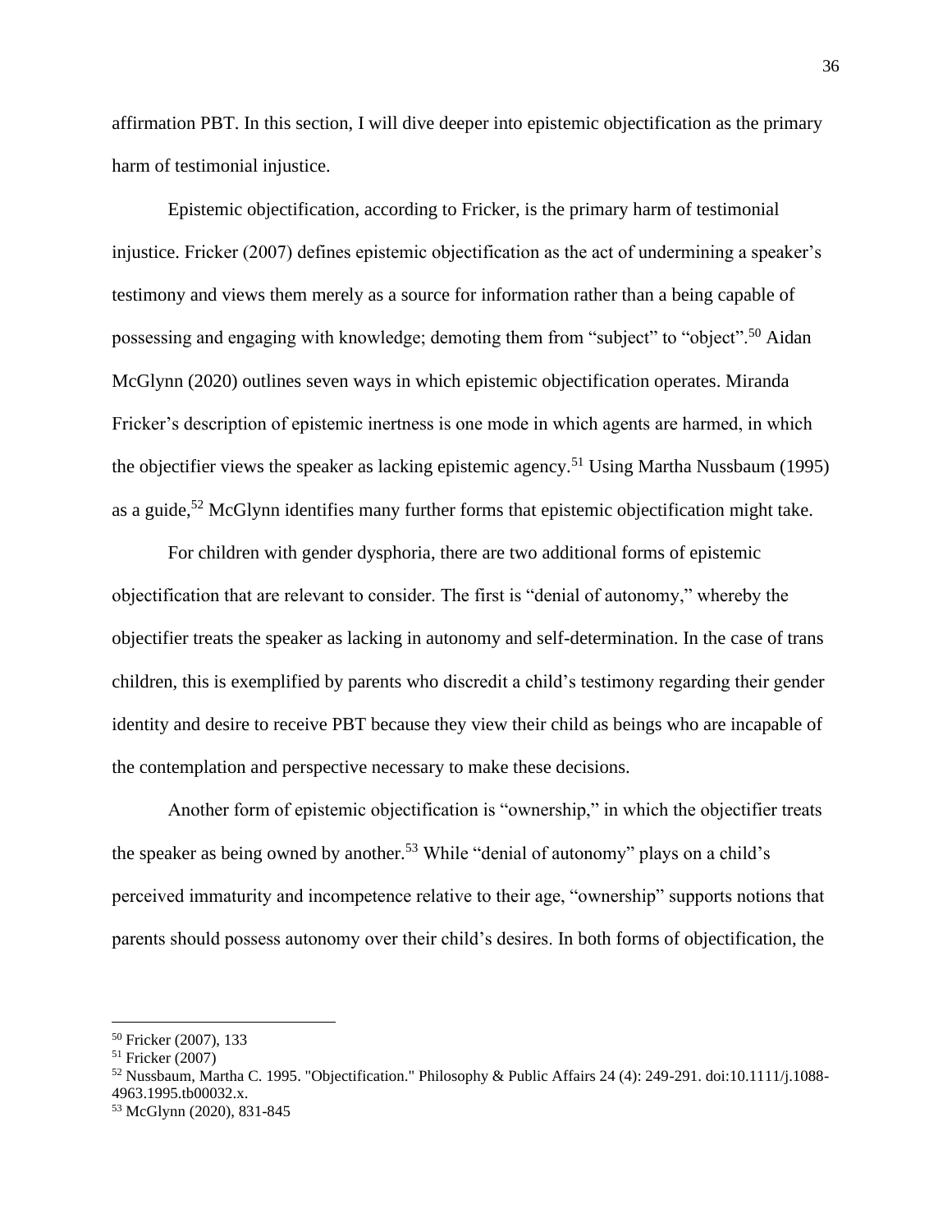affirmation PBT. In this section, I will dive deeper into epistemic objectification as the primary harm of testimonial injustice.

Epistemic objectification, according to Fricker, is the primary harm of testimonial injustice. Fricker (2007) defines epistemic objectification as the act of undermining a speaker's testimony and views them merely as a source for information rather than a being capable of possessing and engaging with knowledge; demoting them from "subject" to "object".[50] Aidan McGlynn (2020) outlines seven ways in which epistemic objectification operates. Miranda Fricker's description of epistemic inertness is one mode in which agents are harmed, in which the objectifier views the speaker as lacking epistemic agency.[51] Using Martha Nussbaum (1995) as a guide,[52] McGlynn identifies many further forms that epistemic objectification might take.

For children with gender dysphoria, there are two additional forms of epistemic objectification that are relevant to consider. The first is "denial of autonomy," whereby the objectifier treats the speaker as lacking in autonomy and self-determination. In the case of trans children, this is exemplified by parents who discredit a child's testimony regarding their gender identity and desire to receive PBT because they view their child as beings who are incapable of the contemplation and perspective necessary to make these decisions.

Another form of epistemic objectification is "ownership," in which the objectifier treats the speaker as being owned by another.[53] While "denial of autonomy" plays on a child's perceived immaturity and incompetence relative to their age, "ownership" supports notions that parents should possess autonomy over their child's desires. In both forms of objectification, the

---

[50] Fricker (2007), 133

[51] Fricker (2007)

[52] Nussbaum, Martha C. 1995. "Objectification." Philosophy & Public Affairs 24 (4): 249-291. doi:10.1111/j.1088-4963.1995.tb00032.x.

[53] McGlynn (2020), 831-845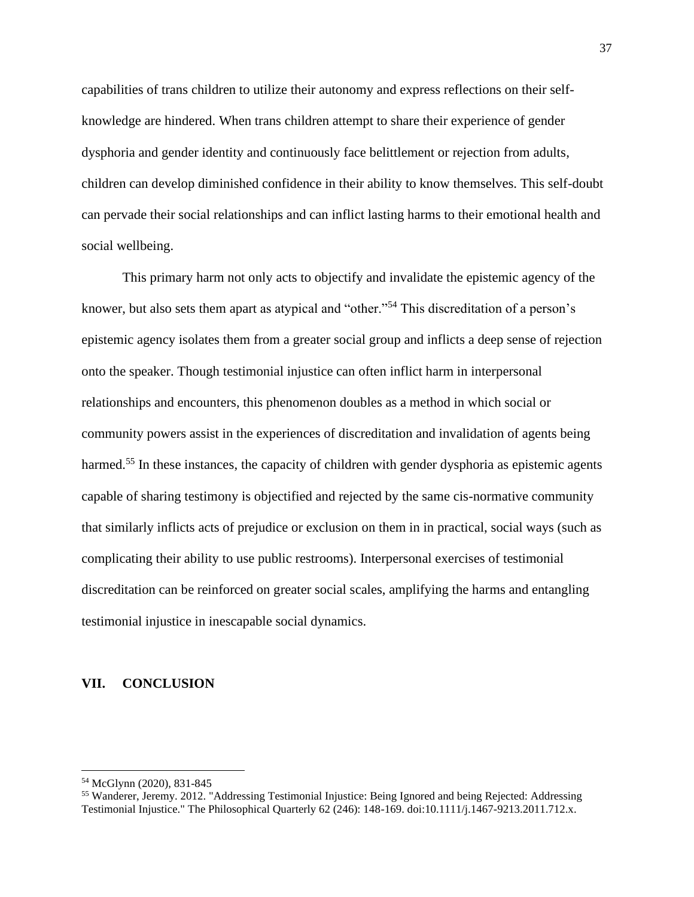capabilities of trans children to utilize their autonomy and express reflections on their self-knowledge are hindered. When trans children attempt to share their experience of gender dysphoria and gender identity and continuously face belittlement or rejection from adults, children can develop diminished confidence in their ability to know themselves. This self-doubt can pervade their social relationships and can inflict lasting harms to their emotional health and social wellbeing.

This primary harm not only acts to objectify and invalidate the epistemic agency of the knower, but also sets them apart as atypical and "other."[54] This discreditation of a person's epistemic agency isolates them from a greater social group and inflicts a deep sense of rejection onto the speaker. Though testimonial injustice can often inflict harm in interpersonal relationships and encounters, this phenomenon doubles as a method in which social or community powers assist in the experiences of discreditation and invalidation of agents being harmed.[55] In these instances, the capacity of children with gender dysphoria as epistemic agents capable of sharing testimony is objectified and rejected by the same cis-normative community that similarly inflicts acts of prejudice or exclusion on them in in practical, social ways (such as complicating their ability to use public restrooms). Interpersonal exercises of testimonial discreditation can be reinforced on greater social scales, amplifying the harms and entangling testimonial injustice in inescapable social dynamics.

## VII. CONCLUSION

---

[54] McGlynn (2020), 831-845

[55] Wanderer, Jeremy. 2012. "Addressing Testimonial Injustice: Being Ignored and being Rejected: Addressing Testimonial Injustice." The Philosophical Quarterly 62 (246): 148-169. doi:10.1111/j.1467-9213.2011.712.x.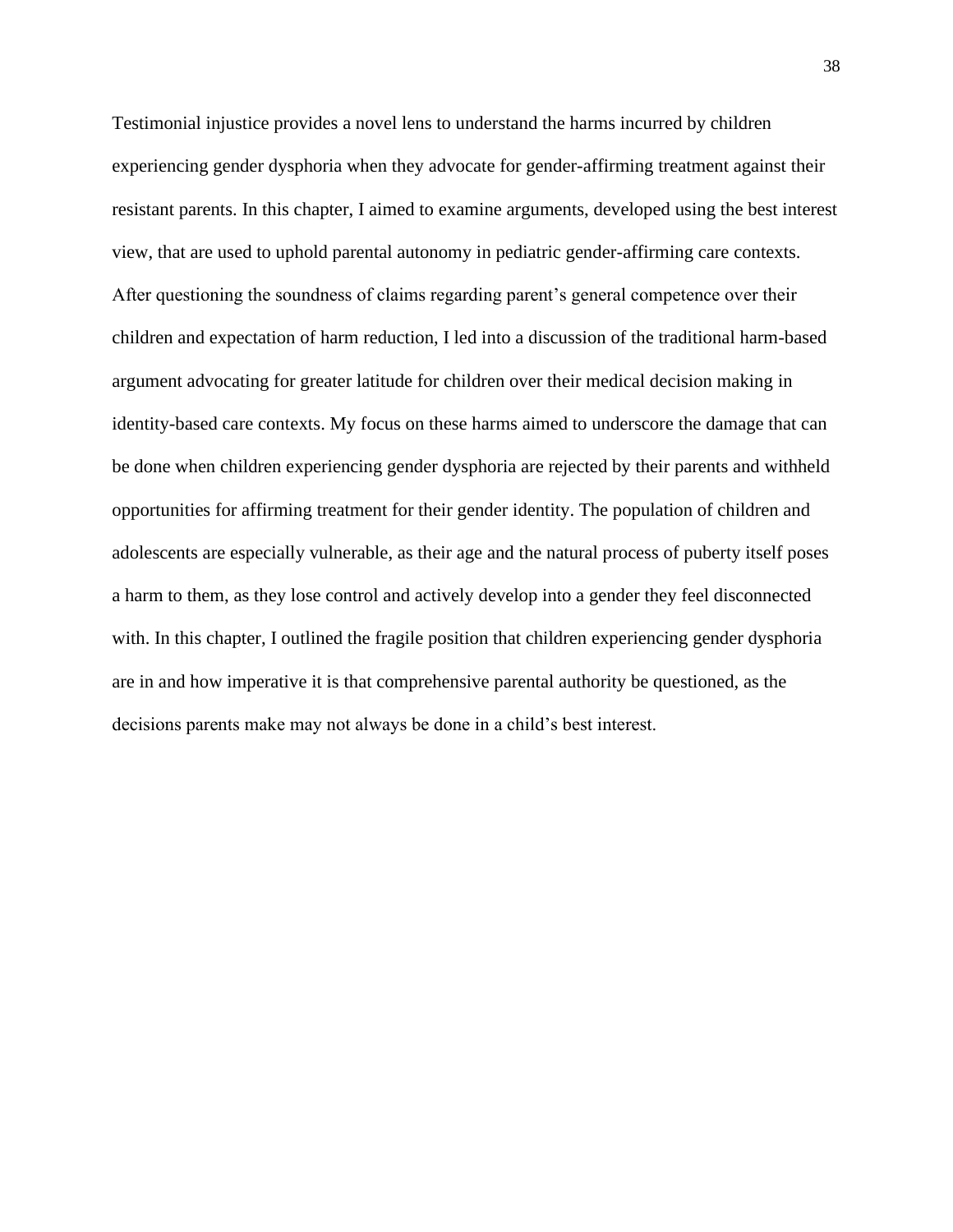Testimonial injustice provides a novel lens to understand the harms incurred by children experiencing gender dysphoria when they advocate for gender-affirming treatment against their resistant parents. In this chapter, I aimed to examine arguments, developed using the best interest view, that are used to uphold parental autonomy in pediatric gender-affirming care contexts. After questioning the soundness of claims regarding parent's general competence over their children and expectation of harm reduction, I led into a discussion of the traditional harm-based argument advocating for greater latitude for children over their medical decision making in identity-based care contexts. My focus on these harms aimed to underscore the damage that can be done when children experiencing gender dysphoria are rejected by their parents and withheld opportunities for affirming treatment for their gender identity. The population of children and adolescents are especially vulnerable, as their age and the natural process of puberty itself poses a harm to them, as they lose control and actively develop into a gender they feel disconnected with. In this chapter, I outlined the fragile position that children experiencing gender dysphoria are in and how imperative it is that comprehensive parental authority be questioned, as the decisions parents make may not always be done in a child's best interest.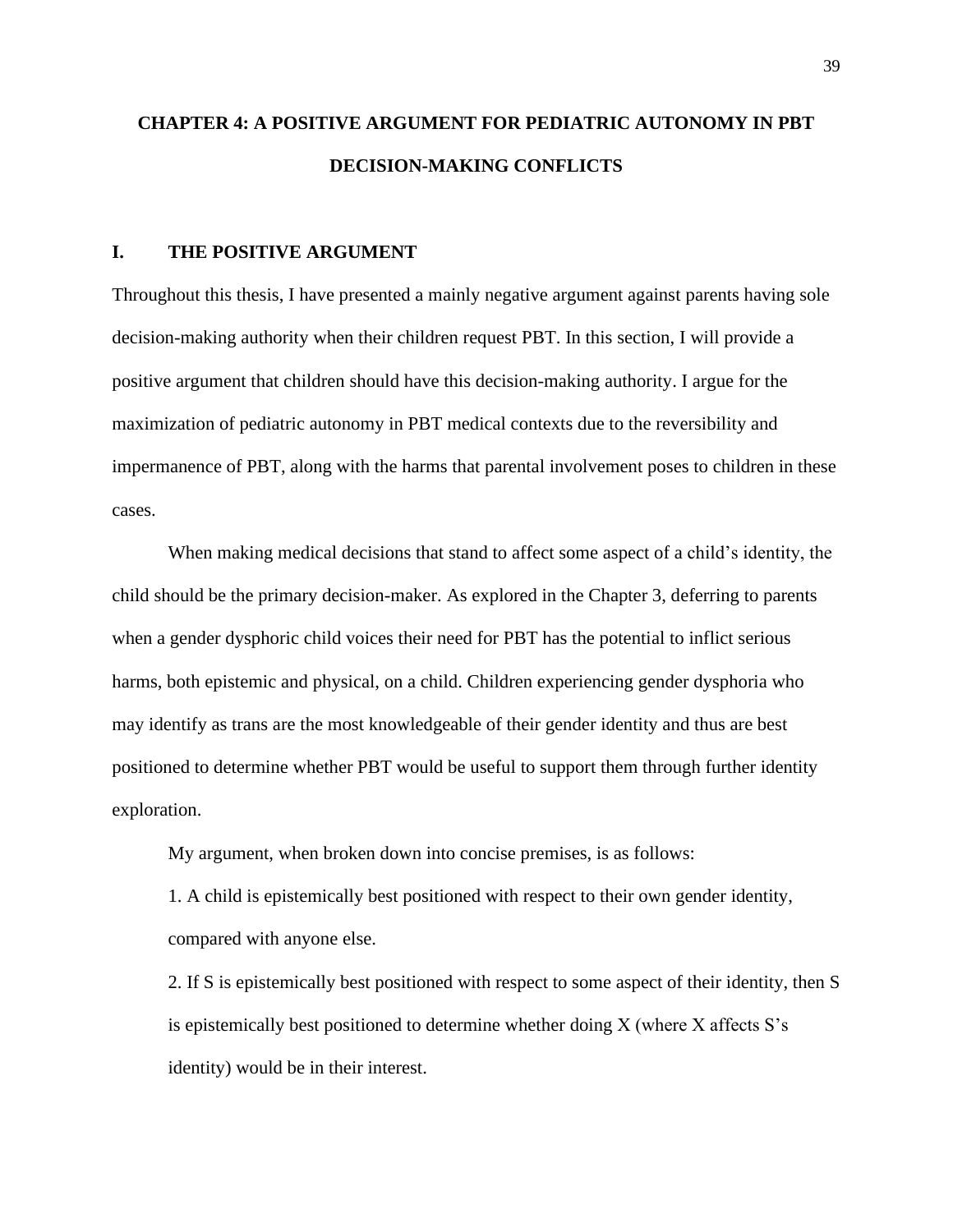# CHAPTER 4: A POSITIVE ARGUMENT FOR PEDIATRIC AUTONOMY IN PBT DECISION-MAKING CONFLICTS

## I. THE POSITIVE ARGUMENT

Throughout this thesis, I have presented a mainly negative argument against parents having sole decision-making authority when their children request PBT. In this section, I will provide a positive argument that children should have this decision-making authority. I argue for the maximization of pediatric autonomy in PBT medical contexts due to the reversibility and impermanence of PBT, along with the harms that parental involvement poses to children in these cases.

When making medical decisions that stand to affect some aspect of a child's identity, the child should be the primary decision-maker. As explored in the Chapter 3, deferring to parents when a gender dysphoric child voices their need for PBT has the potential to inflict serious harms, both epistemic and physical, on a child. Children experiencing gender dysphoria who may identify as trans are the most knowledgeable of their gender identity and thus are best positioned to determine whether PBT would be useful to support them through further identity exploration.

My argument, when broken down into concise premises, is as follows:

1. A child is epistemically best positioned with respect to their own gender identity, compared with anyone else.

2. If S is epistemically best positioned with respect to some aspect of their identity, then S is epistemically best positioned to determine whether doing X (where X affects S's identity) would be in their interest.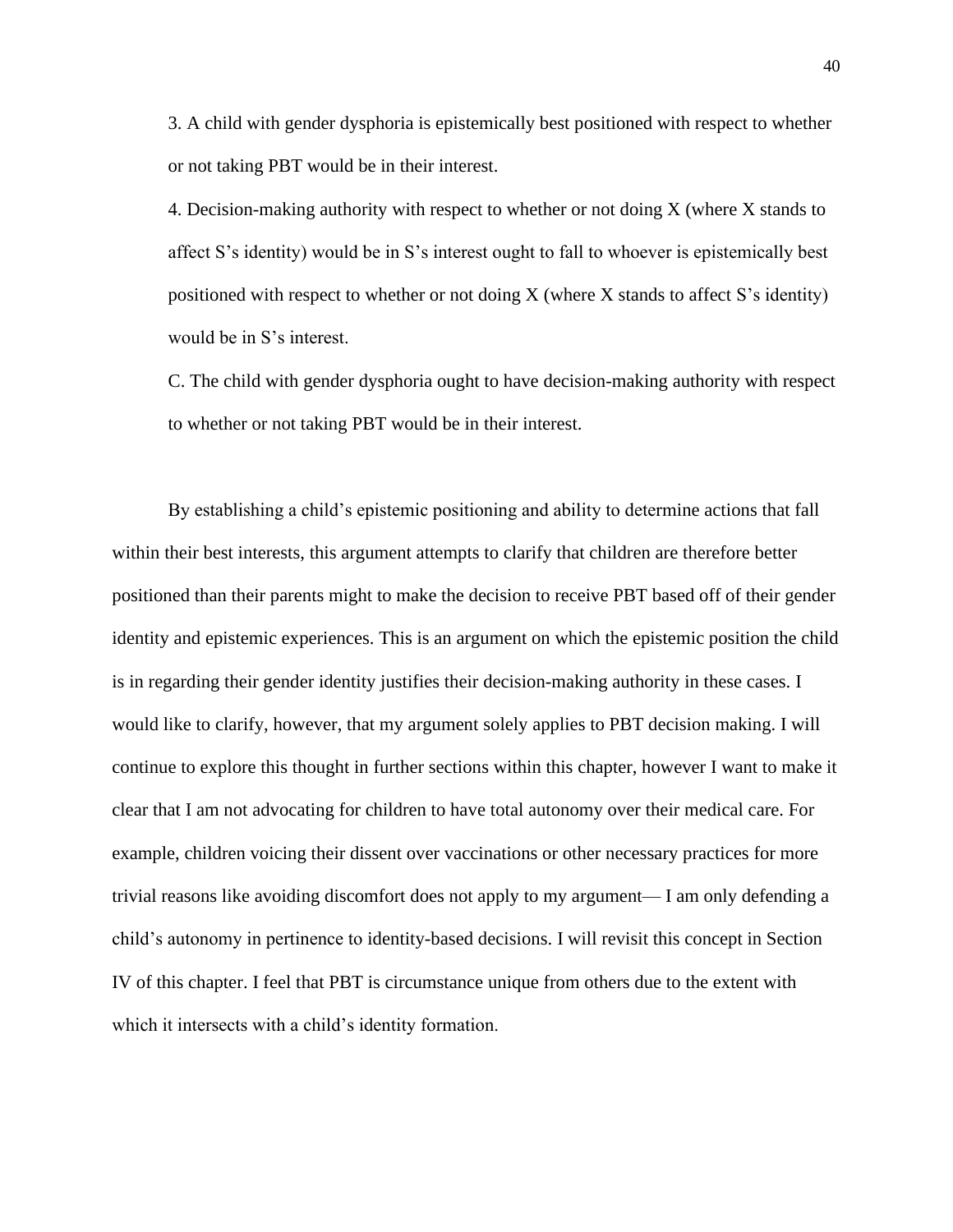3. A child with gender dysphoria is epistemically best positioned with respect to whether or not taking PBT would be in their interest.

4. Decision-making authority with respect to whether or not doing X (where X stands to affect S's identity) would be in S's interest ought to fall to whoever is epistemically best positioned with respect to whether or not doing X (where X stands to affect S's identity) would be in S's interest.

C. The child with gender dysphoria ought to have decision-making authority with respect to whether or not taking PBT would be in their interest.

By establishing a child's epistemic positioning and ability to determine actions that fall within their best interests, this argument attempts to clarify that children are therefore better positioned than their parents might to make the decision to receive PBT based off of their gender identity and epistemic experiences. This is an argument on which the epistemic position the child is in regarding their gender identity justifies their decision-making authority in these cases. I would like to clarify, however, that my argument solely applies to PBT decision making. I will continue to explore this thought in further sections within this chapter, however I want to make it clear that I am not advocating for children to have total autonomy over their medical care. For example, children voicing their dissent over vaccinations or other necessary practices for more trivial reasons like avoiding discomfort does not apply to my argument— I am only defending a child's autonomy in pertinence to identity-based decisions. I will revisit this concept in Section IV of this chapter. I feel that PBT is circumstance unique from others due to the extent with which it intersects with a child's identity formation.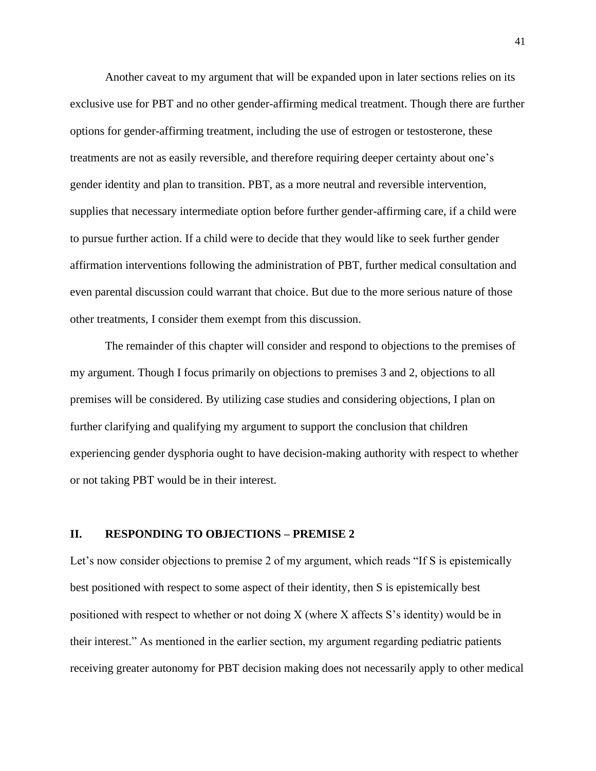Another caveat to my argument that will be expanded upon in later sections relies on its exclusive use for PBT and no other gender-affirming medical treatment. Though there are further options for gender-affirming treatment, including the use of estrogen or testosterone, these treatments are not as easily reversible, and therefore requiring deeper certainty about one's gender identity and plan to transition. PBT, as a more neutral and reversible intervention, supplies that necessary intermediate option before further gender-affirming care, if a child were to pursue further action. If a child were to decide that they would like to seek further gender affirmation interventions following the administration of PBT, further medical consultation and even parental discussion could warrant that choice. But due to the more serious nature of those other treatments, I consider them exempt from this discussion.

The remainder of this chapter will consider and respond to objections to the premises of my argument. Though I focus primarily on objections to premises 3 and 2, objections to all premises will be considered. By utilizing case studies and considering objections, I plan on further clarifying and qualifying my argument to support the conclusion that children experiencing gender dysphoria ought to have decision-making authority with respect to whether or not taking PBT would be in their interest.

## II. RESPONDING TO OBJECTIONS – PREMISE 2

Let's now consider objections to premise 2 of my argument, which reads "If S is epistemically best positioned with respect to some aspect of their identity, then S is epistemically best positioned with respect to whether or not doing X (where X affects S's identity) would be in their interest." As mentioned in the earlier section, my argument regarding pediatric patients receiving greater autonomy for PBT decision making does not necessarily apply to other medical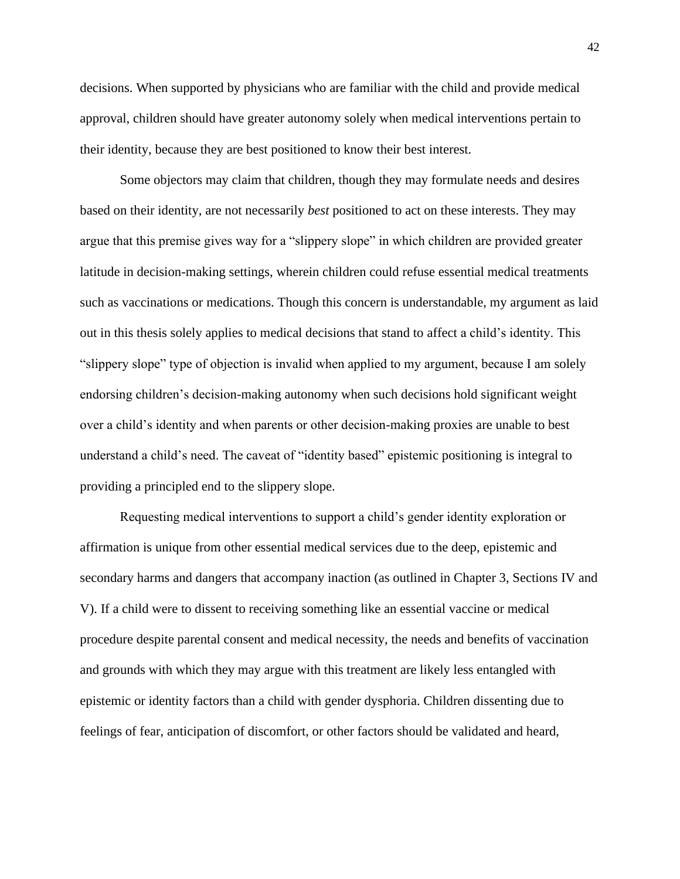decisions. When supported by physicians who are familiar with the child and provide medical approval, children should have greater autonomy solely when medical interventions pertain to their identity, because they are best positioned to know their best interest.

Some objectors may claim that children, though they may formulate needs and desires based on their identity, are not necessarily *best* positioned to act on these interests. They may argue that this premise gives way for a "slippery slope" in which children are provided greater latitude in decision-making settings, wherein children could refuse essential medical treatments such as vaccinations or medications. Though this concern is understandable, my argument as laid out in this thesis solely applies to medical decisions that stand to affect a child's identity. This "slippery slope" type of objection is invalid when applied to my argument, because I am solely endorsing children's decision-making autonomy when such decisions hold significant weight over a child's identity and when parents or other decision-making proxies are unable to best understand a child's need. The caveat of "identity based" epistemic positioning is integral to providing a principled end to the slippery slope.

Requesting medical interventions to support a child's gender identity exploration or affirmation is unique from other essential medical services due to the deep, epistemic and secondary harms and dangers that accompany inaction (as outlined in Chapter 3, Sections IV and V). If a child were to dissent to receiving something like an essential vaccine or medical procedure despite parental consent and medical necessity, the needs and benefits of vaccination and grounds with which they may argue with this treatment are likely less entangled with epistemic or identity factors than a child with gender dysphoria. Children dissenting due to feelings of fear, anticipation of discomfort, or other factors should be validated and heard,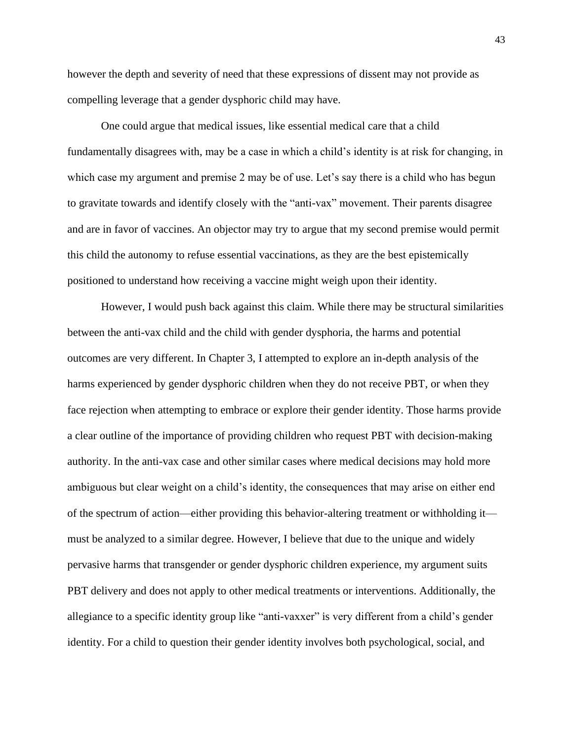however the depth and severity of need that these expressions of dissent may not provide as compelling leverage that a gender dysphoric child may have.

One could argue that medical issues, like essential medical care that a child fundamentally disagrees with, may be a case in which a child's identity is at risk for changing, in which case my argument and premise 2 may be of use. Let's say there is a child who has begun to gravitate towards and identify closely with the "anti-vax" movement. Their parents disagree and are in favor of vaccines. An objector may try to argue that my second premise would permit this child the autonomy to refuse essential vaccinations, as they are the best epistemically positioned to understand how receiving a vaccine might weigh upon their identity.

However, I would push back against this claim. While there may be structural similarities between the anti-vax child and the child with gender dysphoria, the harms and potential outcomes are very different. In Chapter 3, I attempted to explore an in-depth analysis of the harms experienced by gender dysphoric children when they do not receive PBT, or when they face rejection when attempting to embrace or explore their gender identity. Those harms provide a clear outline of the importance of providing children who request PBT with decision-making authority. In the anti-vax case and other similar cases where medical decisions may hold more ambiguous but clear weight on a child's identity, the consequences that may arise on either end of the spectrum of action—either providing this behavior-altering treatment or withholding it—must be analyzed to a similar degree. However, I believe that due to the unique and widely pervasive harms that transgender or gender dysphoric children experience, my argument suits PBT delivery and does not apply to other medical treatments or interventions. Additionally, the allegiance to a specific identity group like "anti-vaxxer" is very different from a child's gender identity. For a child to question their gender identity involves both psychological, social, and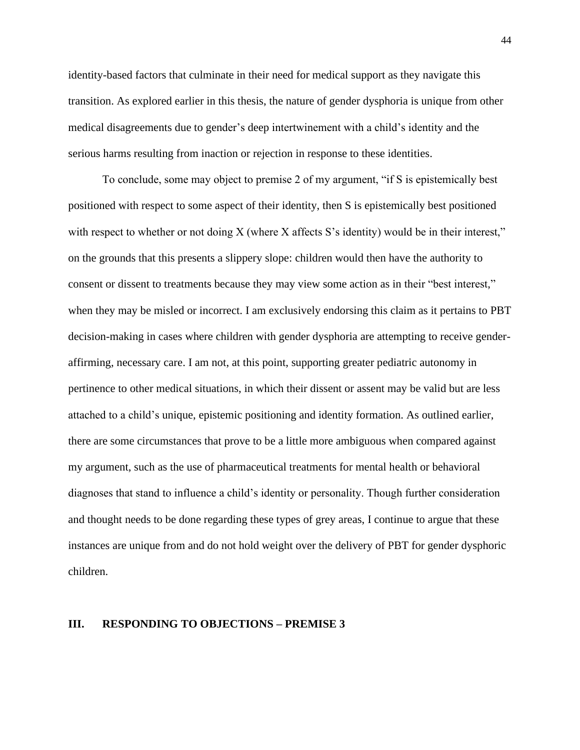identity-based factors that culminate in their need for medical support as they navigate this transition. As explored earlier in this thesis, the nature of gender dysphoria is unique from other medical disagreements due to gender's deep intertwinement with a child's identity and the serious harms resulting from inaction or rejection in response to these identities.

To conclude, some may object to premise 2 of my argument, "if S is epistemically best positioned with respect to some aspect of their identity, then S is epistemically best positioned with respect to whether or not doing X (where X affects S's identity) would be in their interest," on the grounds that this presents a slippery slope: children would then have the authority to consent or dissent to treatments because they may view some action as in their "best interest," when they may be misled or incorrect. I am exclusively endorsing this claim as it pertains to PBT decision-making in cases where children with gender dysphoria are attempting to receive gender-affirming, necessary care. I am not, at this point, supporting greater pediatric autonomy in pertinence to other medical situations, in which their dissent or assent may be valid but are less attached to a child's unique, epistemic positioning and identity formation. As outlined earlier, there are some circumstances that prove to be a little more ambiguous when compared against my argument, such as the use of pharmaceutical treatments for mental health or behavioral diagnoses that stand to influence a child's identity or personality. Though further consideration and thought needs to be done regarding these types of grey areas, I continue to argue that these instances are unique from and do not hold weight over the delivery of PBT for gender dysphoric children.

## III. RESPONDING TO OBJECTIONS – PREMISE 3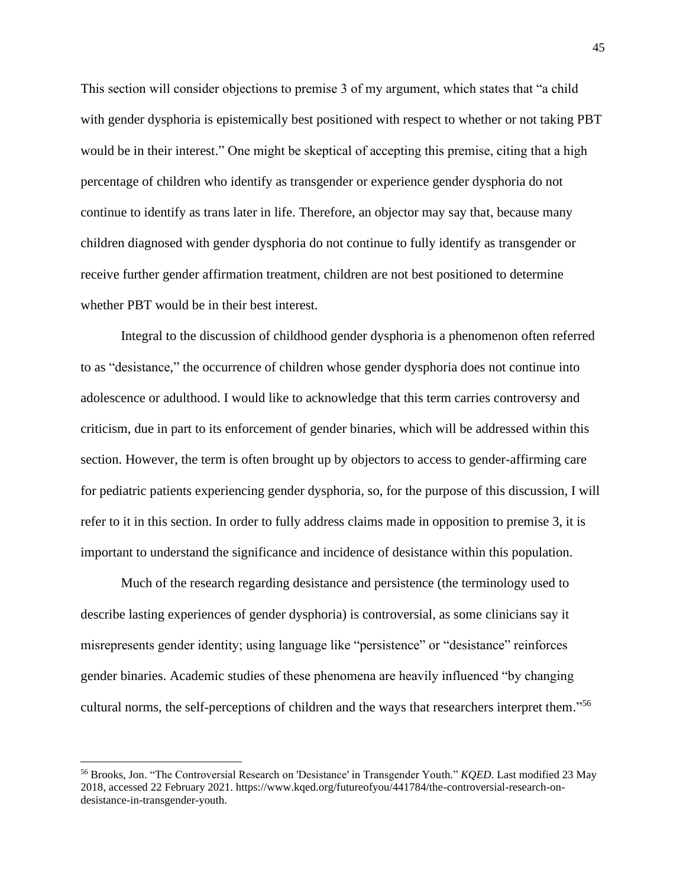This section will consider objections to premise 3 of my argument, which states that "a child with gender dysphoria is epistemically best positioned with respect to whether or not taking PBT would be in their interest." One might be skeptical of accepting this premise, citing that a high percentage of children who identify as transgender or experience gender dysphoria do not continue to identify as trans later in life. Therefore, an objector may say that, because many children diagnosed with gender dysphoria do not continue to fully identify as transgender or receive further gender affirmation treatment, children are not best positioned to determine whether PBT would be in their best interest.

Integral to the discussion of childhood gender dysphoria is a phenomenon often referred to as "desistance," the occurrence of children whose gender dysphoria does not continue into adolescence or adulthood. I would like to acknowledge that this term carries controversy and criticism, due in part to its enforcement of gender binaries, which will be addressed within this section. However, the term is often brought up by objectors to access to gender-affirming care for pediatric patients experiencing gender dysphoria, so, for the purpose of this discussion, I will refer to it in this section. In order to fully address claims made in opposition to premise 3, it is important to understand the significance and incidence of desistance within this population.

Much of the research regarding desistance and persistence (the terminology used to describe lasting experiences of gender dysphoria) is controversial, as some clinicians say it misrepresents gender identity; using language like "persistence" or "desistance" reinforces gender binaries. Academic studies of these phenomena are heavily influenced "by changing cultural norms, the self-perceptions of children and the ways that researchers interpret them."[56]

---

[56] Brooks, Jon. "The Controversial Research on 'Desistance' in Transgender Youth." *KQED*. Last modified 23 May 2018, accessed 22 February 2021. https://www.kqed.org/futureofyou/441784/the-controversial-research-on-desistance-in-transgender-youth.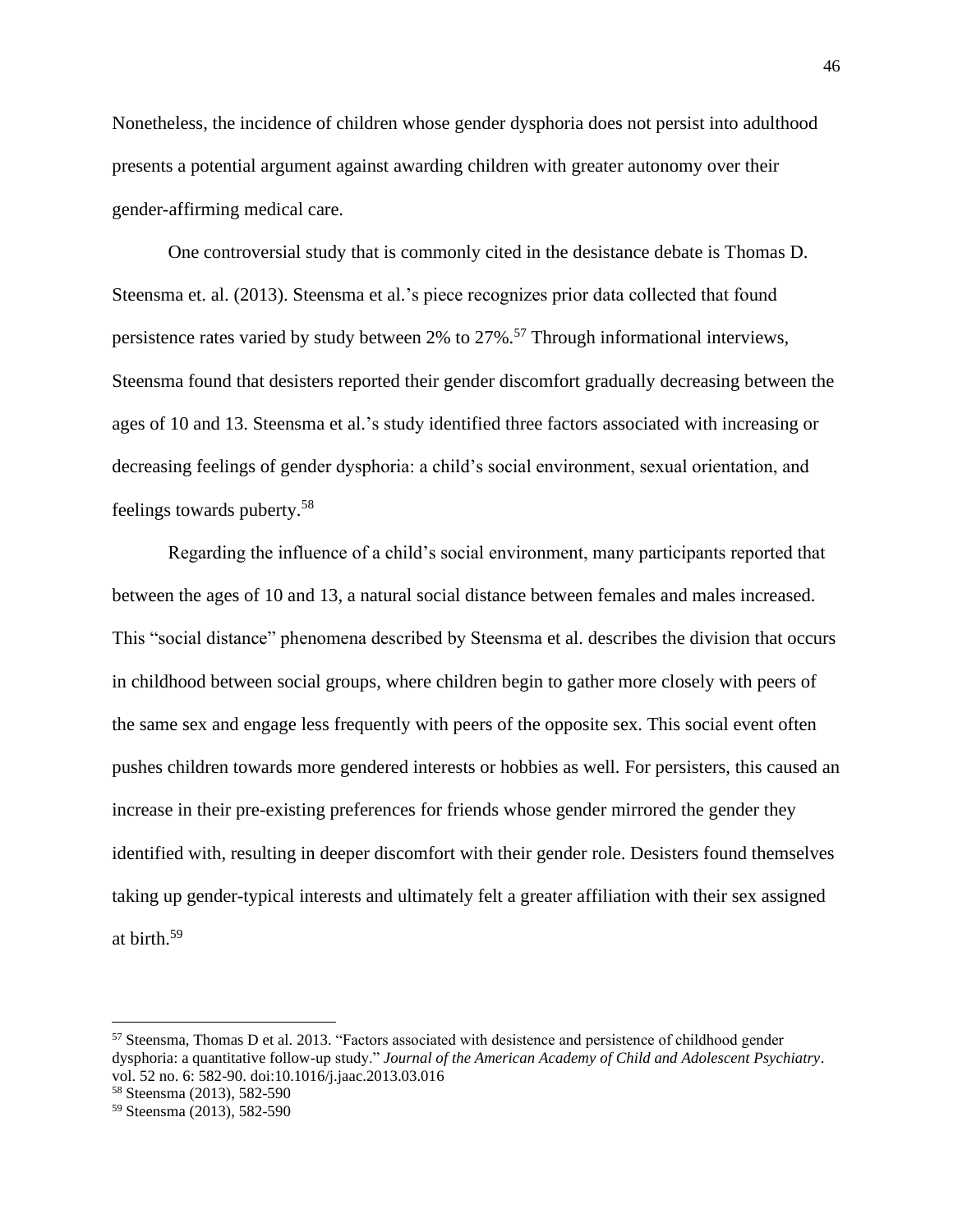Nonetheless, the incidence of children whose gender dysphoria does not persist into adulthood presents a potential argument against awarding children with greater autonomy over their gender-affirming medical care.

One controversial study that is commonly cited in the desistance debate is Thomas D. Steensma et. al. (2013). Steensma et al.'s piece recognizes prior data collected that found persistence rates varied by study between 2% to 27%.[57] Through informational interviews, Steensma found that desisters reported their gender discomfort gradually decreasing between the ages of 10 and 13. Steensma et al.'s study identified three factors associated with increasing or decreasing feelings of gender dysphoria: a child's social environment, sexual orientation, and feelings towards puberty.[58]

Regarding the influence of a child's social environment, many participants reported that between the ages of 10 and 13, a natural social distance between females and males increased. This "social distance" phenomena described by Steensma et al. describes the division that occurs in childhood between social groups, where children begin to gather more closely with peers of the same sex and engage less frequently with peers of the opposite sex. This social event often pushes children towards more gendered interests or hobbies as well. For persisters, this caused an increase in their pre-existing preferences for friends whose gender mirrored the gender they identified with, resulting in deeper discomfort with their gender role. Desisters found themselves taking up gender-typical interests and ultimately felt a greater affiliation with their sex assigned at birth.[59]

---

[57] Steensma, Thomas D et al. 2013. "Factors associated with desistence and persistence of childhood gender dysphoria: a quantitative follow-up study." *Journal of the American Academy of Child and Adolescent Psychiatry*. vol. 52 no. 6: 582-90. doi:10.1016/j.jaac.2013.03.016

[58] Steensma (2013), 582-590

[59] Steensma (2013), 582-590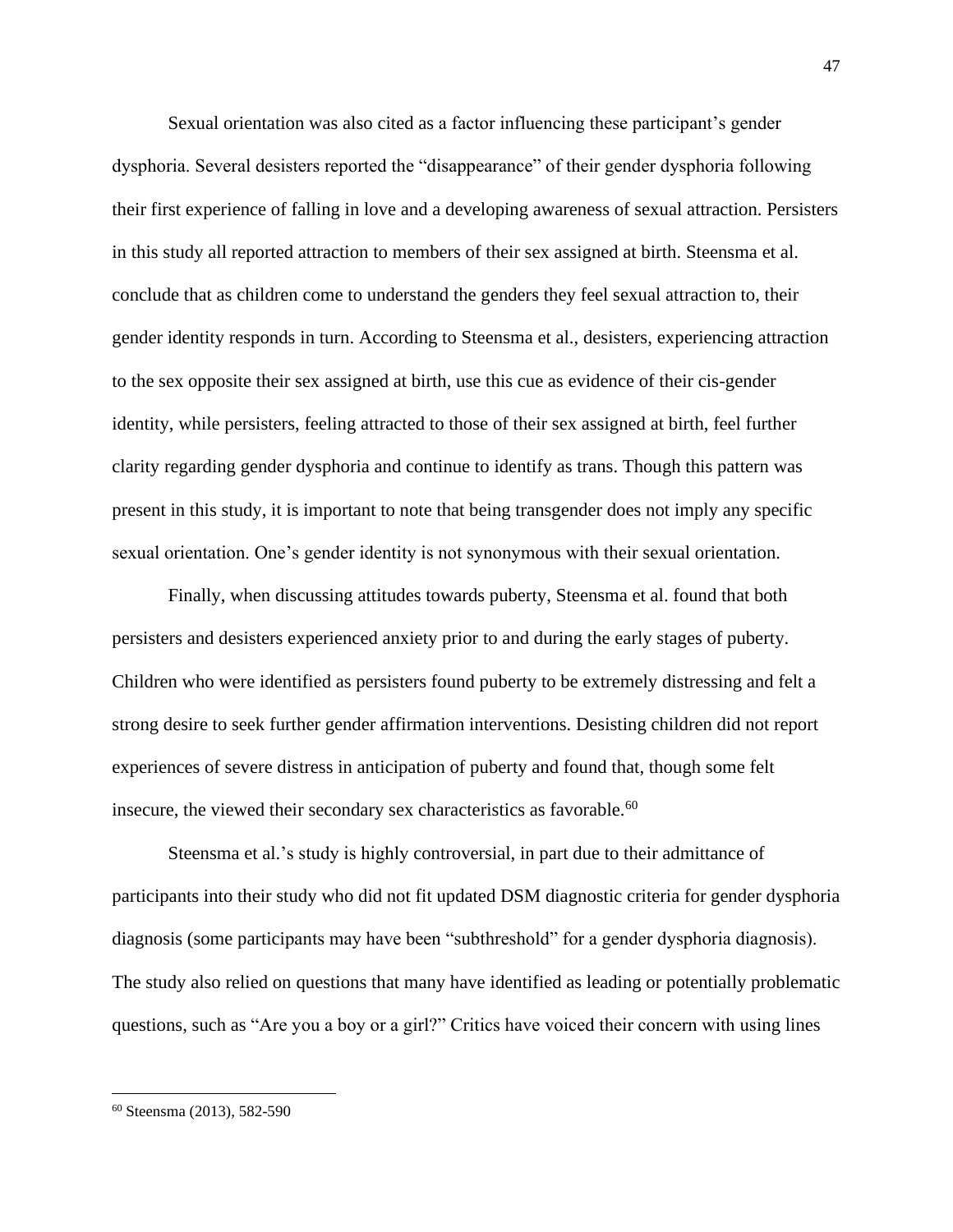Sexual orientation was also cited as a factor influencing these participant's gender dysphoria. Several desisters reported the "disappearance" of their gender dysphoria following their first experience of falling in love and a developing awareness of sexual attraction. Persisters in this study all reported attraction to members of their sex assigned at birth. Steensma et al. conclude that as children come to understand the genders they feel sexual attraction to, their gender identity responds in turn. According to Steensma et al., desisters, experiencing attraction to the sex opposite their sex assigned at birth, use this cue as evidence of their cis-gender identity, while persisters, feeling attracted to those of their sex assigned at birth, feel further clarity regarding gender dysphoria and continue to identify as trans. Though this pattern was present in this study, it is important to note that being transgender does not imply any specific sexual orientation. One's gender identity is not synonymous with their sexual orientation.

Finally, when discussing attitudes towards puberty, Steensma et al. found that both persisters and desisters experienced anxiety prior to and during the early stages of puberty. Children who were identified as persisters found puberty to be extremely distressing and felt a strong desire to seek further gender affirmation interventions. Desisting children did not report experiences of severe distress in anticipation of puberty and found that, though some felt insecure, the viewed their secondary sex characteristics as favorable.[60]

Steensma et al.'s study is highly controversial, in part due to their admittance of participants into their study who did not fit updated DSM diagnostic criteria for gender dysphoria diagnosis (some participants may have been "subthreshold" for a gender dysphoria diagnosis). The study also relied on questions that many have identified as leading or potentially problematic questions, such as "Are you a boy or a girl?" Critics have voiced their concern with using lines

---

[60] Steensma (2013), 582-590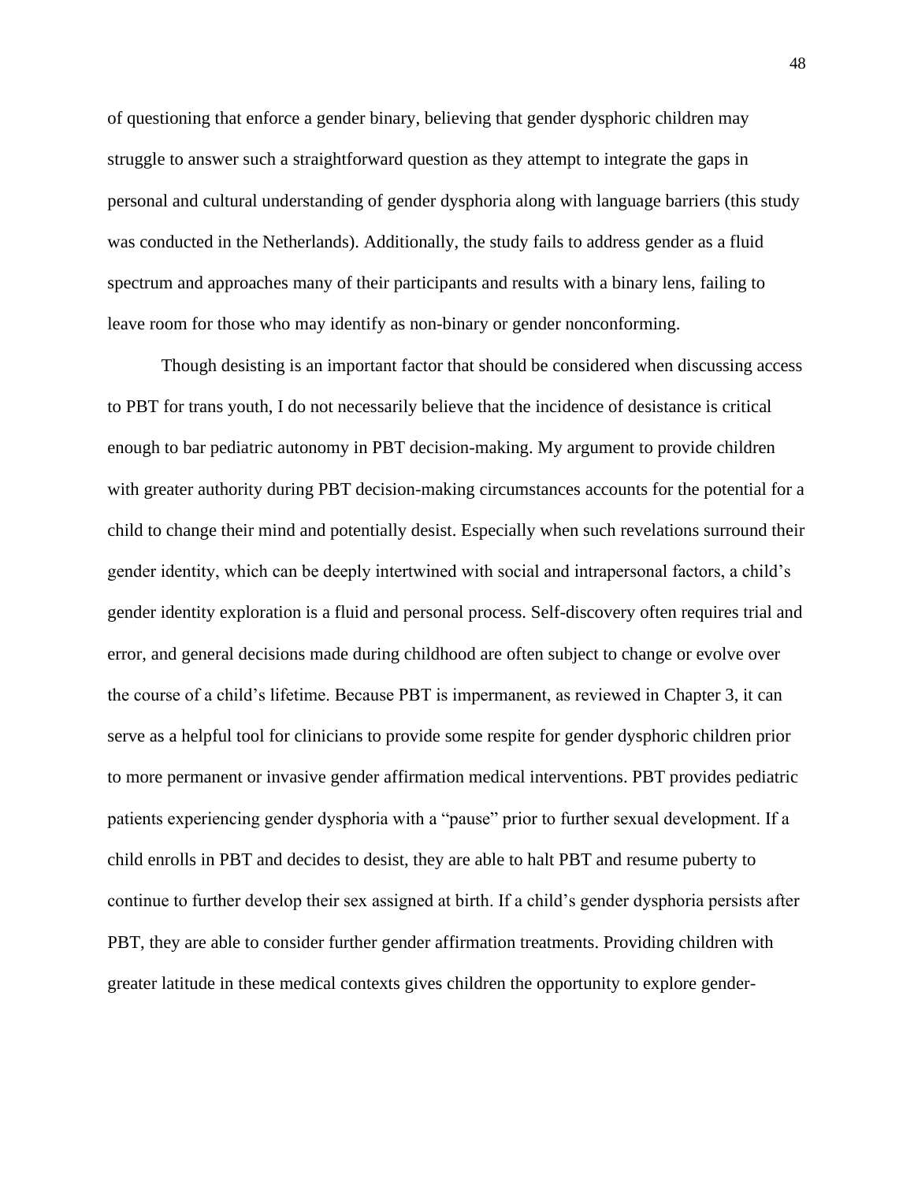of questioning that enforce a gender binary, believing that gender dysphoric children may struggle to answer such a straightforward question as they attempt to integrate the gaps in personal and cultural understanding of gender dysphoria along with language barriers (this study was conducted in the Netherlands). Additionally, the study fails to address gender as a fluid spectrum and approaches many of their participants and results with a binary lens, failing to leave room for those who may identify as non-binary or gender nonconforming.

Though desisting is an important factor that should be considered when discussing access to PBT for trans youth, I do not necessarily believe that the incidence of desistance is critical enough to bar pediatric autonomy in PBT decision-making. My argument to provide children with greater authority during PBT decision-making circumstances accounts for the potential for a child to change their mind and potentially desist. Especially when such revelations surround their gender identity, which can be deeply intertwined with social and intrapersonal factors, a child's gender identity exploration is a fluid and personal process. Self-discovery often requires trial and error, and general decisions made during childhood are often subject to change or evolve over the course of a child's lifetime. Because PBT is impermanent, as reviewed in Chapter 3, it can serve as a helpful tool for clinicians to provide some respite for gender dysphoric children prior to more permanent or invasive gender affirmation medical interventions. PBT provides pediatric patients experiencing gender dysphoria with a "pause" prior to further sexual development. If a child enrolls in PBT and decides to desist, they are able to halt PBT and resume puberty to continue to further develop their sex assigned at birth. If a child's gender dysphoria persists after PBT, they are able to consider further gender affirmation treatments. Providing children with greater latitude in these medical contexts gives children the opportunity to explore gender-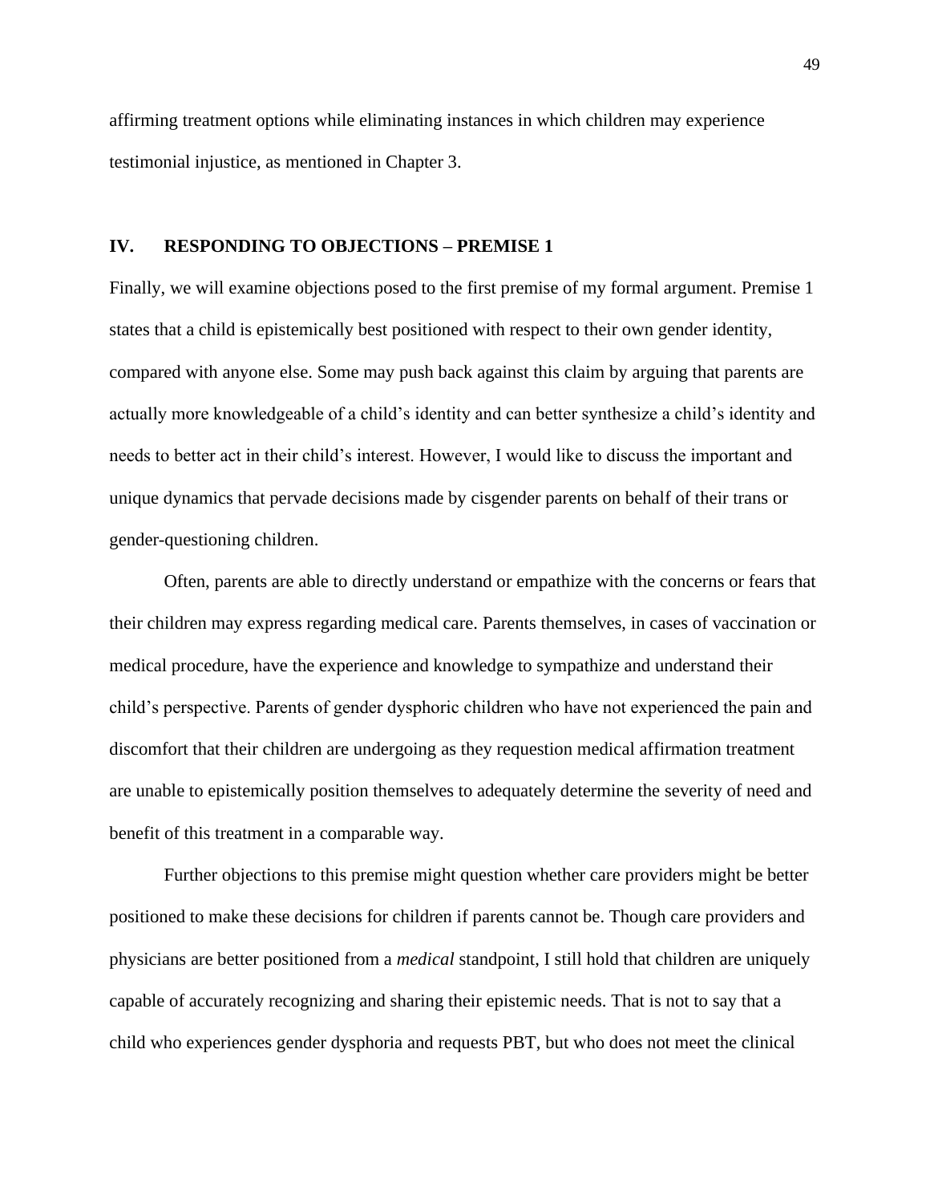affirming treatment options while eliminating instances in which children may experience testimonial injustice, as mentioned in Chapter 3.

## IV. RESPONDING TO OBJECTIONS – PREMISE 1

Finally, we will examine objections posed to the first premise of my formal argument. Premise 1 states that a child is epistemically best positioned with respect to their own gender identity, compared with anyone else. Some may push back against this claim by arguing that parents are actually more knowledgeable of a child's identity and can better synthesize a child's identity and needs to better act in their child's interest. However, I would like to discuss the important and unique dynamics that pervade decisions made by cisgender parents on behalf of their trans or gender-questioning children.

Often, parents are able to directly understand or empathize with the concerns or fears that their children may express regarding medical care. Parents themselves, in cases of vaccination or medical procedure, have the experience and knowledge to sympathize and understand their child's perspective. Parents of gender dysphoric children who have not experienced the pain and discomfort that their children are undergoing as they requestion medical affirmation treatment are unable to epistemically position themselves to adequately determine the severity of need and benefit of this treatment in a comparable way.

Further objections to this premise might question whether care providers might be better positioned to make these decisions for children if parents cannot be. Though care providers and physicians are better positioned from a *medical* standpoint, I still hold that children are uniquely capable of accurately recognizing and sharing their epistemic needs. That is not to say that a child who experiences gender dysphoria and requests PBT, but who does not meet the clinical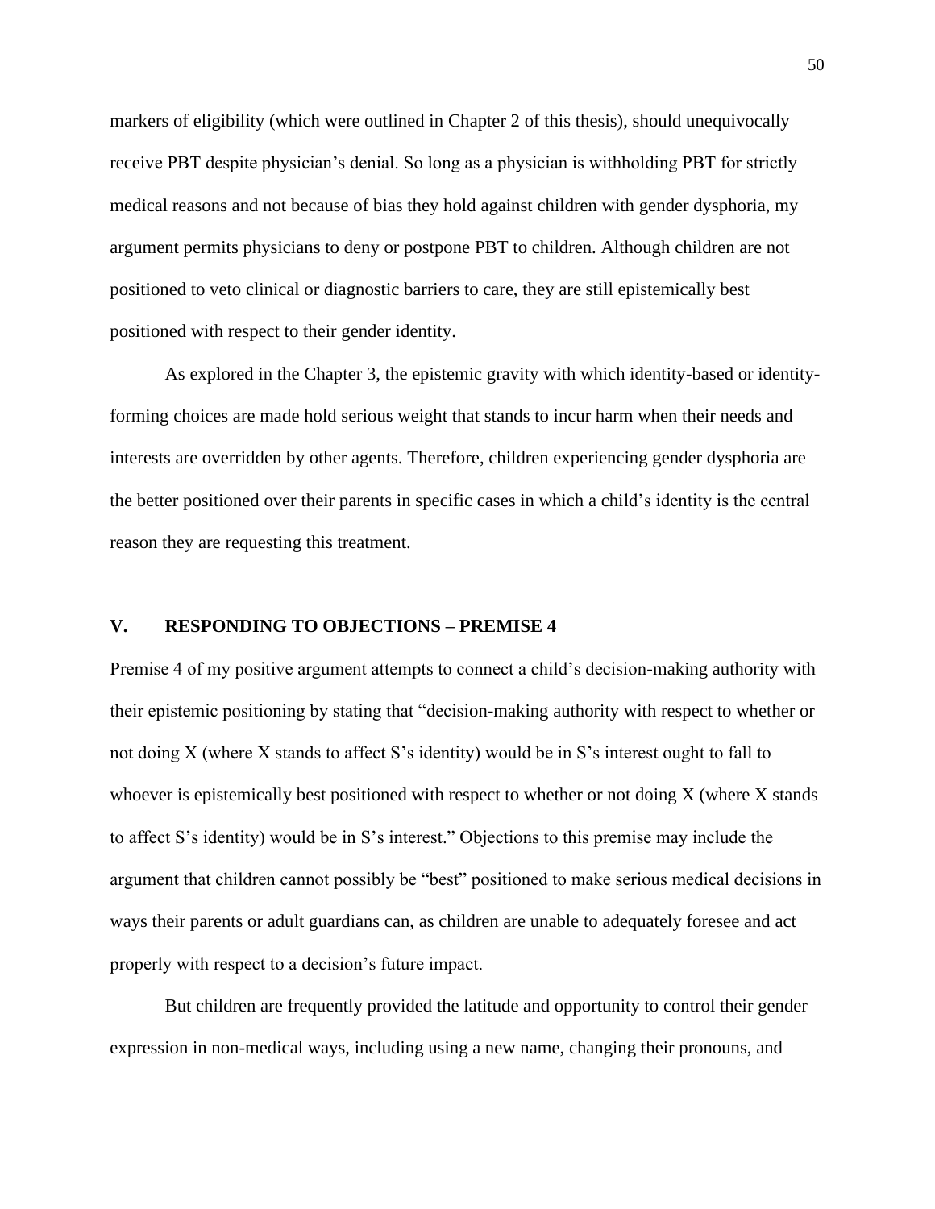markers of eligibility (which were outlined in Chapter 2 of this thesis), should unequivocally receive PBT despite physician's denial. So long as a physician is withholding PBT for strictly medical reasons and not because of bias they hold against children with gender dysphoria, my argument permits physicians to deny or postpone PBT to children. Although children are not positioned to veto clinical or diagnostic barriers to care, they are still epistemically best positioned with respect to their gender identity.

As explored in the Chapter 3, the epistemic gravity with which identity-based or identity-forming choices are made hold serious weight that stands to incur harm when their needs and interests are overridden by other agents. Therefore, children experiencing gender dysphoria are the better positioned over their parents in specific cases in which a child's identity is the central reason they are requesting this treatment.

## V. RESPONDING TO OBJECTIONS – PREMISE 4

Premise 4 of my positive argument attempts to connect a child's decision-making authority with their epistemic positioning by stating that "decision-making authority with respect to whether or not doing X (where X stands to affect S's identity) would be in S's interest ought to fall to whoever is epistemically best positioned with respect to whether or not doing X (where X stands to affect S's identity) would be in S's interest." Objections to this premise may include the argument that children cannot possibly be "best" positioned to make serious medical decisions in ways their parents or adult guardians can, as children are unable to adequately foresee and act properly with respect to a decision's future impact.

But children are frequently provided the latitude and opportunity to control their gender expression in non-medical ways, including using a new name, changing their pronouns, and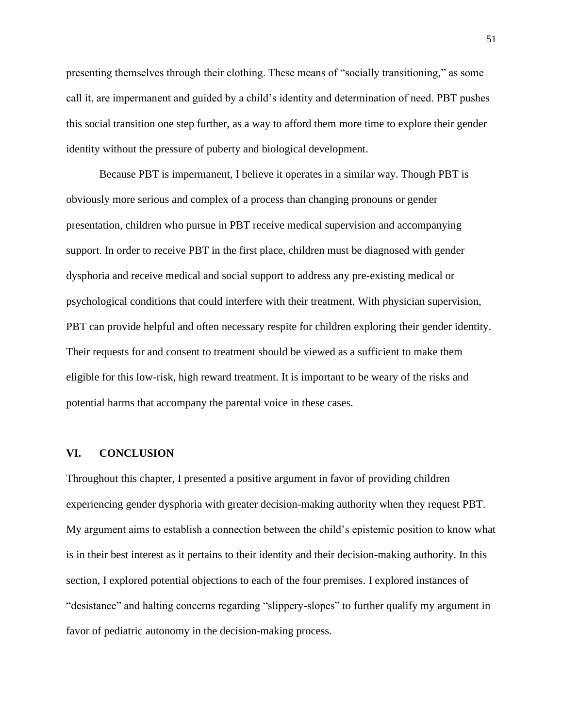presenting themselves through their clothing. These means of "socially transitioning," as some call it, are impermanent and guided by a child's identity and determination of need. PBT pushes this social transition one step further, as a way to afford them more time to explore their gender identity without the pressure of puberty and biological development.

Because PBT is impermanent, I believe it operates in a similar way. Though PBT is obviously more serious and complex of a process than changing pronouns or gender presentation, children who pursue in PBT receive medical supervision and accompanying support. In order to receive PBT in the first place, children must be diagnosed with gender dysphoria and receive medical and social support to address any pre-existing medical or psychological conditions that could interfere with their treatment. With physician supervision, PBT can provide helpful and often necessary respite for children exploring their gender identity. Their requests for and consent to treatment should be viewed as a sufficient to make them eligible for this low-risk, high reward treatment. It is important to be weary of the risks and potential harms that accompany the parental voice in these cases.

## VI. CONCLUSION

Throughout this chapter, I presented a positive argument in favor of providing children experiencing gender dysphoria with greater decision-making authority when they request PBT. My argument aims to establish a connection between the child's epistemic position to know what is in their best interest as it pertains to their identity and their decision-making authority. In this section, I explored potential objections to each of the four premises. I explored instances of "desistance" and halting concerns regarding "slippery-slopes" to further qualify my argument in favor of pediatric autonomy in the decision-making process.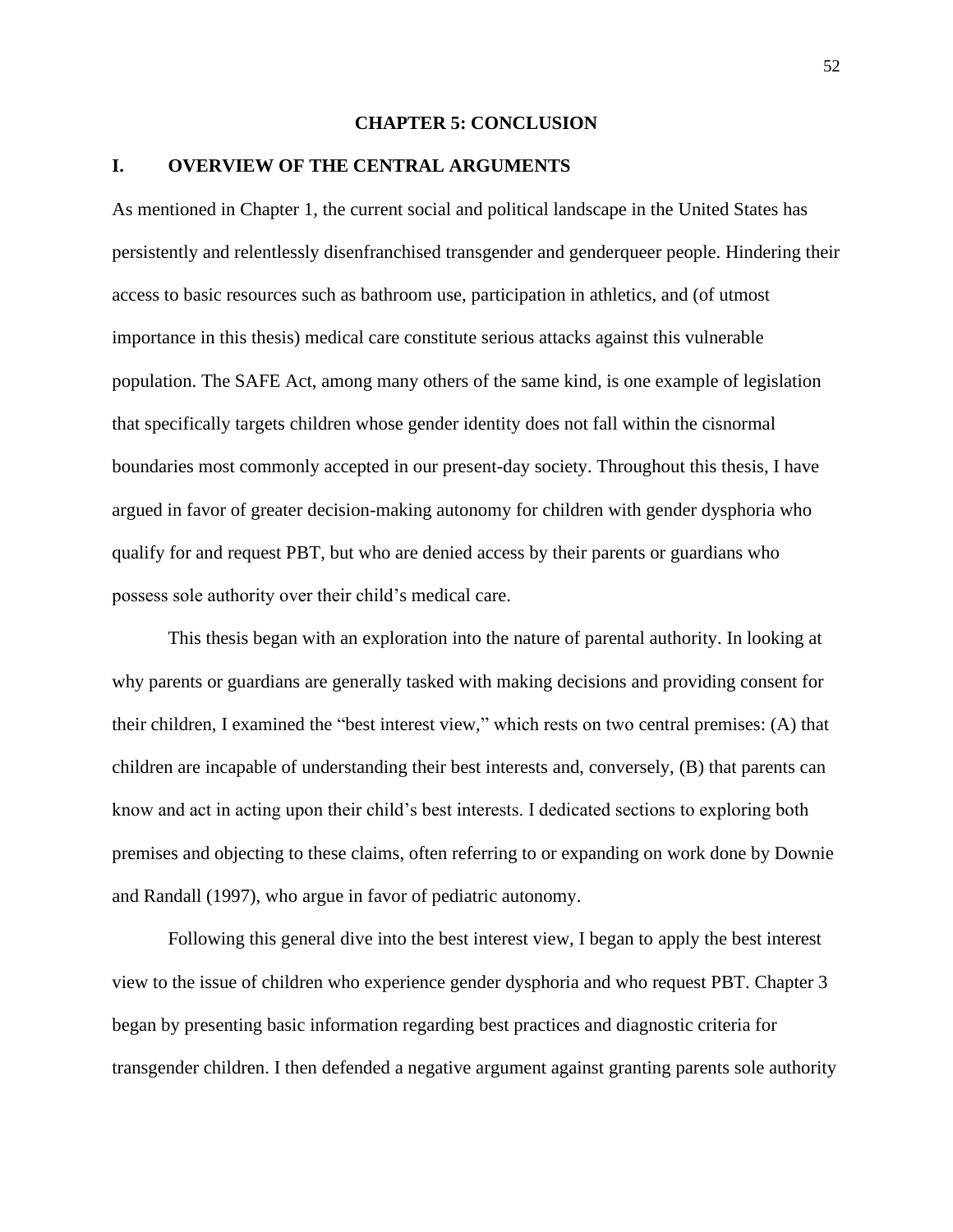# CHAPTER 5: CONCLUSION

## I. OVERVIEW OF THE CENTRAL ARGUMENTS

As mentioned in Chapter 1, the current social and political landscape in the United States has persistently and relentlessly disenfranchised transgender and genderqueer people. Hindering their access to basic resources such as bathroom use, participation in athletics, and (of utmost importance in this thesis) medical care constitute serious attacks against this vulnerable population. The SAFE Act, among many others of the same kind, is one example of legislation that specifically targets children whose gender identity does not fall within the cisnormal boundaries most commonly accepted in our present-day society. Throughout this thesis, I have argued in favor of greater decision-making autonomy for children with gender dysphoria who qualify for and request PBT, but who are denied access by their parents or guardians who possess sole authority over their child's medical care.

This thesis began with an exploration into the nature of parental authority. In looking at why parents or guardians are generally tasked with making decisions and providing consent for their children, I examined the "best interest view," which rests on two central premises: (A) that children are incapable of understanding their best interests and, conversely, (B) that parents can know and act in acting upon their child's best interests. I dedicated sections to exploring both premises and objecting to these claims, often referring to or expanding on work done by Downie and Randall (1997), who argue in favor of pediatric autonomy.

Following this general dive into the best interest view, I began to apply the best interest view to the issue of children who experience gender dysphoria and who request PBT. Chapter 3 began by presenting basic information regarding best practices and diagnostic criteria for transgender children. I then defended a negative argument against granting parents sole authority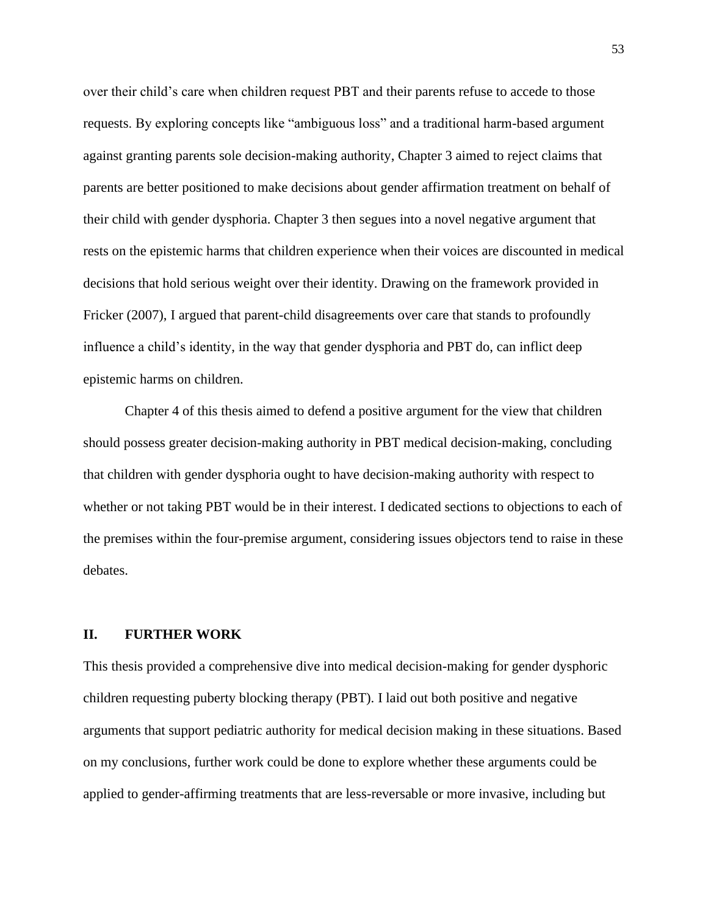over their child's care when children request PBT and their parents refuse to accede to those requests. By exploring concepts like "ambiguous loss" and a traditional harm-based argument against granting parents sole decision-making authority, Chapter 3 aimed to reject claims that parents are better positioned to make decisions about gender affirmation treatment on behalf of their child with gender dysphoria. Chapter 3 then segues into a novel negative argument that rests on the epistemic harms that children experience when their voices are discounted in medical decisions that hold serious weight over their identity. Drawing on the framework provided in Fricker (2007), I argued that parent-child disagreements over care that stands to profoundly influence a child's identity, in the way that gender dysphoria and PBT do, can inflict deep epistemic harms on children.

Chapter 4 of this thesis aimed to defend a positive argument for the view that children should possess greater decision-making authority in PBT medical decision-making, concluding that children with gender dysphoria ought to have decision-making authority with respect to whether or not taking PBT would be in their interest. I dedicated sections to objections to each of the premises within the four-premise argument, considering issues objectors tend to raise in these debates.

## II. FURTHER WORK

This thesis provided a comprehensive dive into medical decision-making for gender dysphoric children requesting puberty blocking therapy (PBT). I laid out both positive and negative arguments that support pediatric authority for medical decision making in these situations. Based on my conclusions, further work could be done to explore whether these arguments could be applied to gender-affirming treatments that are less-reversable or more invasive, including but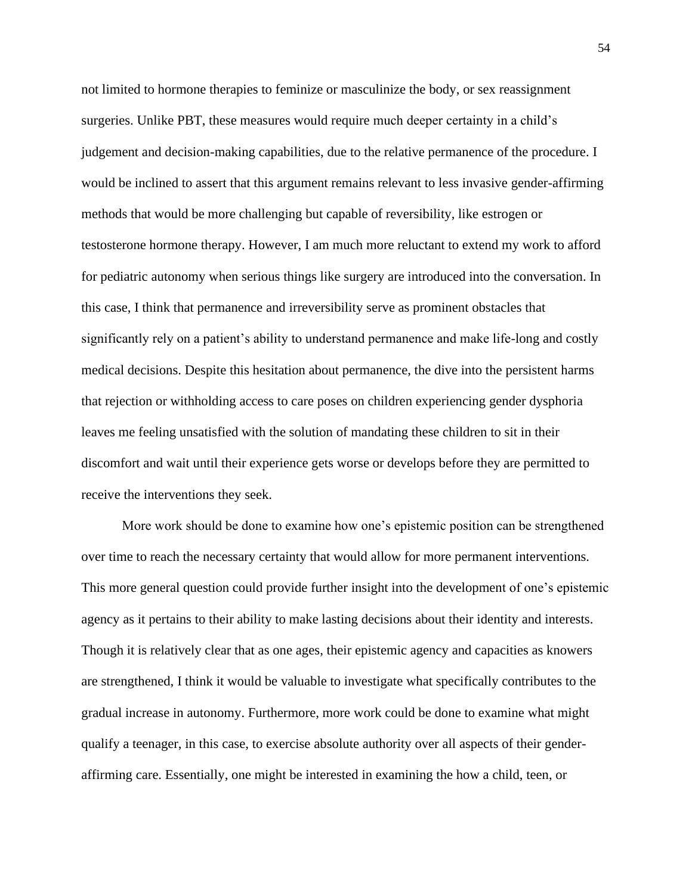not limited to hormone therapies to feminize or masculinize the body, or sex reassignment surgeries. Unlike PBT, these measures would require much deeper certainty in a child's judgement and decision-making capabilities, due to the relative permanence of the procedure. I would be inclined to assert that this argument remains relevant to less invasive gender-affirming methods that would be more challenging but capable of reversibility, like estrogen or testosterone hormone therapy. However, I am much more reluctant to extend my work to afford for pediatric autonomy when serious things like surgery are introduced into the conversation. In this case, I think that permanence and irreversibility serve as prominent obstacles that significantly rely on a patient's ability to understand permanence and make life-long and costly medical decisions. Despite this hesitation about permanence, the dive into the persistent harms that rejection or withholding access to care poses on children experiencing gender dysphoria leaves me feeling unsatisfied with the solution of mandating these children to sit in their discomfort and wait until their experience gets worse or develops before they are permitted to receive the interventions they seek.

More work should be done to examine how one's epistemic position can be strengthened over time to reach the necessary certainty that would allow for more permanent interventions. This more general question could provide further insight into the development of one's epistemic agency as it pertains to their ability to make lasting decisions about their identity and interests. Though it is relatively clear that as one ages, their epistemic agency and capacities as knowers are strengthened, I think it would be valuable to investigate what specifically contributes to the gradual increase in autonomy. Furthermore, more work could be done to examine what might qualify a teenager, in this case, to exercise absolute authority over all aspects of their gender-affirming care. Essentially, one might be interested in examining the how a child, teen, or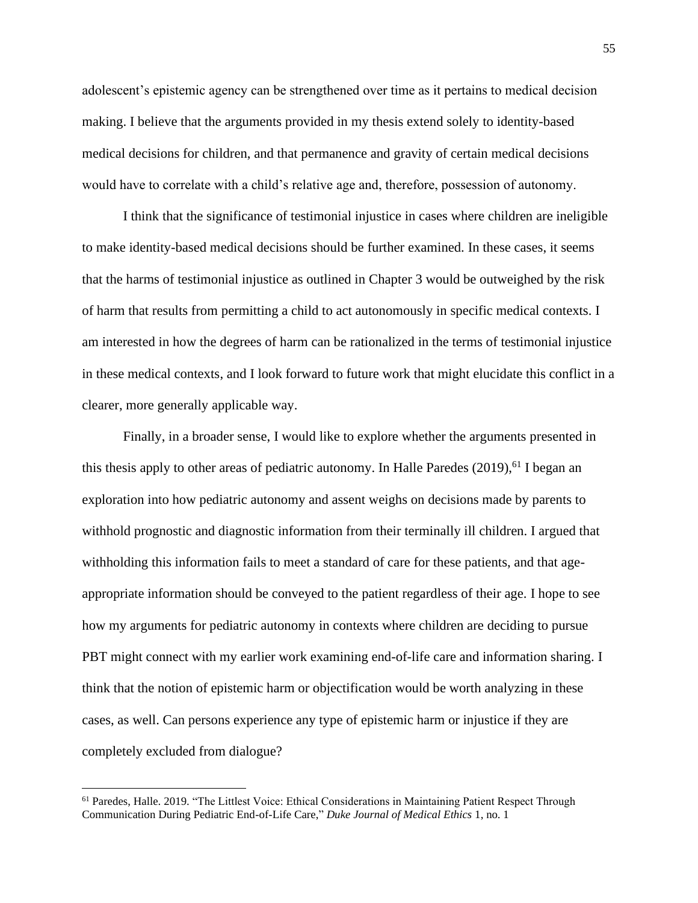adolescent's epistemic agency can be strengthened over time as it pertains to medical decision making. I believe that the arguments provided in my thesis extend solely to identity-based medical decisions for children, and that permanence and gravity of certain medical decisions would have to correlate with a child's relative age and, therefore, possession of autonomy.

I think that the significance of testimonial injustice in cases where children are ineligible to make identity-based medical decisions should be further examined. In these cases, it seems that the harms of testimonial injustice as outlined in Chapter 3 would be outweighed by the risk of harm that results from permitting a child to act autonomously in specific medical contexts. I am interested in how the degrees of harm can be rationalized in the terms of testimonial injustice in these medical contexts, and I look forward to future work that might elucidate this conflict in a clearer, more generally applicable way.

Finally, in a broader sense, I would like to explore whether the arguments presented in this thesis apply to other areas of pediatric autonomy. In Halle Paredes (2019),[61] I began an exploration into how pediatric autonomy and assent weighs on decisions made by parents to withhold prognostic and diagnostic information from their terminally ill children. I argued that withholding this information fails to meet a standard of care for these patients, and that age-appropriate information should be conveyed to the patient regardless of their age. I hope to see how my arguments for pediatric autonomy in contexts where children are deciding to pursue PBT might connect with my earlier work examining end-of-life care and information sharing. I think that the notion of epistemic harm or objectification would be worth analyzing in these cases, as well. Can persons experience any type of epistemic harm or injustice if they are completely excluded from dialogue?

---

[61] Paredes, Halle. 2019. "The Littlest Voice: Ethical Considerations in Maintaining Patient Respect Through Communication During Pediatric End-of-Life Care," *Duke Journal of Medical Ethics* 1, no. 1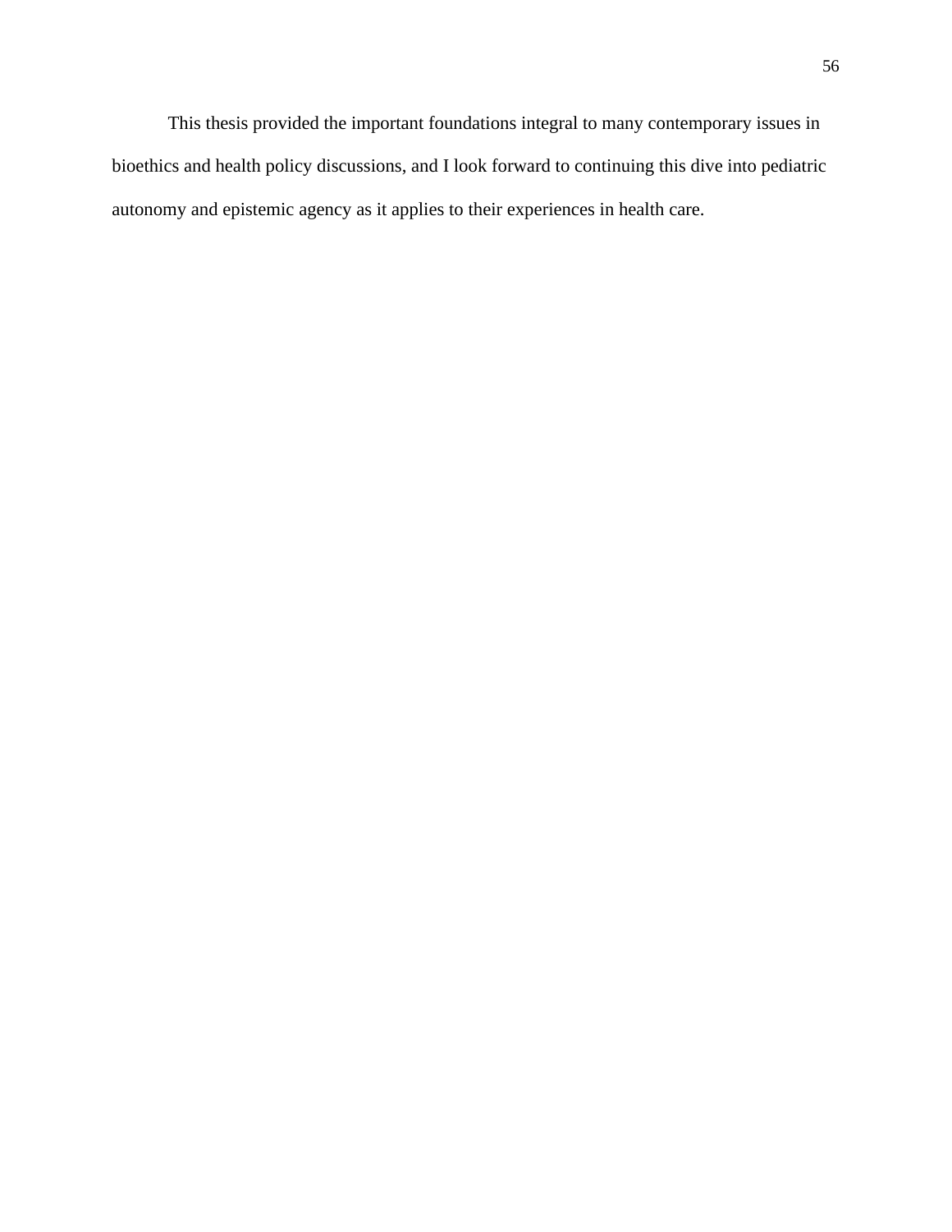This thesis provided the important foundations integral to many contemporary issues in bioethics and health policy discussions, and I look forward to continuing this dive into pediatric autonomy and epistemic agency as it applies to their experiences in health care.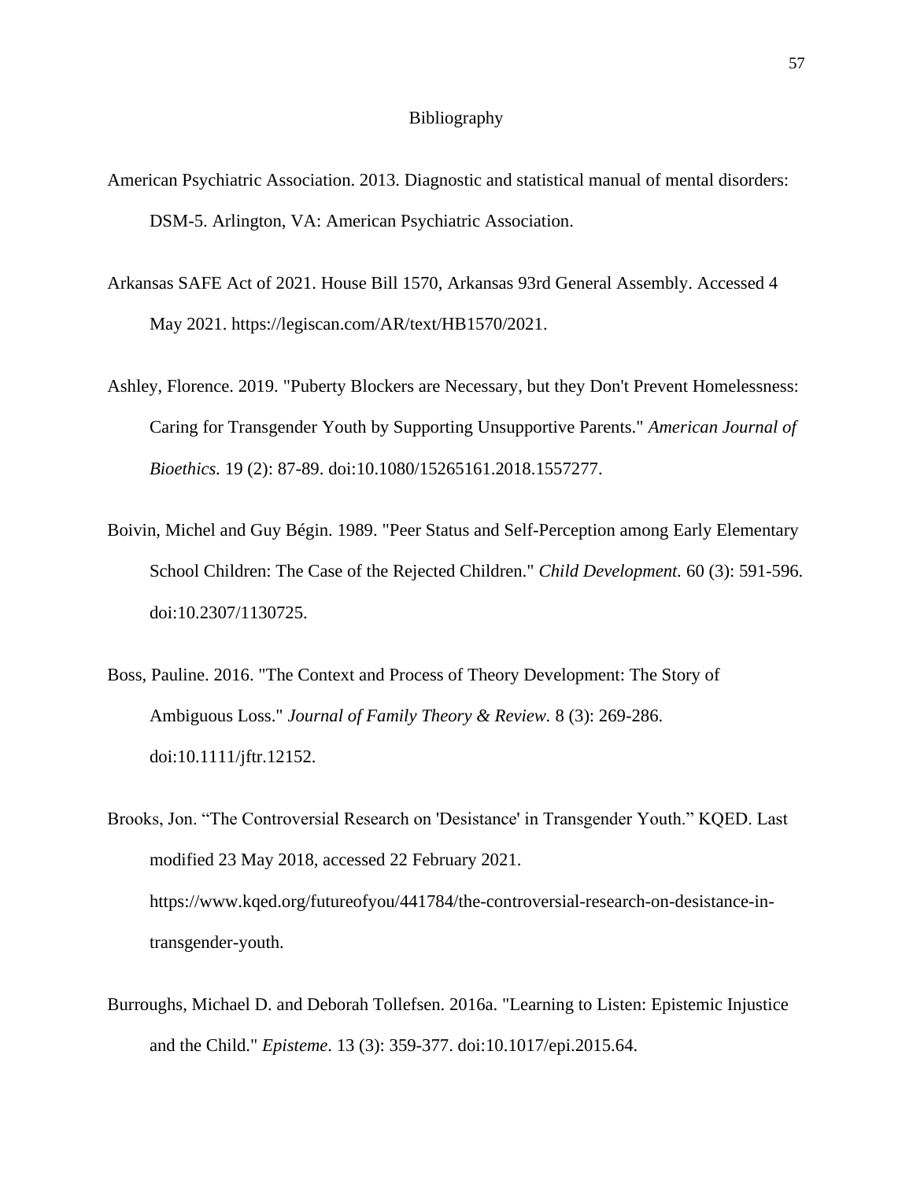# Bibliography

American Psychiatric Association. 2013. Diagnostic and statistical manual of mental disorders: DSM-5. Arlington, VA: American Psychiatric Association.

Arkansas SAFE Act of 2021. House Bill 1570, Arkansas 93rd General Assembly. Accessed 4 May 2021. https://legiscan.com/AR/text/HB1570/2021.

Ashley, Florence. 2019. "Puberty Blockers are Necessary, but they Don't Prevent Homelessness: Caring for Transgender Youth by Supporting Unsupportive Parents." *American Journal of Bioethics.* 19 (2): 87-89. doi:10.1080/15265161.2018.1557277.

Boivin, Michel and Guy Bégin. 1989. "Peer Status and Self-Perception among Early Elementary School Children: The Case of the Rejected Children." *Child Development.* 60 (3): 591-596. doi:10.2307/1130725.

Boss, Pauline. 2016. "The Context and Process of Theory Development: The Story of Ambiguous Loss." *Journal of Family Theory & Review.* 8 (3): 269-286. doi:10.1111/jftr.12152.

Brooks, Jon. "The Controversial Research on 'Desistance' in Transgender Youth." KQED. Last modified 23 May 2018, accessed 22 February 2021. https://www.kqed.org/futureofyou/441784/the-controversial-research-on-desistance-in-transgender-youth.

Burroughs, Michael D. and Deborah Tollefsen. 2016a. "Learning to Listen: Epistemic Injustice and the Child." *Episteme.* 13 (3): 359-377. doi:10.1017/epi.2015.64.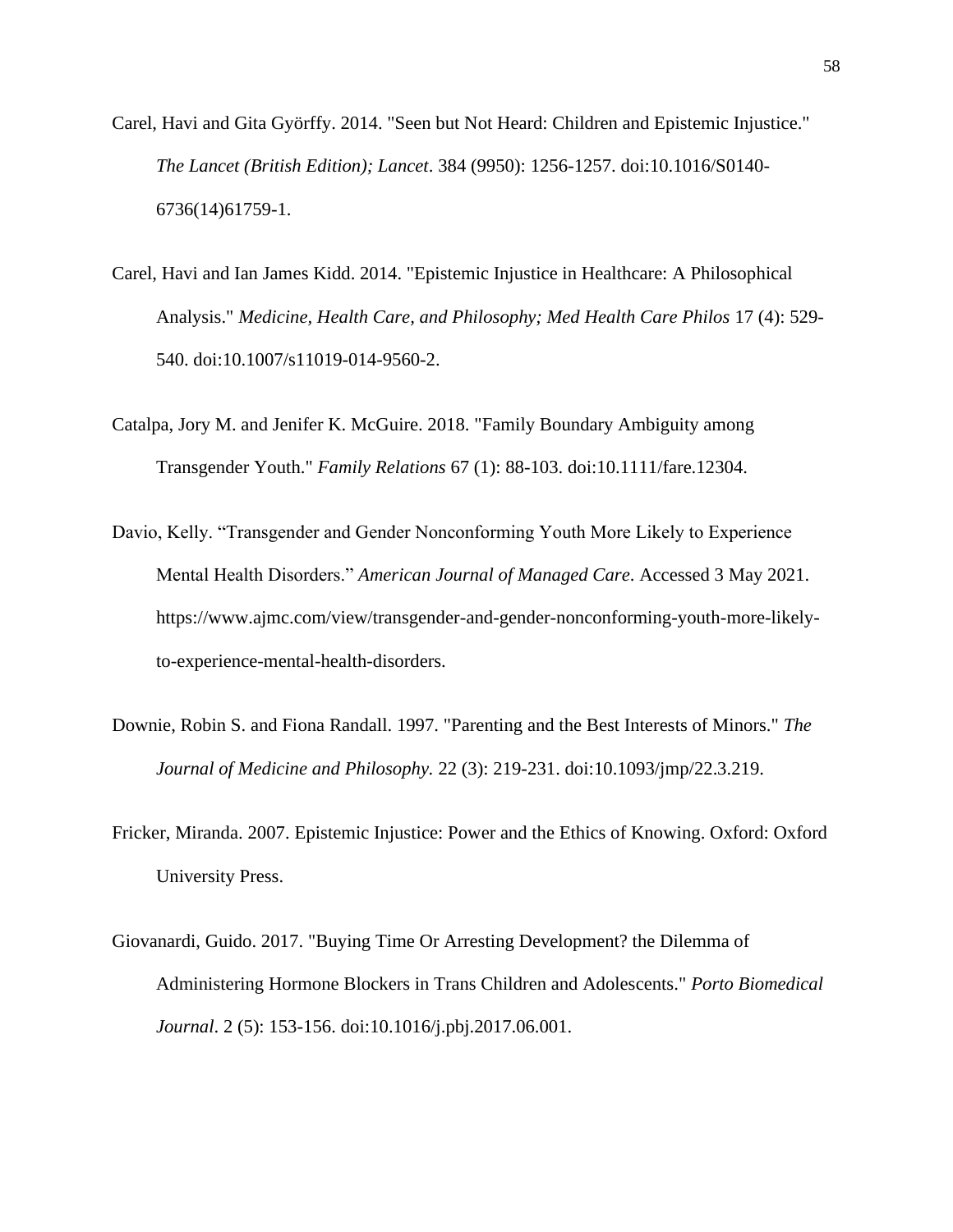Carel, Havi and Gita Györffy. 2014. "Seen but Not Heard: Children and Epistemic Injustice." *The Lancet (British Edition); Lancet*. 384 (9950): 1256-1257. doi:10.1016/S0140-6736(14)61759-1.

Carel, Havi and Ian James Kidd. 2014. "Epistemic Injustice in Healthcare: A Philosophical Analysis." *Medicine, Health Care, and Philosophy; Med Health Care Philos* 17 (4): 529-540. doi:10.1007/s11019-014-9560-2.

Catalpa, Jory M. and Jenifer K. McGuire. 2018. "Family Boundary Ambiguity among Transgender Youth." *Family Relations* 67 (1): 88-103. doi:10.1111/fare.12304.

Davio, Kelly. "Transgender and Gender Nonconforming Youth More Likely to Experience Mental Health Disorders." *American Journal of Managed Care*. Accessed 3 May 2021. https://www.ajmc.com/view/transgender-and-gender-nonconforming-youth-more-likely-to-experience-mental-health-disorders.

Downie, Robin S. and Fiona Randall. 1997. "Parenting and the Best Interests of Minors." *The Journal of Medicine and Philosophy.* 22 (3): 219-231. doi:10.1093/jmp/22.3.219.

Fricker, Miranda. 2007. Epistemic Injustice: Power and the Ethics of Knowing. Oxford: Oxford University Press.

Giovanardi, Guido. 2017. "Buying Time Or Arresting Development? the Dilemma of Administering Hormone Blockers in Trans Children and Adolescents." *Porto Biomedical Journal*. 2 (5): 153-156. doi:10.1016/j.pbj.2017.06.001.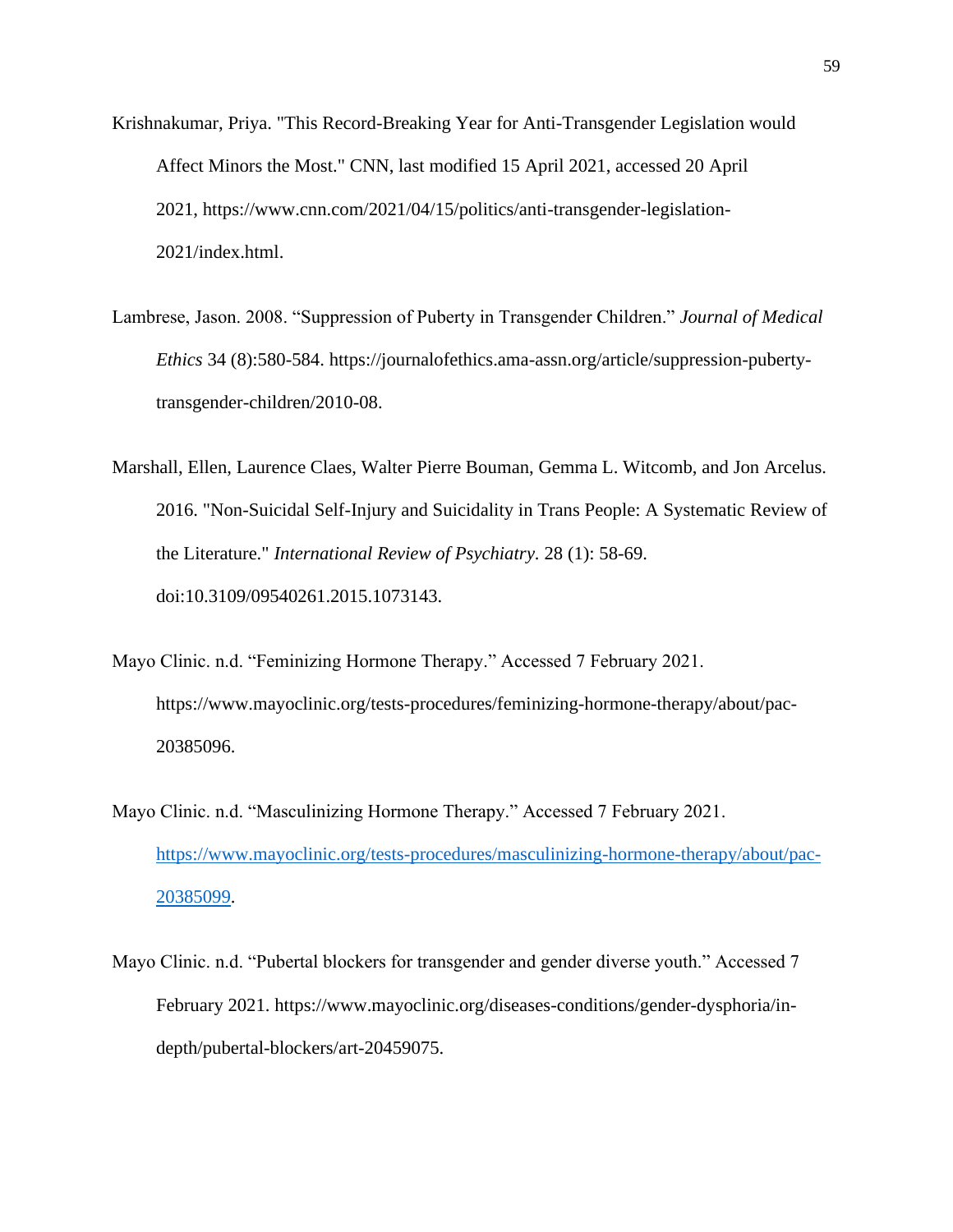Krishnakumar, Priya. "This Record-Breaking Year for Anti-Transgender Legislation would Affect Minors the Most." CNN, last modified 15 April 2021, accessed 20 April 2021, https://www.cnn.com/2021/04/15/politics/anti-transgender-legislation-2021/index.html.

Lambrese, Jason. 2008. "Suppression of Puberty in Transgender Children." *Journal of Medical Ethics* 34 (8):580-584. https://journalofethics.ama-assn.org/article/suppression-puberty-transgender-children/2010-08.

Marshall, Ellen, Laurence Claes, Walter Pierre Bouman, Gemma L. Witcomb, and Jon Arcelus. 2016. "Non-Suicidal Self-Injury and Suicidality in Trans People: A Systematic Review of the Literature." *International Review of Psychiatry*. 28 (1): 58-69. doi:10.3109/09540261.2015.1073143.

Mayo Clinic. n.d. "Feminizing Hormone Therapy." Accessed 7 February 2021. https://www.mayoclinic.org/tests-procedures/feminizing-hormone-therapy/about/pac-20385096.

Mayo Clinic. n.d. "Masculinizing Hormone Therapy." Accessed 7 February 2021. https://www.mayoclinic.org/tests-procedures/masculinizing-hormone-therapy/about/pac-20385099.

Mayo Clinic. n.d. "Pubertal blockers for transgender and gender diverse youth." Accessed 7 February 2021. https://www.mayoclinic.org/diseases-conditions/gender-dysphoria/in-depth/pubertal-blockers/art-20459075.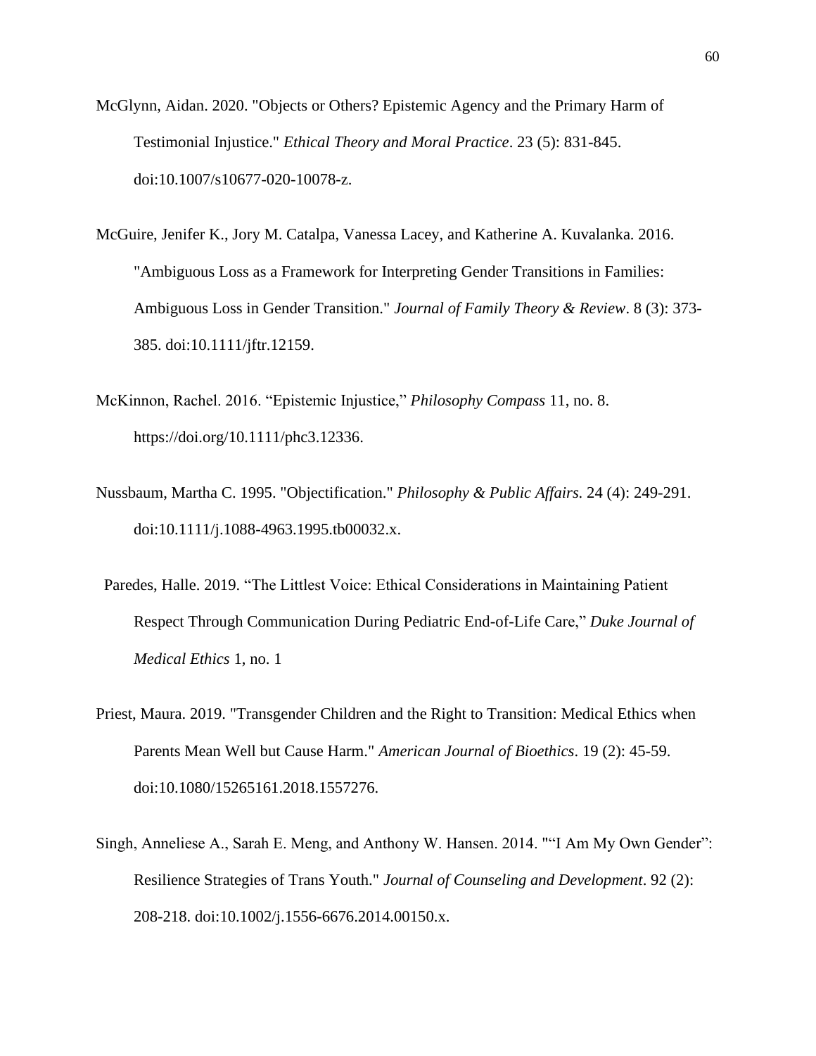McGlynn, Aidan. 2020. "Objects or Others? Epistemic Agency and the Primary Harm of Testimonial Injustice." *Ethical Theory and Moral Practice*. 23 (5): 831-845. doi:10.1007/s10677-020-10078-z.

McGuire, Jenifer K., Jory M. Catalpa, Vanessa Lacey, and Katherine A. Kuvalanka. 2016. "Ambiguous Loss as a Framework for Interpreting Gender Transitions in Families: Ambiguous Loss in Gender Transition." *Journal of Family Theory & Review*. 8 (3): 373-385. doi:10.1111/jftr.12159.

McKinnon, Rachel. 2016. “Epistemic Injustice,” *Philosophy Compass* 11, no. 8. https://doi.org/10.1111/phc3.12336.

Nussbaum, Martha C. 1995. "Objectification." *Philosophy & Public Affairs.* 24 (4): 249-291. doi:10.1111/j.1088-4963.1995.tb00032.x.

Paredes, Halle. 2019. “The Littlest Voice: Ethical Considerations in Maintaining Patient Respect Through Communication During Pediatric End-of-Life Care,” *Duke Journal of Medical Ethics* 1, no. 1

Priest, Maura. 2019. "Transgender Children and the Right to Transition: Medical Ethics when Parents Mean Well but Cause Harm." *American Journal of Bioethics*. 19 (2): 45-59. doi:10.1080/15265161.2018.1557276.

Singh, Anneliese A., Sarah E. Meng, and Anthony W. Hansen. 2014. "“I Am My Own Gender”: Resilience Strategies of Trans Youth." *Journal of Counseling and Development*. 92 (2): 208-218. doi:10.1002/j.1556-6676.2014.00150.x.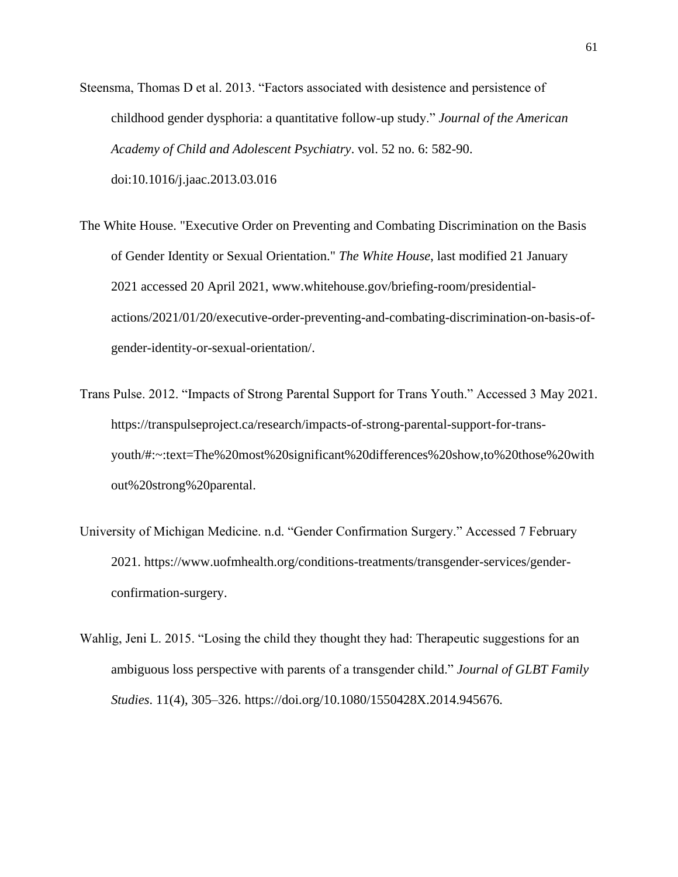Steensma, Thomas D et al. 2013. "Factors associated with desistence and persistence of childhood gender dysphoria: a quantitative follow-up study." *Journal of the American Academy of Child and Adolescent Psychiatry*. vol. 52 no. 6: 582-90. doi:10.1016/j.jaac.2013.03.016

The White House. "Executive Order on Preventing and Combating Discrimination on the Basis of Gender Identity or Sexual Orientation." *The White House*, last modified 21 January 2021 accessed 20 April 2021, www.whitehouse.gov/briefing-room/presidential-actions/2021/01/20/executive-order-preventing-and-combating-discrimination-on-basis-of-gender-identity-or-sexual-orientation/.

Trans Pulse. 2012. "Impacts of Strong Parental Support for Trans Youth." Accessed 3 May 2021. https://transpulseproject.ca/research/impacts-of-strong-parental-support-for-trans-youth/#:~:text=The%20most%20significant%20differences%20show,to%20those%20without%20strong%20parental.

University of Michigan Medicine. n.d. "Gender Confirmation Surgery." Accessed 7 February 2021. https://www.uofmhealth.org/conditions-treatments/transgender-services/gender-confirmation-surgery.

Wahlig, Jeni L. 2015. "Losing the child they thought they had: Therapeutic suggestions for an ambiguous loss perspective with parents of a transgender child." *Journal of GLBT Family Studies*. 11(4), 305–326. https://doi.org/10.1080/1550428X.2014.945676.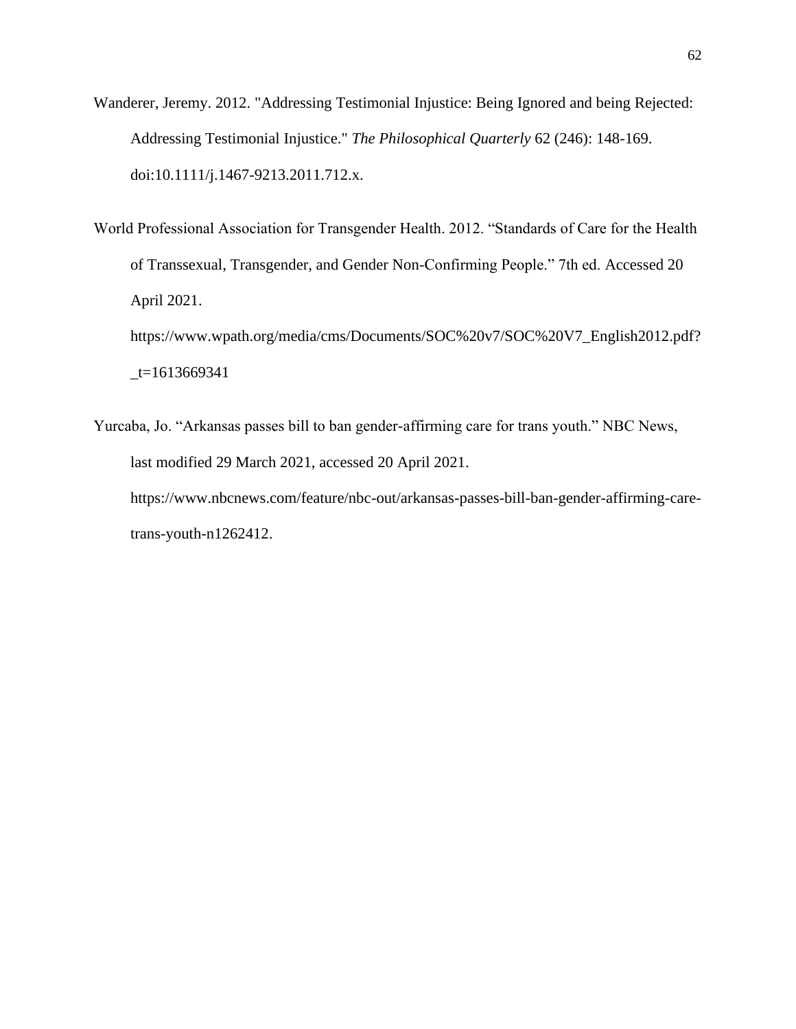Wanderer, Jeremy. 2012. "Addressing Testimonial Injustice: Being Ignored and being Rejected: Addressing Testimonial Injustice." *The Philosophical Quarterly* 62 (246): 148-169. doi:10.1111/j.1467-9213.2011.712.x.

World Professional Association for Transgender Health. 2012. "Standards of Care for the Health of Transsexual, Transgender, and Gender Non-Confirming People." 7th ed. Accessed 20 April 2021. https://www.wpath.org/media/cms/Documents/SOC%20v7/SOC%20V7_English2012.pdf?_t=1613669341

Yurcaba, Jo. "Arkansas passes bill to ban gender-affirming care for trans youth." NBC News, last modified 29 March 2021, accessed 20 April 2021. https://www.nbcnews.com/feature/nbc-out/arkansas-passes-bill-ban-gender-affirming-care-trans-youth-n1262412.